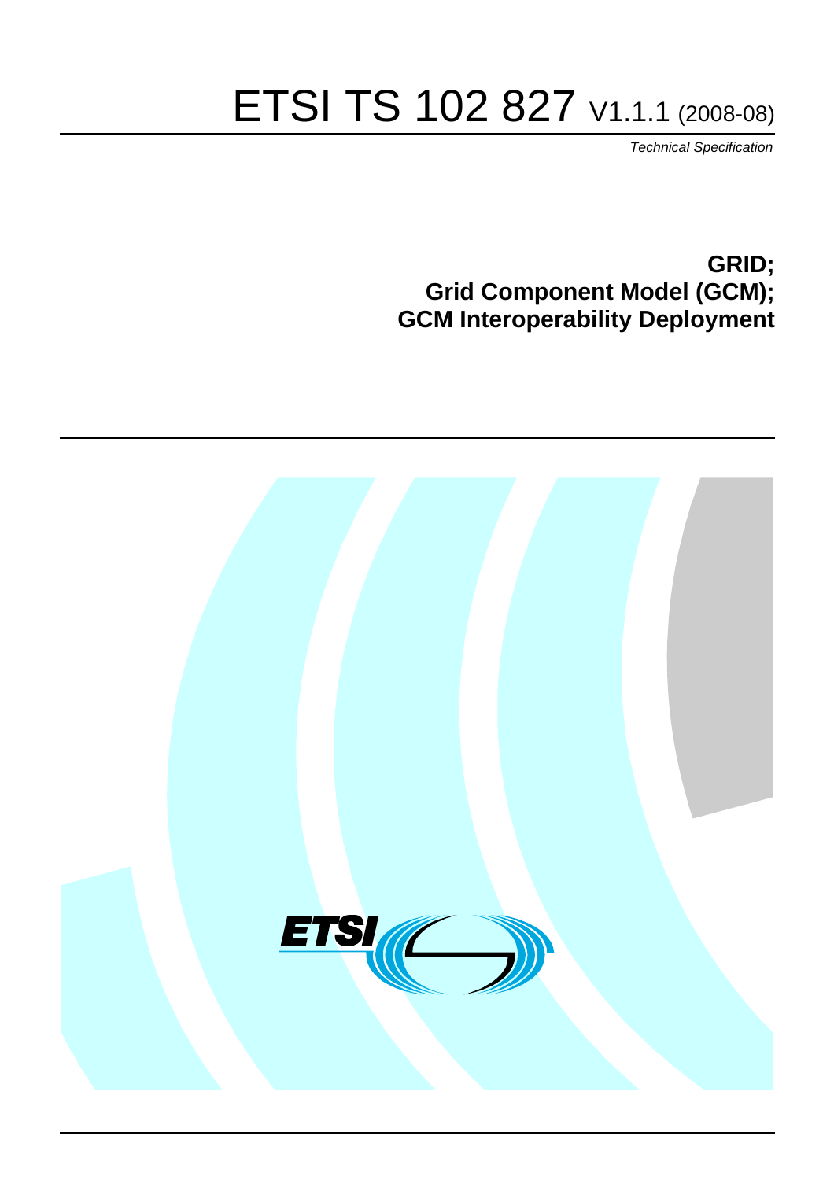# ETSI TS 102 827 V1.1.1 (2008-08)

*Technical Specification*

**GRID;**
**Grid Component Model (GCM);**
**GCM Interoperability Deployment**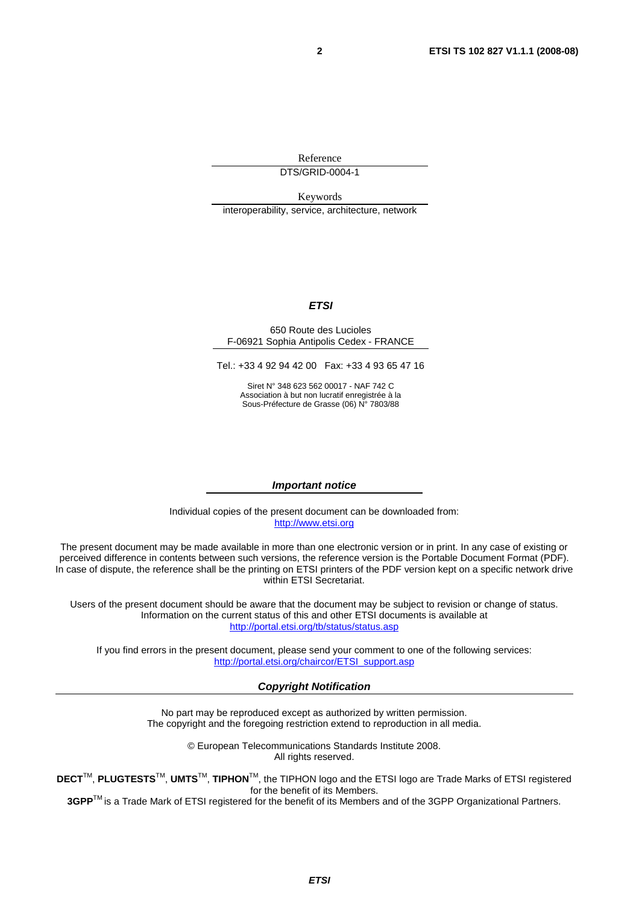Reference

DTS/GRID-0004-1

Keywords

interoperability, service, architecture, network

***ETSI***

650 Route des Lucioles
F-06921 Sophia Antipolis Cedex - FRANCE

Tel.: +33 4 92 94 42 00 Fax: +33 4 93 65 47 16

Siret N° 348 623 562 00017 - NAF 742 C
Association à but non lucratif enregistrée à la
Sous-Préfecture de Grasse (06) N° 7803/88

***Important notice***

Individual copies of the present document can be downloaded from:
http://www.etsi.org

The present document may be made available in more than one electronic version or in print. In any case of existing or perceived difference in contents between such versions, the reference version is the Portable Document Format (PDF). In case of dispute, the reference shall be the printing on ETSI printers of the PDF version kept on a specific network drive within ETSI Secretariat.

Users of the present document should be aware that the document may be subject to revision or change of status. Information on the current status of this and other ETSI documents is available at
http://portal.etsi.org/tb/status/status.asp

If you find errors in the present document, please send your comment to one of the following services:
http://portal.etsi.org/chaircor/ETSI_support.asp

***Copyright Notification***

No part may be reproduced except as authorized by written permission.
The copyright and the foregoing restriction extend to reproduction in all media.

© European Telecommunications Standards Institute 2008.
All rights reserved.

**DECT**™, **PLUGTESTS**™, **UMTS**™, **TIPHON**™, the TIPHON logo and the ETSI logo are Trade Marks of ETSI registered for the benefit of its Members.
**3GPP**™ is a Trade Mark of ETSI registered for the benefit of its Members and of the 3GPP Organizational Partners.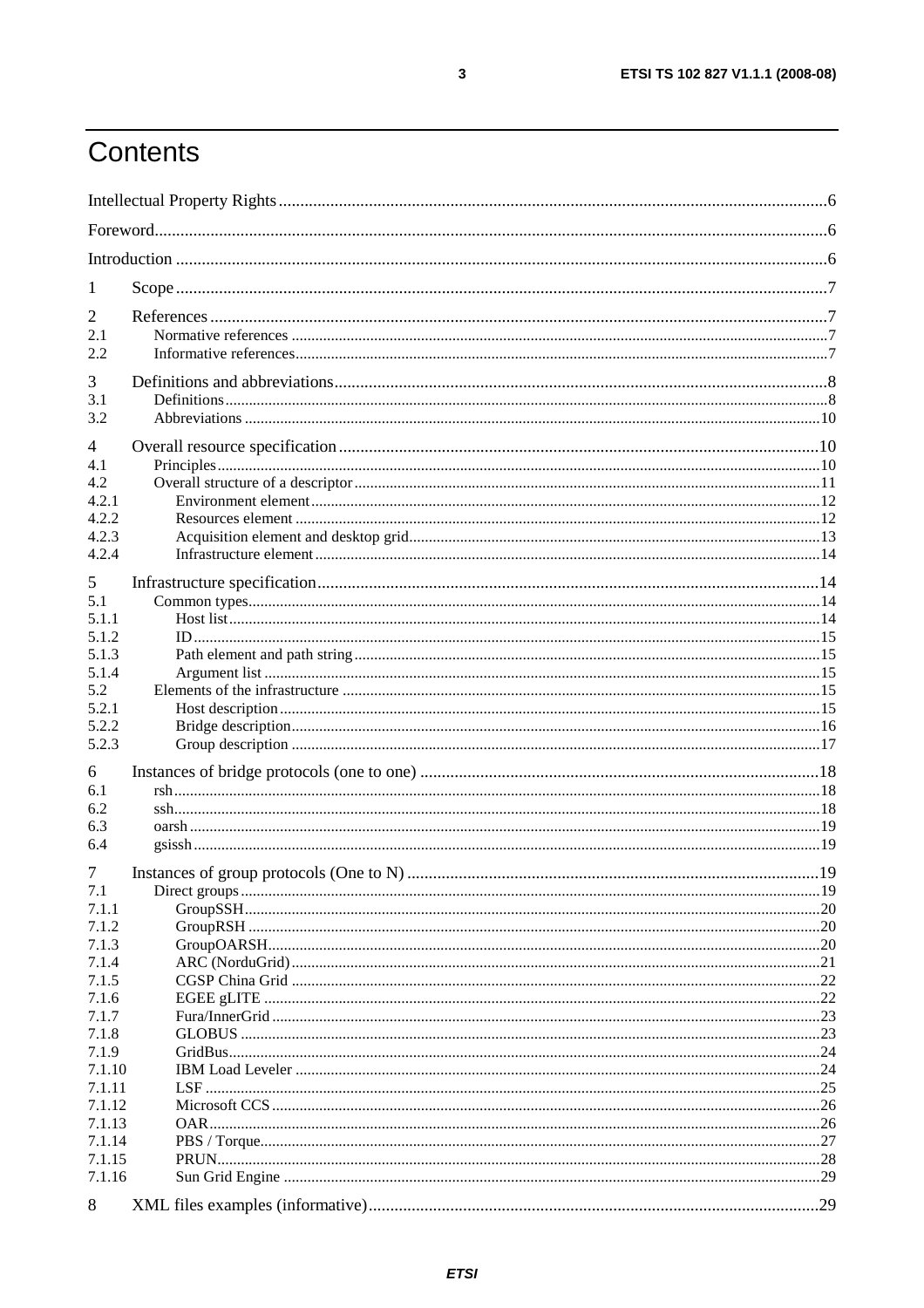# Contents

Intellectual Property Rights ....................................................................................................................................6

Foreword ..............................................................................................................................................................6

Introduction ........................................................................................................................................................6

1 Scope ................................................................................................................................................................7

2 References .......................................................................................................................................................7
- 2.1 Normative references ..................................................................................................................................7
- 2.2 Informative references .................................................................................................................................7

3 Definitions and abbreviations ............................................................................................................................8
- 3.1 Definitions ...................................................................................................................................................8
- 3.2 Abbreviations ..............................................................................................................................................10

4 Overall resource specification ..........................................................................................................................10
- 4.1 Principles ....................................................................................................................................................10
- 4.2 Overall structure of a descriptor ..................................................................................................................11
- 4.2.1 Environment element ..............................................................................................................................12
- 4.2.2 Resources element ..................................................................................................................................12
- 4.2.3 Acquisition element and desktop grid ......................................................................................................13
- 4.2.4 Infrastructure element .............................................................................................................................14

5 Infrastructure specification ..............................................................................................................................14
- 5.1 Common types .............................................................................................................................................14
- 5.1.1 Host list ...................................................................................................................................................14
- 5.1.2 ID ............................................................................................................................................................15
- 5.1.3 Path element and path string ...................................................................................................................15
- 5.1.4 Argument list ..........................................................................................................................................15
- 5.2 Elements of the infrastructure .....................................................................................................................15
- 5.2.1 Host description ......................................................................................................................................15
- 5.2.2 Bridge description ...................................................................................................................................16
- 5.2.3 Group description ...................................................................................................................................17

6 Instances of bridge protocols (one to one) .......................................................................................................18
- 6.1 rsh ..............................................................................................................................................................18
- 6.2 ssh ..............................................................................................................................................................18
- 6.3 oarsh ...........................................................................................................................................................19
- 6.4 gsissh ..........................................................................................................................................................19

7 Instances of group protocols (One to N) ..........................................................................................................19
- 7.1 Direct groups ...............................................................................................................................................19
- 7.1.1 GroupSSH ...............................................................................................................................................20
- 7.1.2 GroupRSH ..............................................................................................................................................20
- 7.1.3 GroupOARSH .........................................................................................................................................20
- 7.1.4 ARC (NorduGrid) ...................................................................................................................................21
- 7.1.5 CGSP China Grid ...................................................................................................................................22
- 7.1.6 EGEE gLITE ..........................................................................................................................................22
- 7.1.7 Fura/InnerGrid ........................................................................................................................................23
- 7.1.8 GLOBUS ................................................................................................................................................23
- 7.1.9 GridBus ..................................................................................................................................................24
- 7.1.10 IBM Load Leveler ..................................................................................................................................24
- 7.1.11 LSF ........................................................................................................................................................25
- 7.1.12 Microsoft CCS ........................................................................................................................................26
- 7.1.13 OAR .......................................................................................................................................................26
- 7.1.14 PBS / Torque ..........................................................................................................................................27
- 7.1.15 PRUN .....................................................................................................................................................28
- 7.1.16 Sun Grid Engine .....................................................................................................................................29

8 XML files examples (informative) ...................................................................................................................29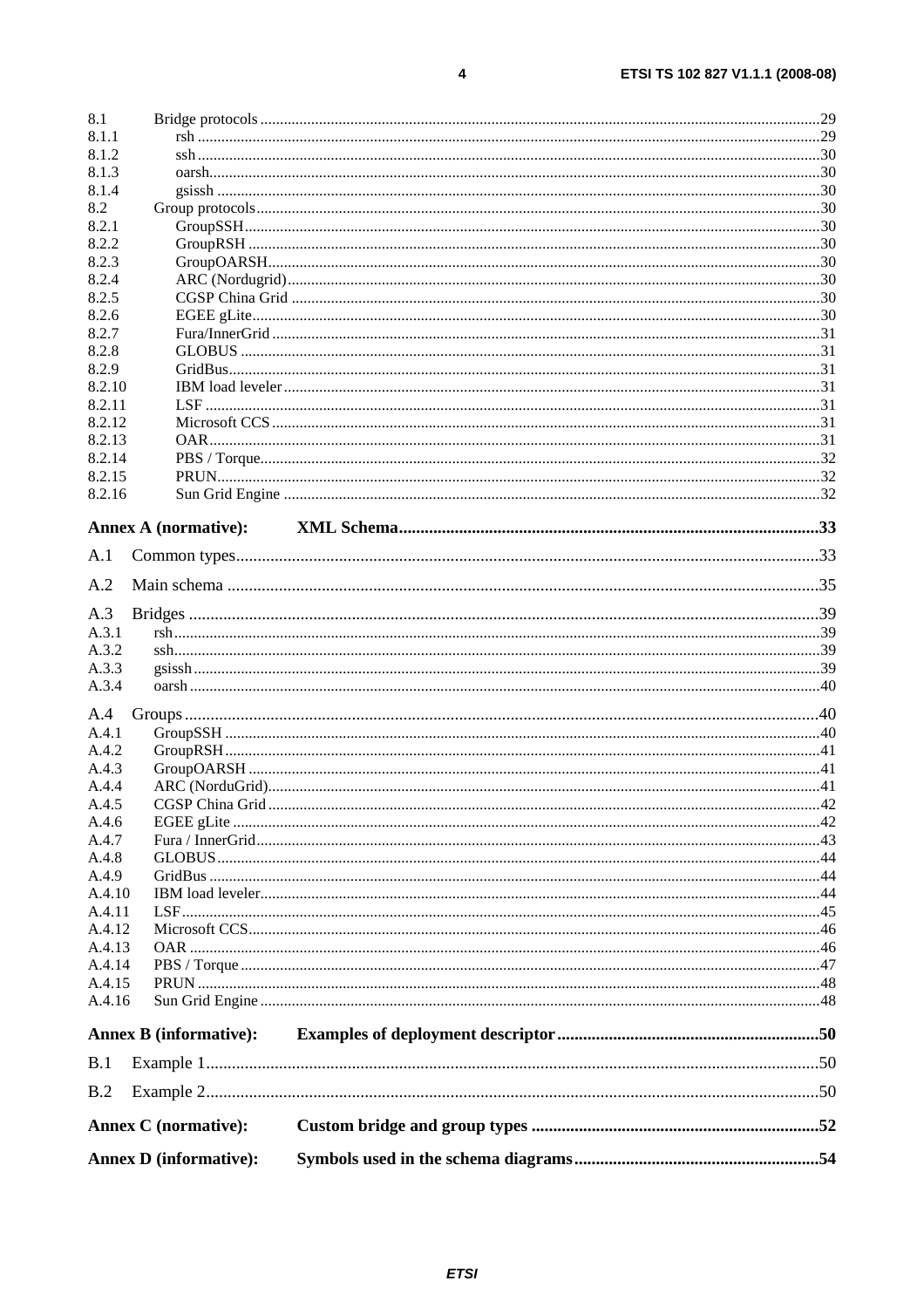8.1 Bridge protocols ..... 29
8.1.1 rsh ..... 29
8.1.2 ssh ..... 30
8.1.3 oarsh ..... 30
8.1.4 gsissh ..... 30
8.2 Group protocols ..... 30
8.2.1 GroupSSH ..... 30
8.2.2 GroupRSH ..... 30
8.2.3 GroupOARSH ..... 30
8.2.4 ARC (Nordugrid) ..... 30
8.2.5 CGSP China Grid ..... 30
8.2.6 EGEE gLite ..... 30
8.2.7 Fura/InnerGrid ..... 31
8.2.8 GLOBUS ..... 31
8.2.9 GridBus ..... 31
8.2.10 IBM load leveler ..... 31
8.2.11 LSF ..... 31
8.2.12 Microsoft CCS ..... 31
8.2.13 OAR ..... 31
8.2.14 PBS / Torque ..... 32
8.2.15 PRUN ..... 32
8.2.16 Sun Grid Engine ..... 32

**Annex A (normative): XML Schema ..... 33**

A.1 Common types ..... 33

A.2 Main schema ..... 35

A.3 Bridges ..... 39
A.3.1 rsh ..... 39
A.3.2 ssh ..... 39
A.3.3 gsissh ..... 39
A.3.4 oarsh ..... 40

A.4 Groups ..... 40
A.4.1 GroupSSH ..... 40
A.4.2 GroupRSH ..... 41
A.4.3 GroupOARSH ..... 41
A.4.4 ARC (NorduGrid) ..... 41
A.4.5 CGSP China Grid ..... 42
A.4.6 EGEE gLite ..... 42
A.4.7 Fura / InnerGrid ..... 43
A.4.8 GLOBUS ..... 44
A.4.9 GridBus ..... 44
A.4.10 IBM load leveler ..... 44
A.4.11 LSF ..... 45
A.4.12 Microsoft CCS ..... 46
A.4.13 OAR ..... 46
A.4.14 PBS / Torque ..... 47
A.4.15 PRUN ..... 48
A.4.16 Sun Grid Engine ..... 48

**Annex B (informative): Examples of deployment descriptor ..... 50**

B.1 Example 1 ..... 50

B.2 Example 2 ..... 50

**Annex C (normative): Custom bridge and group types ..... 52**

**Annex D (informative): Symbols used in the schema diagrams ..... 54**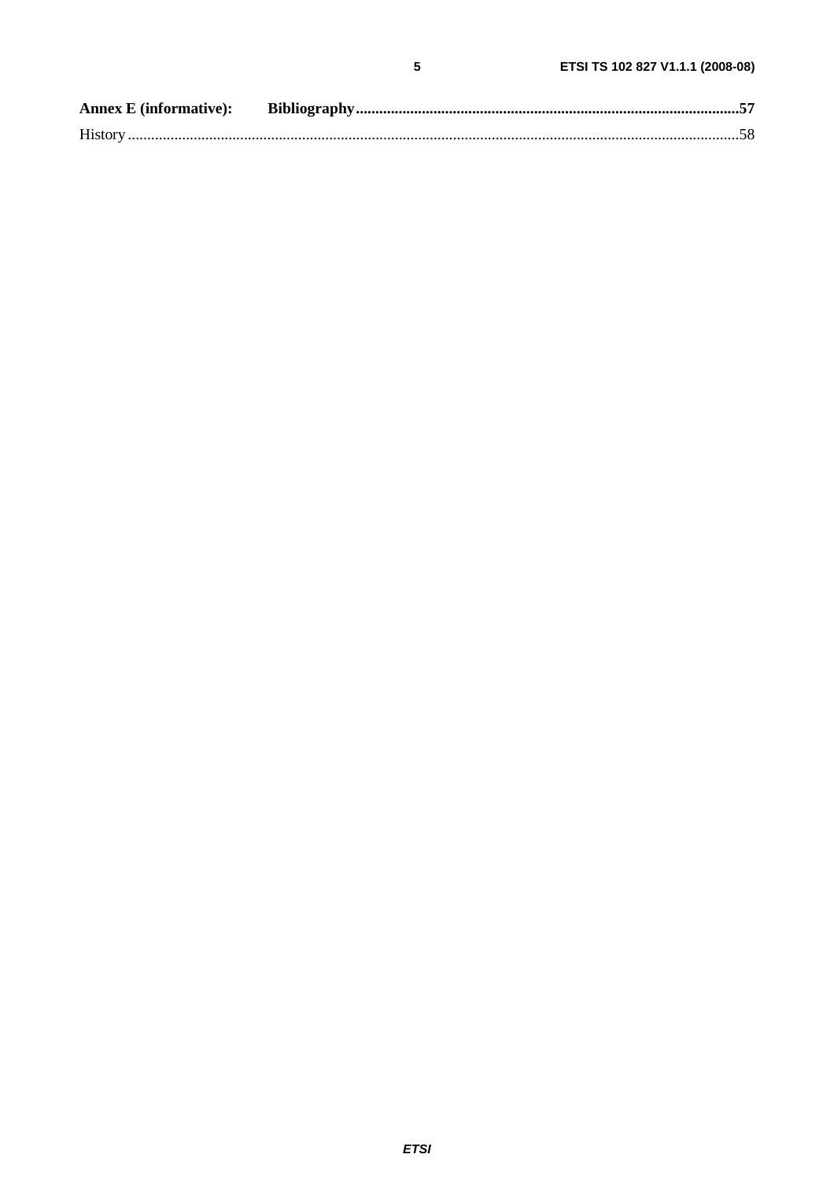**Annex E (informative): Bibliography** .......................................................................................................57

History ..............................................................................................................................................................58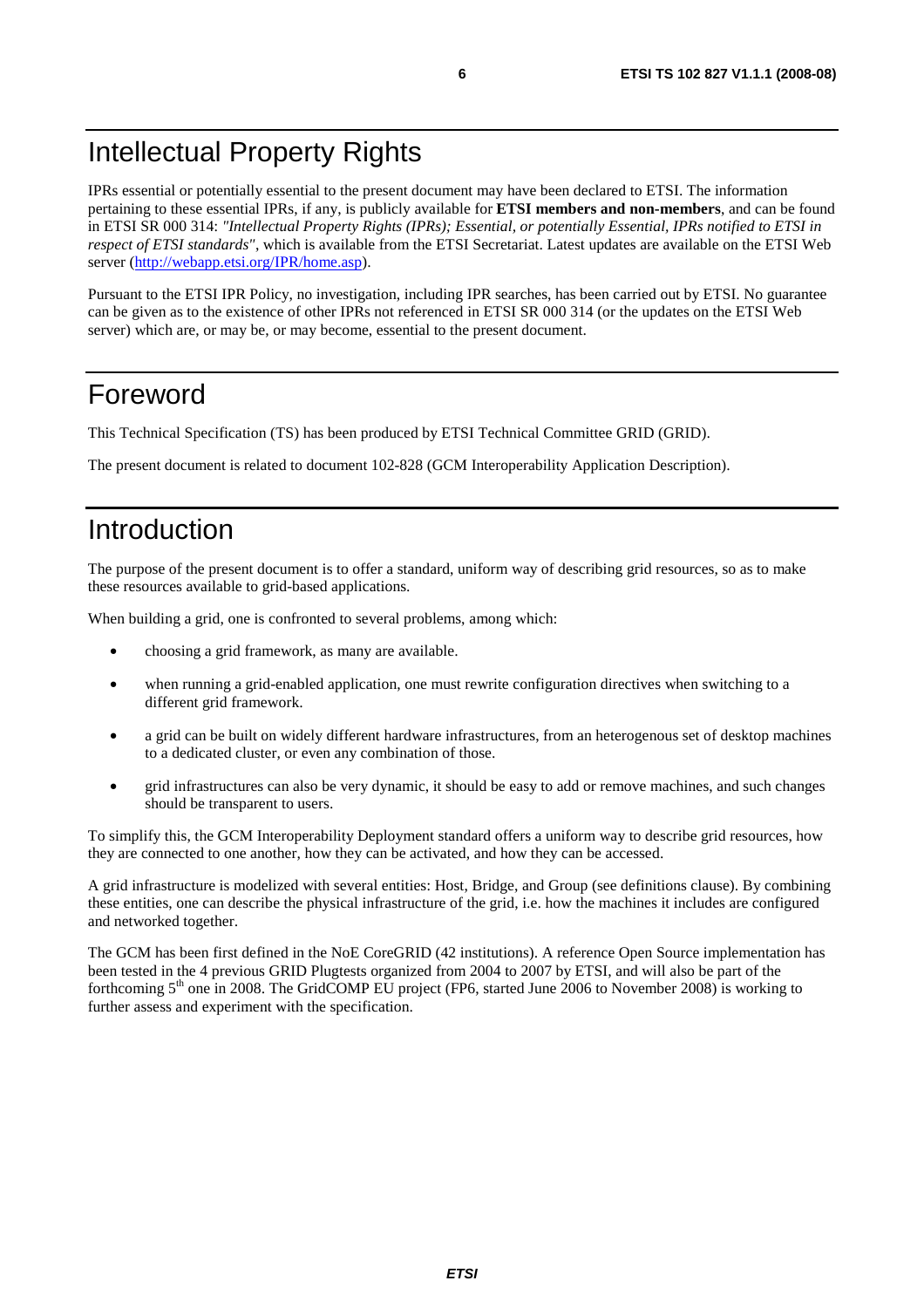# Intellectual Property Rights

IPRs essential or potentially essential to the present document may have been declared to ETSI. The information pertaining to these essential IPRs, if any, is publicly available for **ETSI members and non-members**, and can be found in ETSI SR 000 314: *"Intellectual Property Rights (IPRs); Essential, or potentially Essential, IPRs notified to ETSI in respect of ETSI standards"*, which is available from the ETSI Secretariat. Latest updates are available on the ETSI Web server (http://webapp.etsi.org/IPR/home.asp).

Pursuant to the ETSI IPR Policy, no investigation, including IPR searches, has been carried out by ETSI. No guarantee can be given as to the existence of other IPRs not referenced in ETSI SR 000 314 (or the updates on the ETSI Web server) which are, or may be, or may become, essential to the present document.

# Foreword

This Technical Specification (TS) has been produced by ETSI Technical Committee GRID (GRID).

The present document is related to document 102-828 (GCM Interoperability Application Description).

# Introduction

The purpose of the present document is to offer a standard, uniform way of describing grid resources, so as to make these resources available to grid-based applications.

When building a grid, one is confronted to several problems, among which:

- choosing a grid framework, as many are available.
- when running a grid-enabled application, one must rewrite configuration directives when switching to a different grid framework.
- a grid can be built on widely different hardware infrastructures, from an heterogenous set of desktop machines to a dedicated cluster, or even any combination of those.
- grid infrastructures can also be very dynamic, it should be easy to add or remove machines, and such changes should be transparent to users.

To simplify this, the GCM Interoperability Deployment standard offers a uniform way to describe grid resources, how they are connected to one another, how they can be activated, and how they can be accessed.

A grid infrastructure is modelized with several entities: Host, Bridge, and Group (see definitions clause). By combining these entities, one can describe the physical infrastructure of the grid, i.e. how the machines it includes are configured and networked together.

The GCM has been first defined in the NoE CoreGRID (42 institutions). A reference Open Source implementation has been tested in the 4 previous GRID Plugtests organized from 2004 to 2007 by ETSI, and will also be part of the forthcoming 5th one in 2008. The GridCOMP EU project (FP6, started June 2006 to November 2008) is working to further assess and experiment with the specification.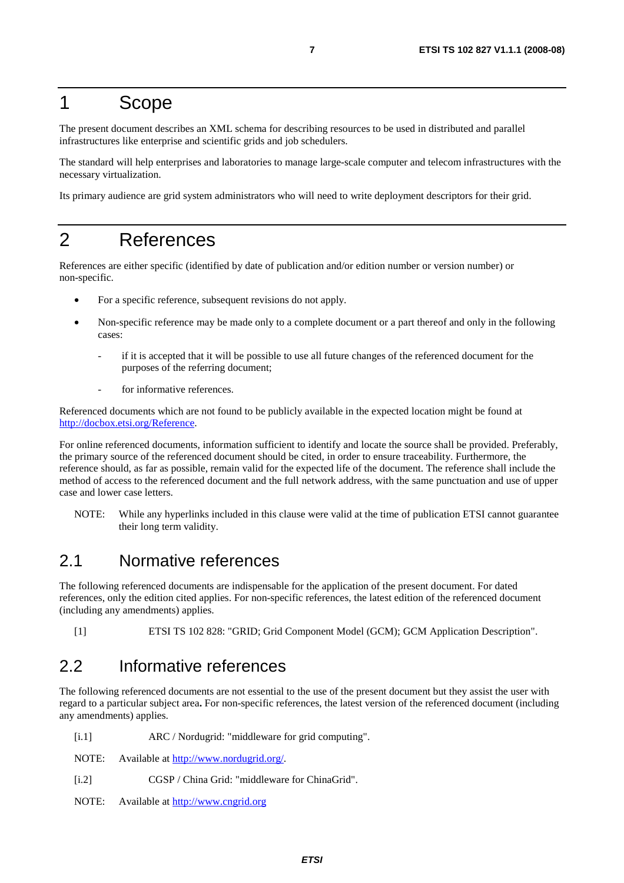# 1 Scope

The present document describes an XML schema for describing resources to be used in distributed and parallel infrastructures like enterprise and scientific grids and job schedulers.

The standard will help enterprises and laboratories to manage large-scale computer and telecom infrastructures with the necessary virtualization.

Its primary audience are grid system administrators who will need to write deployment descriptors for their grid.

# 2 References

References are either specific (identified by date of publication and/or edition number or version number) or non-specific.

- For a specific reference, subsequent revisions do not apply.
- Non-specific reference may be made only to a complete document or a part thereof and only in the following cases:
  - if it is accepted that it will be possible to use all future changes of the referenced document for the purposes of the referring document;
  - for informative references.

Referenced documents which are not found to be publicly available in the expected location might be found at http://docbox.etsi.org/Reference.

For online referenced documents, information sufficient to identify and locate the source shall be provided. Preferably, the primary source of the referenced document should be cited, in order to ensure traceability. Furthermore, the reference should, as far as possible, remain valid for the expected life of the document. The reference shall include the method of access to the referenced document and the full network address, with the same punctuation and use of upper case and lower case letters.

NOTE: While any hyperlinks included in this clause were valid at the time of publication ETSI cannot guarantee their long term validity.

## 2.1 Normative references

The following referenced documents are indispensable for the application of the present document. For dated references, only the edition cited applies. For non-specific references, the latest edition of the referenced document (including any amendments) applies.

[1] ETSI TS 102 828: "GRID; Grid Component Model (GCM); GCM Application Description".

## 2.2 Informative references

The following referenced documents are not essential to the use of the present document but they assist the user with regard to a particular subject area. For non-specific references, the latest version of the referenced document (including any amendments) applies.

[i.1] ARC / Nordugrid: "middleware for grid computing".

NOTE: Available at http://www.nordugrid.org/.

[i.2] CGSP / China Grid: "middleware for ChinaGrid".

NOTE: Available at http://www.cngrid.org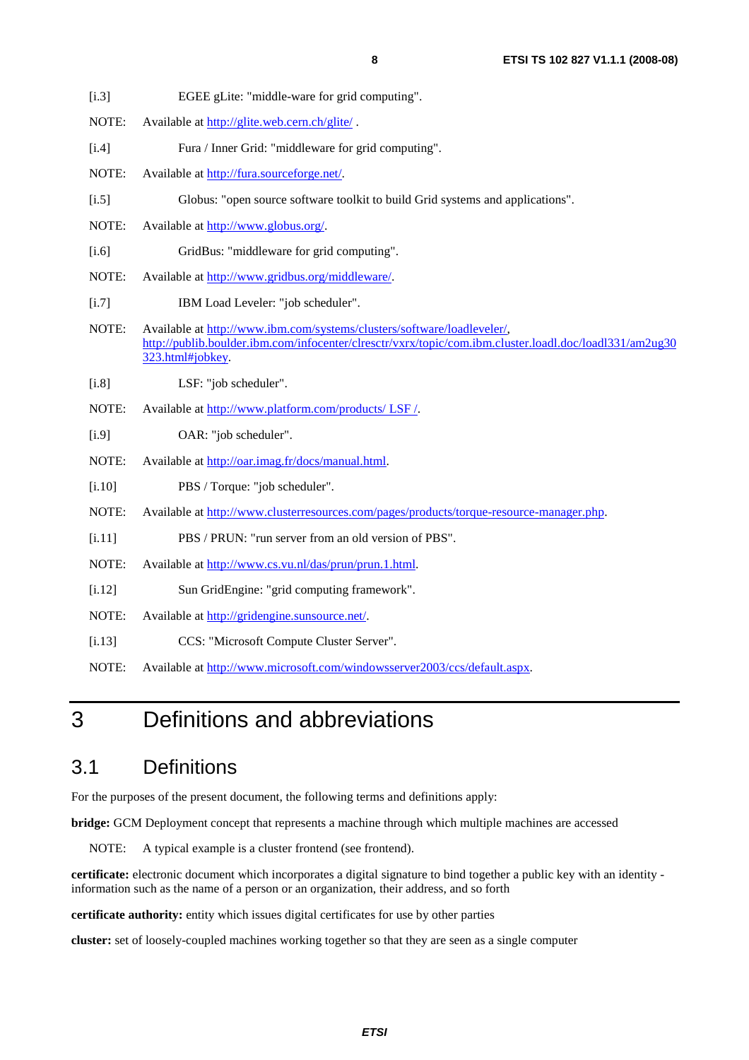[i.3] EGEE gLite: "middle-ware for grid computing".

NOTE: Available at http://glite.web.cern.ch/glite/ .

[i.4] Fura / Inner Grid: "middleware for grid computing".

NOTE: Available at http://fura.sourceforge.net/.

[i.5] Globus: "open source software toolkit to build Grid systems and applications".

NOTE: Available at http://www.globus.org/.

[i.6] GridBus: "middleware for grid computing".

NOTE: Available at http://www.gridbus.org/middleware/.

[i.7] IBM Load Leveler: "job scheduler".

NOTE: Available at http://www.ibm.com/systems/clusters/software/loadleveler/, http://publib.boulder.ibm.com/infocenter/clresctr/vxrx/topic/com.ibm.cluster.loadl.doc/loadl331/am2ug30323.html#jobkey.

[i.8] LSF: "job scheduler".

NOTE: Available at http://www.platform.com/products/ LSF /.

[i.9] OAR: "job scheduler".

NOTE: Available at http://oar.imag.fr/docs/manual.html.

[i.10] PBS / Torque: "job scheduler".

NOTE: Available at http://www.clusterresources.com/pages/products/torque-resource-manager.php.

[i.11] PBS / PRUN: "run server from an old version of PBS".

NOTE: Available at http://www.cs.vu.nl/das/prun/prun.1.html.

[i.12] Sun GridEngine: "grid computing framework".

NOTE: Available at http://gridengine.sunsource.net/.

[i.13] CCS: "Microsoft Compute Cluster Server".

NOTE: Available at http://www.microsoft.com/windowsserver2003/ccs/default.aspx.

# 3 Definitions and abbreviations

## 3.1 Definitions

For the purposes of the present document, the following terms and definitions apply:

**bridge:** GCM Deployment concept that represents a machine through which multiple machines are accessed

NOTE: A typical example is a cluster frontend (see frontend).

**certificate:** electronic document which incorporates a digital signature to bind together a public key with an identity - information such as the name of a person or an organization, their address, and so forth

**certificate authority:** entity which issues digital certificates for use by other parties

**cluster:** set of loosely-coupled machines working together so that they are seen as a single computer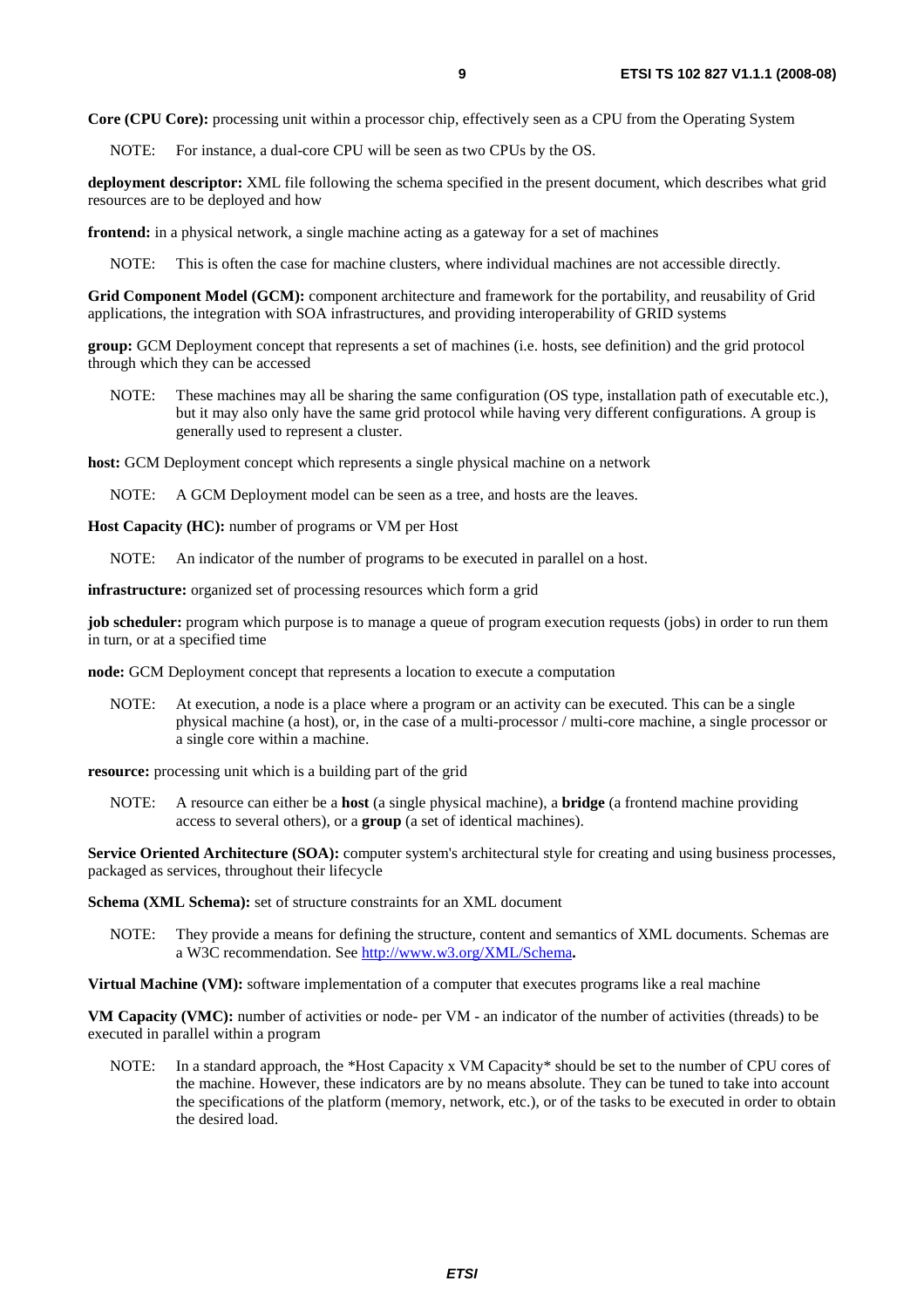**Core (CPU Core):** processing unit within a processor chip, effectively seen as a CPU from the Operating System

NOTE: For instance, a dual-core CPU will be seen as two CPUs by the OS.

**deployment descriptor:** XML file following the schema specified in the present document, which describes what grid resources are to be deployed and how

**frontend:** in a physical network, a single machine acting as a gateway for a set of machines

NOTE: This is often the case for machine clusters, where individual machines are not accessible directly.

**Grid Component Model (GCM):** component architecture and framework for the portability, and reusability of Grid applications, the integration with SOA infrastructures, and providing interoperability of GRID systems

**group:** GCM Deployment concept that represents a set of machines (i.e. hosts, see definition) and the grid protocol through which they can be accessed

NOTE: These machines may all be sharing the same configuration (OS type, installation path of executable etc.), but it may also only have the same grid protocol while having very different configurations. A group is generally used to represent a cluster.

**host:** GCM Deployment concept which represents a single physical machine on a network

NOTE: A GCM Deployment model can be seen as a tree, and hosts are the leaves.

**Host Capacity (HC):** number of programs or VM per Host

NOTE: An indicator of the number of programs to be executed in parallel on a host.

**infrastructure:** organized set of processing resources which form a grid

**job scheduler:** program which purpose is to manage a queue of program execution requests (jobs) in order to run them in turn, or at a specified time

**node:** GCM Deployment concept that represents a location to execute a computation

NOTE: At execution, a node is a place where a program or an activity can be executed. This can be a single physical machine (a host), or, in the case of a multi-processor / multi-core machine, a single processor or a single core within a machine.

**resource:** processing unit which is a building part of the grid

NOTE: A resource can either be a **host** (a single physical machine), a **bridge** (a frontend machine providing access to several others), or a **group** (a set of identical machines).

**Service Oriented Architecture (SOA):** computer system's architectural style for creating and using business processes, packaged as services, throughout their lifecycle

**Schema (XML Schema):** set of structure constraints for an XML document

NOTE: They provide a means for defining the structure, content and semantics of XML documents. Schemas are a W3C recommendation. See http://www.w3.org/XML/Schema**.**

**Virtual Machine (VM):** software implementation of a computer that executes programs like a real machine

**VM Capacity (VMC):** number of activities or node- per VM - an indicator of the number of activities (threads) to be executed in parallel within a program

NOTE: In a standard approach, the *Host Capacity x VM Capacity* should be set to the number of CPU cores of the machine. However, these indicators are by no means absolute. They can be tuned to take into account the specifications of the platform (memory, network, etc.), or of the tasks to be executed in order to obtain the desired load.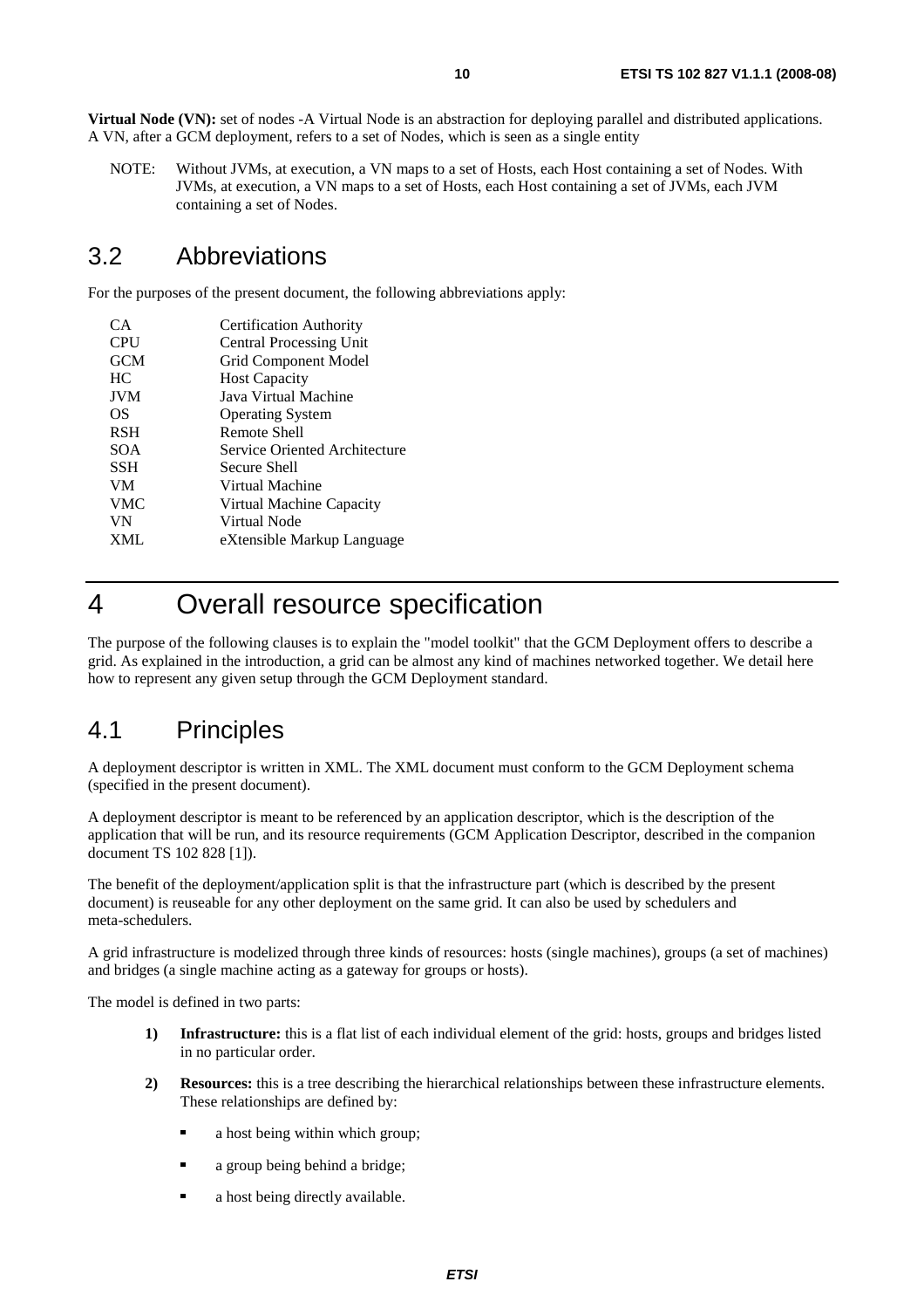**Virtual Node (VN):** set of nodes -A Virtual Node is an abstraction for deploying parallel and distributed applications. A VN, after a GCM deployment, refers to a set of Nodes, which is seen as a single entity

NOTE: Without JVMs, at execution, a VN maps to a set of Hosts, each Host containing a set of Nodes. With JVMs, at execution, a VN maps to a set of Hosts, each Host containing a set of JVMs, each JVM containing a set of Nodes.

## 3.2 Abbreviations

For the purposes of the present document, the following abbreviations apply:

| | |
|---|---|
| CA | Certification Authority |
| CPU | Central Processing Unit |
| GCM | Grid Component Model |
| HC | Host Capacity |
| JVM | Java Virtual Machine |
| OS | Operating System |
| RSH | Remote Shell |
| SOA | Service Oriented Architecture |
| SSH | Secure Shell |
| VM | Virtual Machine |
| VMC | Virtual Machine Capacity |
| VN | Virtual Node |
| XML | eXtensible Markup Language |

# 4 Overall resource specification

The purpose of the following clauses is to explain the "model toolkit" that the GCM Deployment offers to describe a grid. As explained in the introduction, a grid can be almost any kind of machines networked together. We detail here how to represent any given setup through the GCM Deployment standard.

## 4.1 Principles

A deployment descriptor is written in XML. The XML document must conform to the GCM Deployment schema (specified in the present document).

A deployment descriptor is meant to be referenced by an application descriptor, which is the description of the application that will be run, and its resource requirements (GCM Application Descriptor, described in the companion document TS 102 828 [1]).

The benefit of the deployment/application split is that the infrastructure part (which is described by the present document) is reuseable for any other deployment on the same grid. It can also be used by schedulers and meta-schedulers.

A grid infrastructure is modelized through three kinds of resources: hosts (single machines), groups (a set of machines) and bridges (a single machine acting as a gateway for groups or hosts).

The model is defined in two parts:

1) **Infrastructure:** this is a flat list of each individual element of the grid: hosts, groups and bridges listed in no particular order.

2) **Resources:** this is a tree describing the hierarchical relationships between these infrastructure elements. These relationships are defined by:

   - a host being within which group;
   - a group being behind a bridge;
   - a host being directly available.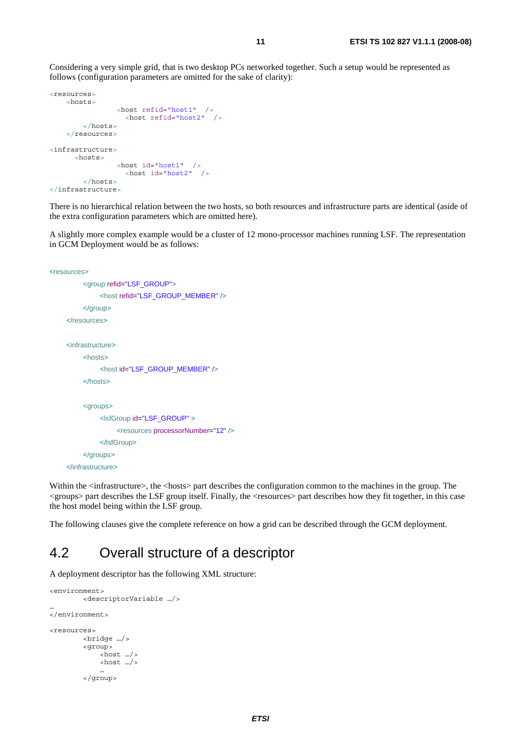Considering a very simple grid, that is two desktop PCs networked together. Such a setup would be represented as follows (configuration parameters are omitted for the sake of clarity):

```
<resources>
    <hosts>
                <host refid="host1"  />
                  <host refid="host2"  />
        </hosts>
    </resources>

<infrastructure>
      <hosts>
                <host id="host1"  />
                  <host id="host2"  />
        </hosts>
</infrastructure>
```

There is no hierarchical relation between the two hosts, so both resources and infrastructure parts are identical (aside of the extra configuration parameters which are omitted here).

A slightly more complex example would be a cluster of 12 mono-processor machines running LSF. The representation in GCM Deployment would be as follows:

```
<resources>
        <group refid="LSF_GROUP">
            <host refid="LSF_GROUP_MEMBER" />
        </group>
    </resources>

    <infrastructure>
        <hosts>
            <host id="LSF_GROUP_MEMBER" />
        </hosts>

        <groups>
            <lsfGroup id="LSF_GROUP" >
                <resources processorNumber="12" />
            </lsfGroup>
        </groups>
    </infrastructure>
```

Within the <infrastructure>, the <hosts> part describes the configuration common to the machines in the group. The <groups> part describes the LSF group itself. Finally, the <resources> part describes how they fit together, in this case the host model being within the LSF group.

The following clauses give the complete reference on how a grid can be described through the GCM deployment.

## 4.2 Overall structure of a descriptor

A deployment descriptor has the following XML structure:

```
<environment>
        <descriptorVariable …/>
…
</environment>

<resources>
        <bridge …/>
        <group>
            <host …/>
            <host …/>
            …
        </group>
```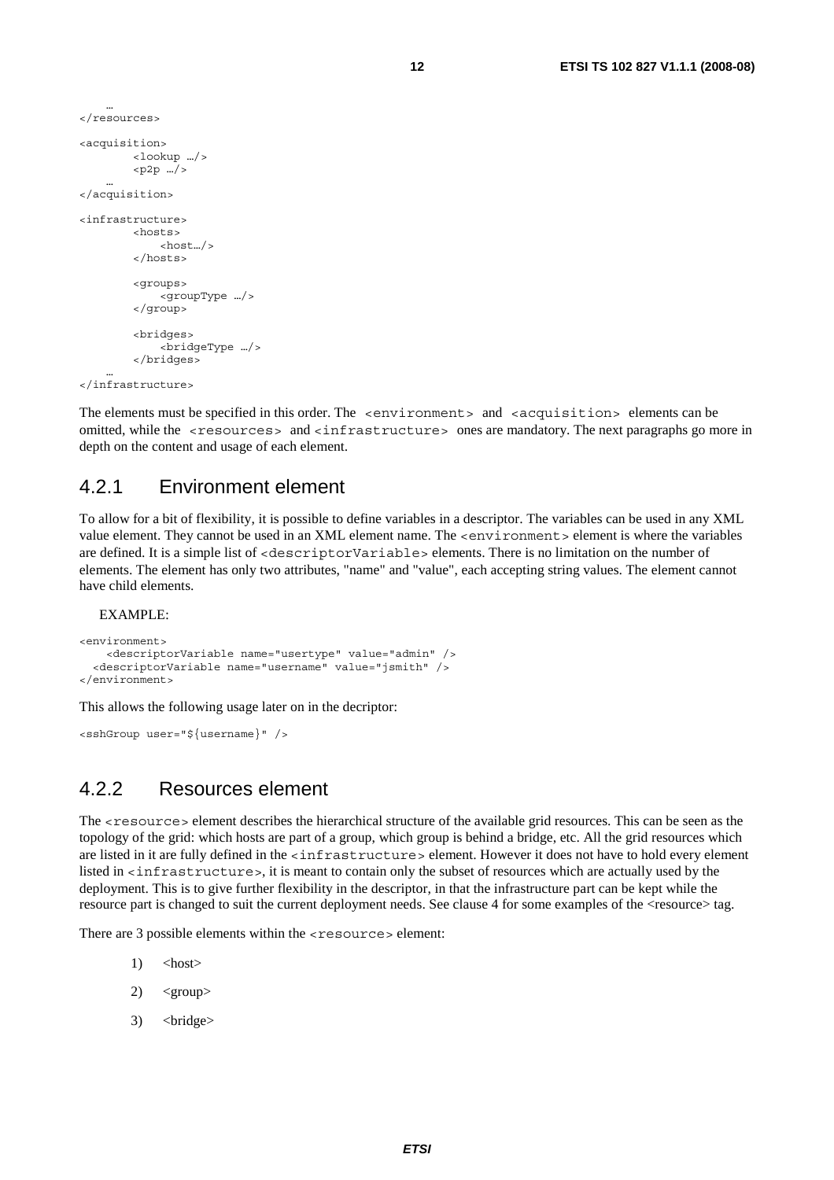```
    …
</resources>

<acquisition>
        <lookup …/>
        <p2p …/>
    …
</acquisition>

<infrastructure>
        <hosts>
            <host…/>
        </hosts>

        <groups>
            <groupType …/>
        </group>

        <bridges>
            <bridgeType …/>
        </bridges>
    …
</infrastructure>
```

The elements must be specified in this order. The `<environment>` and `<acquisition>` elements can be omitted, while the `<resources>` and `<infrastructure>` ones are mandatory. The next paragraphs go more in depth on the content and usage of each element.

### 4.2.1 Environment element

To allow for a bit of flexibility, it is possible to define variables in a descriptor. The variables can be used in any XML value element. They cannot be used in an XML element name. The `<environment>` element is where the variables are defined. It is a simple list of `<descriptorVariable>` elements. There is no limitation on the number of elements. The element has only two attributes, "name" and "value", each accepting string values. The element cannot have child elements.

EXAMPLE:

```
<environment>
    <descriptorVariable name="usertype" value="admin" />
  <descriptorVariable name="username" value="jsmith" />
</environment>
```

This allows the following usage later on in the decriptor:

```
<sshGroup user="${username}" />
```

### 4.2.2 Resources element

The `<resource>` element describes the hierarchical structure of the available grid resources. This can be seen as the topology of the grid: which hosts are part of a group, which group is behind a bridge, etc. All the grid resources which are listed in it are fully defined in the `<infrastructure>` element. However it does not have to hold every element listed in `<infrastructure>`, it is meant to contain only the subset of resources which are actually used by the deployment. This is to give further flexibility in the descriptor, in that the infrastructure part can be kept while the resource part is changed to suit the current deployment needs. See clause 4 for some examples of the <resource> tag.

There are 3 possible elements within the `<resource>` element:

1) <host>

2) <group>

3) <bridge>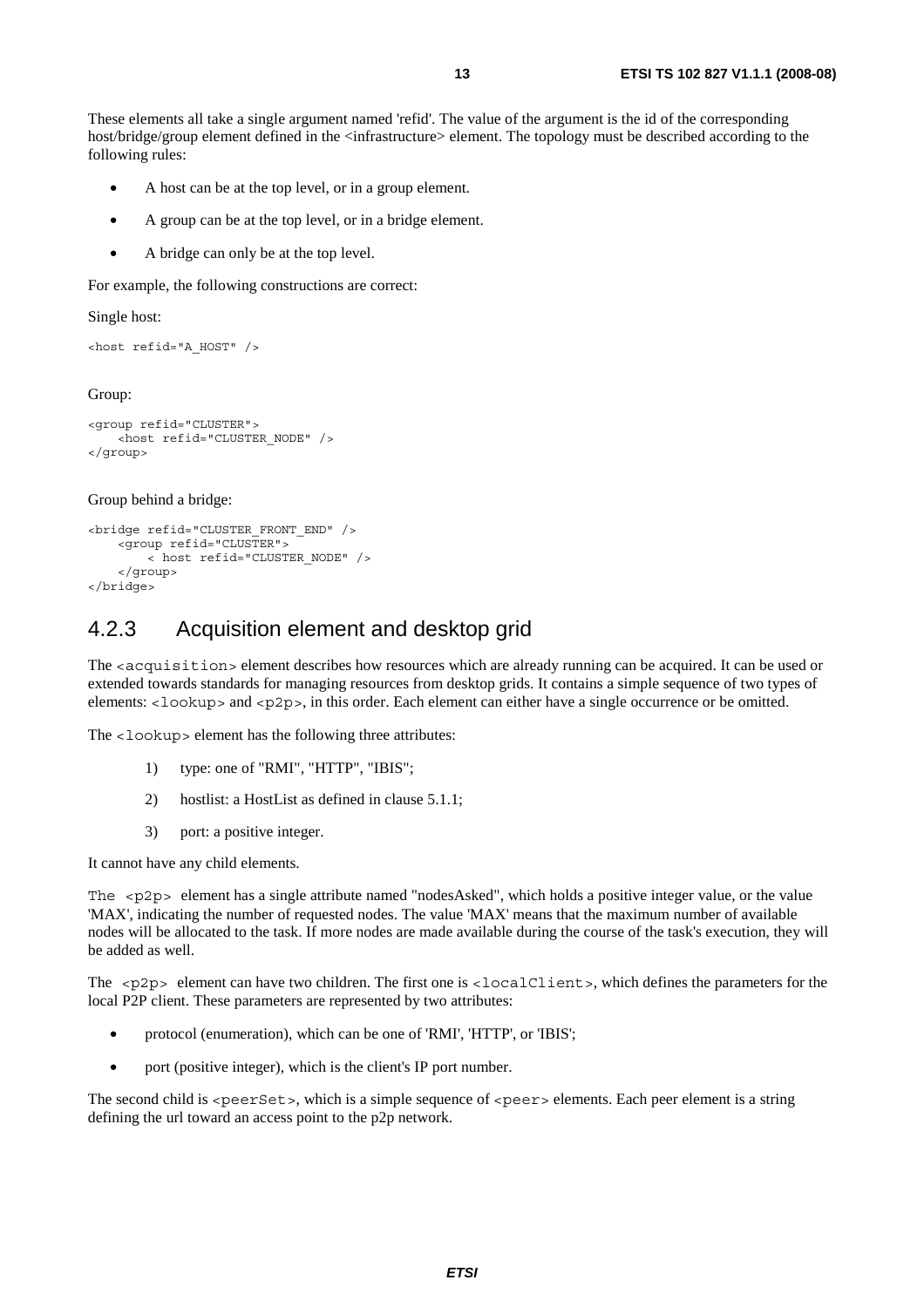These elements all take a single argument named 'refid'. The value of the argument is the id of the corresponding host/bridge/group element defined in the <infrastructure> element. The topology must be described according to the following rules:

- A host can be at the top level, or in a group element.
- A group can be at the top level, or in a bridge element.
- A bridge can only be at the top level.

For example, the following constructions are correct:

Single host:

```
<host refid="A_HOST" />
```

Group:

```
<group refid="CLUSTER">
    <host refid="CLUSTER_NODE" />
</group>
```

Group behind a bridge:

```
<bridge refid="CLUSTER_FRONT_END" />
    <group refid="CLUSTER">
        < host refid="CLUSTER_NODE" />
    </group>
</bridge>
```

### 4.2.3 Acquisition element and desktop grid

The <acquisition> element describes how resources which are already running can be acquired. It can be used or extended towards standards for managing resources from desktop grids. It contains a simple sequence of two types of elements: <lookup> and <p2p>, in this order. Each element can either have a single occurrence or be omitted.

The <lookup> element has the following three attributes:

1) type: one of "RMI", "HTTP", "IBIS";
2) hostlist: a HostList as defined in clause 5.1.1;
3) port: a positive integer.

It cannot have any child elements.

The <p2p> element has a single attribute named "nodesAsked", which holds a positive integer value, or the value 'MAX', indicating the number of requested nodes. The value 'MAX' means that the maximum number of available nodes will be allocated to the task. If more nodes are made available during the course of the task's execution, they will be added as well.

The <p2p> element can have two children. The first one is <localClient>, which defines the parameters for the local P2P client. These parameters are represented by two attributes:

- protocol (enumeration), which can be one of 'RMI', 'HTTP', or 'IBIS';
- port (positive integer), which is the client's IP port number.

The second child is <peerSet>, which is a simple sequence of <peer> elements. Each peer element is a string defining the url toward an access point to the p2p network.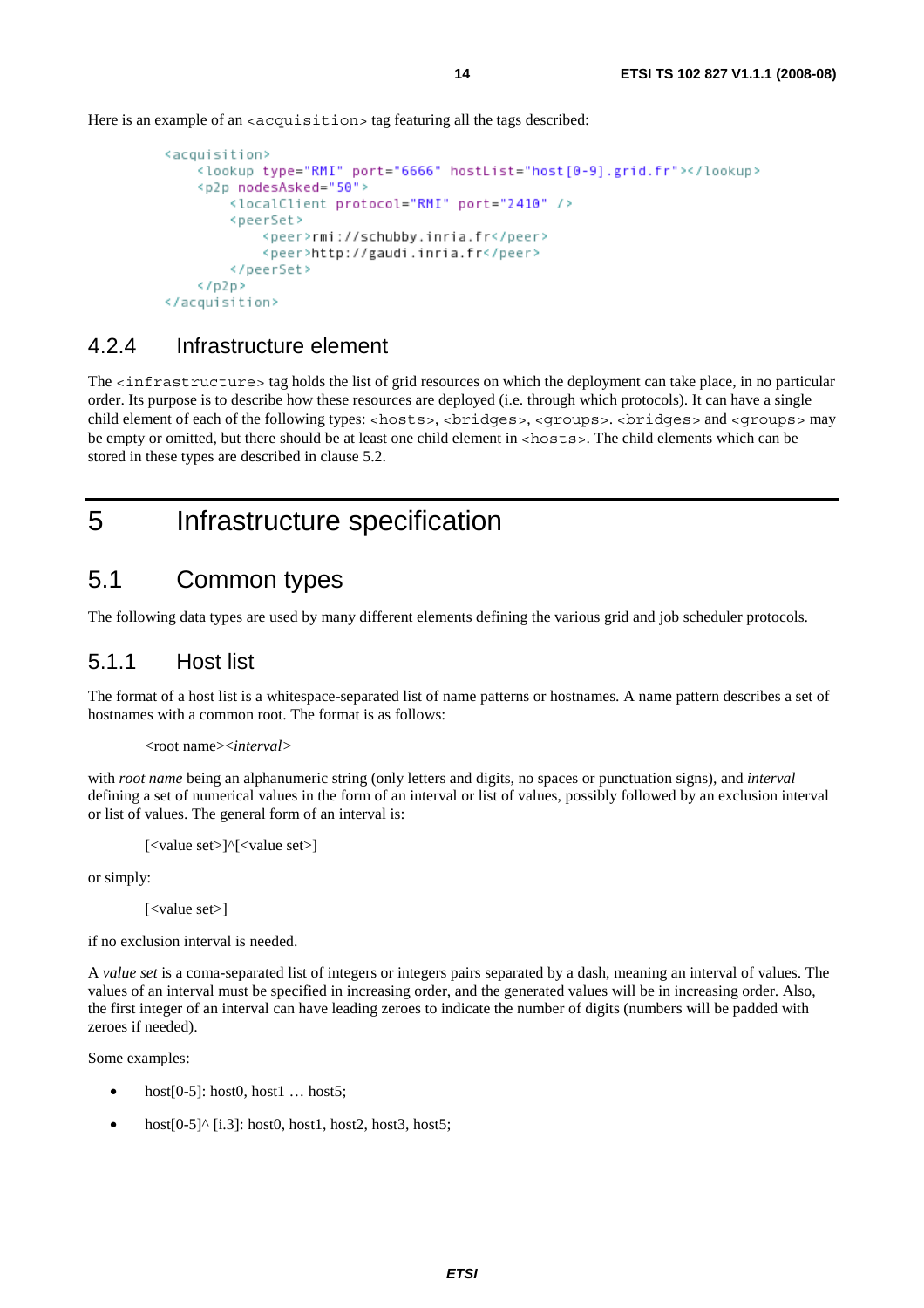Here is an example of an <acquisition> tag featuring all the tags described:

```
<acquisition>
    <lookup type="RMI" port="6666" hostList="host[0-9].grid.fr"></lookup>
    <p2p nodesAsked="50">
        <localClient protocol="RMI" port="2410" />
        <peerSet>
            <peer>rmi://schubby.inria.fr</peer>
            <peer>http://gaudi.inria.fr</peer>
        </peerSet>
    </p2p>
</acquisition>
```

### 4.2.4 Infrastructure element

The <infrastructure> tag holds the list of grid resources on which the deployment can take place, in no particular order. Its purpose is to describe how these resources are deployed (i.e. through which protocols). It can have a single child element of each of the following types: <hosts>, <bridges>, <groups>. <bridges> and <groups> may be empty or omitted, but there should be at least one child element in <hosts>. The child elements which can be stored in these types are described in clause 5.2.

# 5 Infrastructure specification

## 5.1 Common types

The following data types are used by many different elements defining the various grid and job scheduler protocols.

### 5.1.1 Host list

The format of a host list is a whitespace-separated list of name patterns or hostnames. A name pattern describes a set of hostnames with a common root. The format is as follows:

<root name><*interval*>

with *root name* being an alphanumeric string (only letters and digits, no spaces or punctuation signs), and *interval* defining a set of numerical values in the form of an interval or list of values, possibly followed by an exclusion interval or list of values. The general form of an interval is:

[<value set>]^[<value set>]

or simply:

[<value set>]

if no exclusion interval is needed.

A *value set* is a coma-separated list of integers or integers pairs separated by a dash, meaning an interval of values. The values of an interval must be specified in increasing order, and the generated values will be in increasing order. Also, the first integer of an interval can have leading zeroes to indicate the number of digits (numbers will be padded with zeroes if needed).

Some examples:

- host[0-5]: host0, host1 … host5;
- host[0-5]^ [i.3]: host0, host1, host2, host3, host5;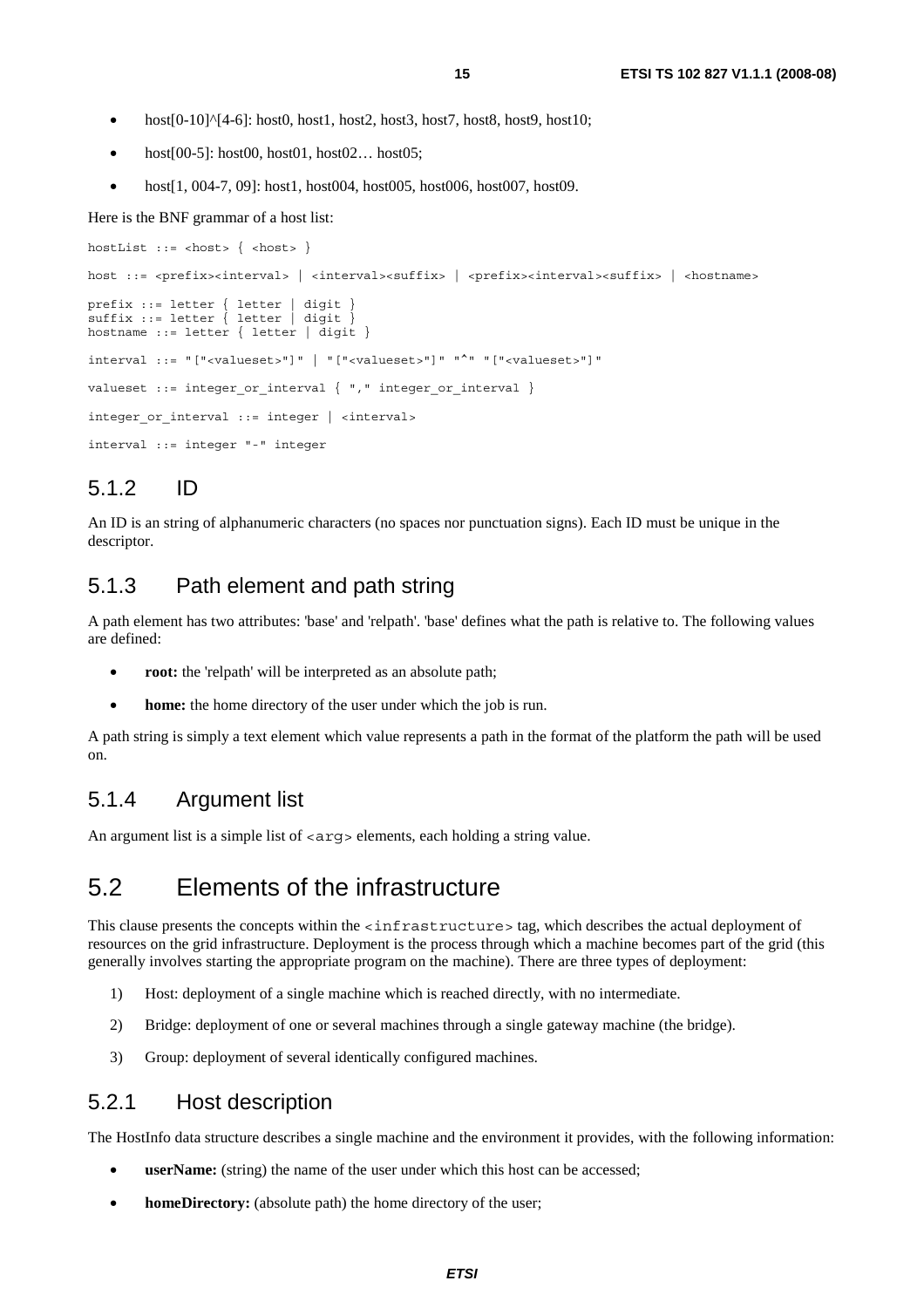- host[0-10]^[4-6]: host0, host1, host2, host3, host7, host8, host9, host10;
- host[00-5]: host00, host01, host02… host05;
- host[1, 004-7, 09]: host1, host004, host005, host006, host007, host09.

Here is the BNF grammar of a host list:

```
hostList ::= <host> { <host> }

host ::= <prefix><interval> | <interval><suffix> | <prefix><interval><suffix> | <hostname>

prefix ::= letter { letter | digit }
suffix ::= letter { letter | digit }
hostname ::= letter { letter | digit }

interval ::= "["<valueset>"]" | "["<valueset>"]" "^" "["<valueset>"]"

valueset ::= integer_or_interval { "," integer_or_interval }

integer_or_interval ::= integer | <interval>

interval ::= integer "-" integer
```

### 5.1.2 ID

An ID is an string of alphanumeric characters (no spaces nor punctuation signs). Each ID must be unique in the descriptor.

### 5.1.3 Path element and path string

A path element has two attributes: 'base' and 'relpath'. 'base' defines what the path is relative to. The following values are defined:

- **root:** the 'relpath' will be interpreted as an absolute path;
- **home:** the home directory of the user under which the job is run.

A path string is simply a text element which value represents a path in the format of the platform the path will be used on.

### 5.1.4 Argument list

An argument list is a simple list of `<arg>` elements, each holding a string value.

## 5.2 Elements of the infrastructure

This clause presents the concepts within the `<infrastructure>` tag, which describes the actual deployment of resources on the grid infrastructure. Deployment is the process through which a machine becomes part of the grid (this generally involves starting the appropriate program on the machine). There are three types of deployment:

1) Host: deployment of a single machine which is reached directly, with no intermediate.
2) Bridge: deployment of one or several machines through a single gateway machine (the bridge).
3) Group: deployment of several identically configured machines.

### 5.2.1 Host description

The HostInfo data structure describes a single machine and the environment it provides, with the following information:

- **userName:** (string) the name of the user under which this host can be accessed;
- **homeDirectory:** (absolute path) the home directory of the user;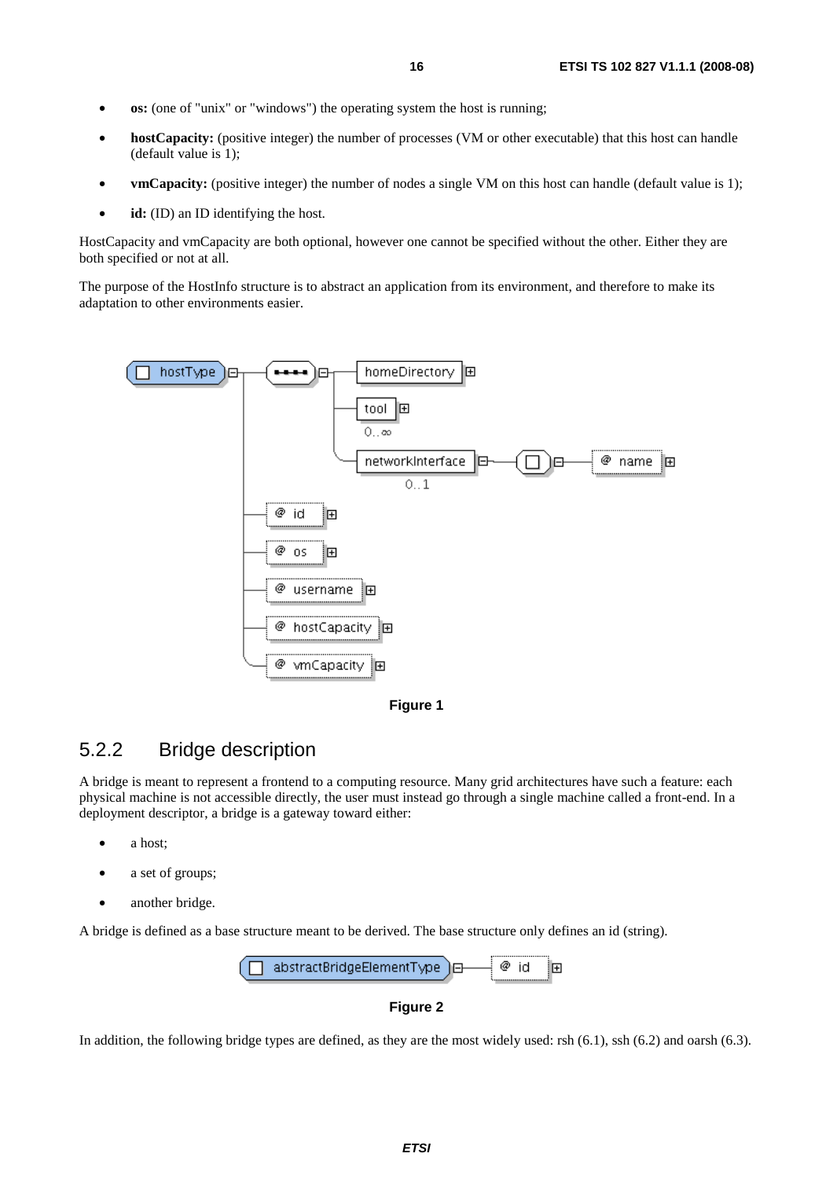- **os:** (one of "unix" or "windows") the operating system the host is running;
- **hostCapacity:** (positive integer) the number of processes (VM or other executable) that this host can handle (default value is 1);
- **vmCapacity:** (positive integer) the number of nodes a single VM on this host can handle (default value is 1);
- **id:** (ID) an ID identifying the host.

HostCapacity and vmCapacity are both optional, however one cannot be specified without the other. Either they are both specified or not at all.

The purpose of the HostInfo structure is to abstract an application from its environment, and therefore to make its adaptation to other environments easier.

hostType

homeDirectory

tool

0..∞

networkInterface

0..1

@ name

@ id

@ os

@ username

@ hostCapacity

@ vmCapacity

**Figure 1**

## 5.2.2 Bridge description

A bridge is meant to represent a frontend to a computing resource. Many grid architectures have such a feature: each physical machine is not accessible directly, the user must instead go through a single machine called a front-end. In a deployment descriptor, a bridge is a gateway toward either:

- a host;
- a set of groups;
- another bridge.

A bridge is defined as a base structure meant to be derived. The base structure only defines an id (string).

abstractBridgeElementType

@ id

**Figure 2**

In addition, the following bridge types are defined, as they are the most widely used: rsh (6.1), ssh (6.2) and oarsh (6.3).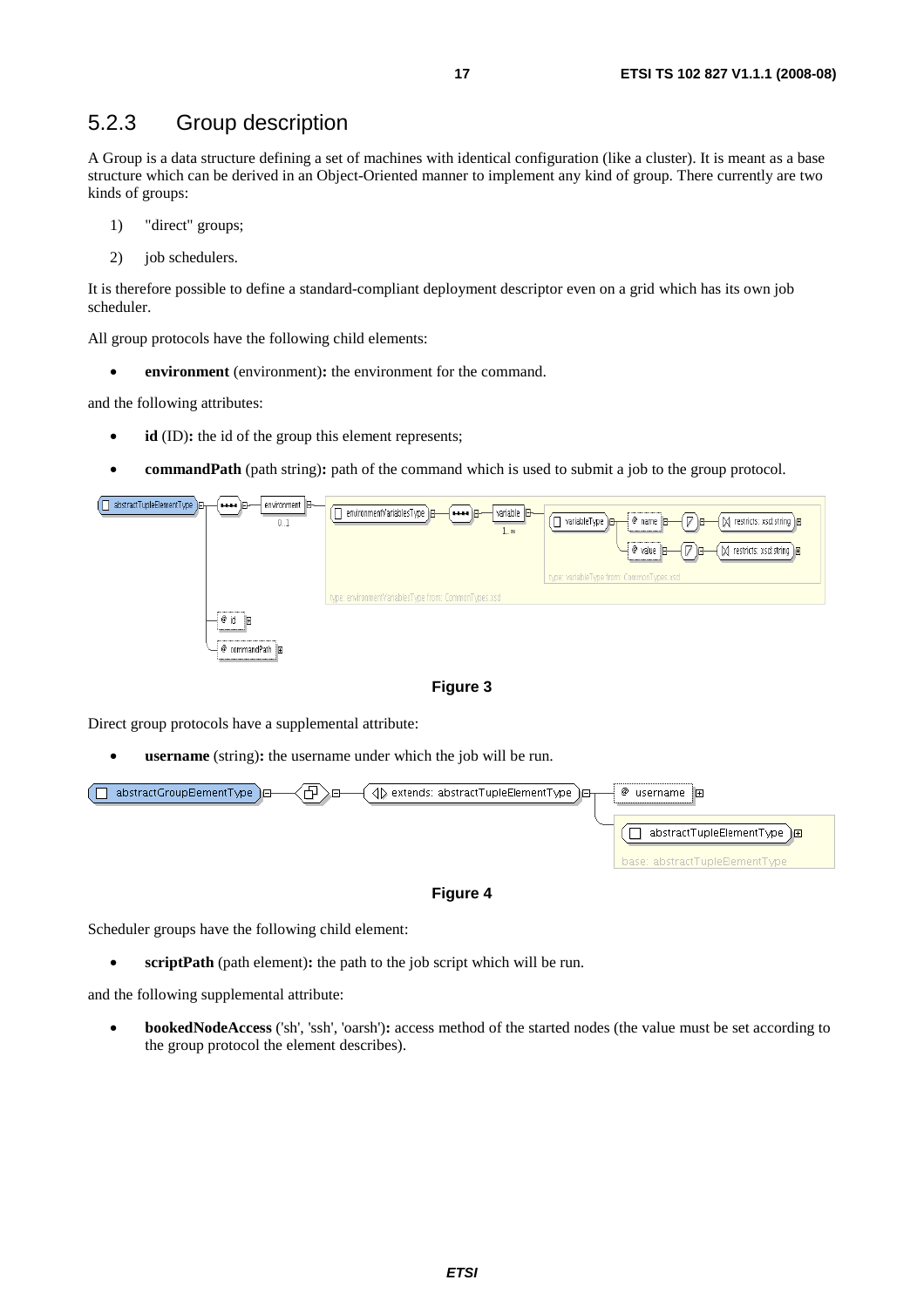## 5.2.3 Group description

A Group is a data structure defining a set of machines with identical configuration (like a cluster). It is meant as a base structure which can be derived in an Object-Oriented manner to implement any kind of group. There currently are two kinds of groups:

1) "direct" groups;

2) job schedulers.

It is therefore possible to define a standard-compliant deployment descriptor even on a grid which has its own job scheduler.

All group protocols have the following child elements:

- **environment** (environment)**:** the environment for the command.

and the following attributes:

- **id** (ID)**:** the id of the group this element represents;
- **commandPath** (path string)**:** path of the command which is used to submit a job to the group protocol.

abstractTupleElementType
environment
0..1
environmentVariablesType
variable
1..∞
variableType
@ name
restricts: xsd:string
@ value
restricts: xsd:string
type: VariableType from: CommonTypes.xsd
type: environmentVariablesType from: CommonTypes.xsd
@ id
@ commandPath

**Figure 3**

Direct group protocols have a supplemental attribute:

- **username** (string)**:** the username under which the job will be run.

abstractGroupElementType
extends: abstractTupleElementType
@ username
abstractTupleElementType
base: abstractTupleElementType

**Figure 4**

Scheduler groups have the following child element:

- **scriptPath** (path element)**:** the path to the job script which will be run.

and the following supplemental attribute:

- **bookedNodeAccess** ('sh', 'ssh', 'oarsh')**:** access method of the started nodes (the value must be set according to the group protocol the element describes).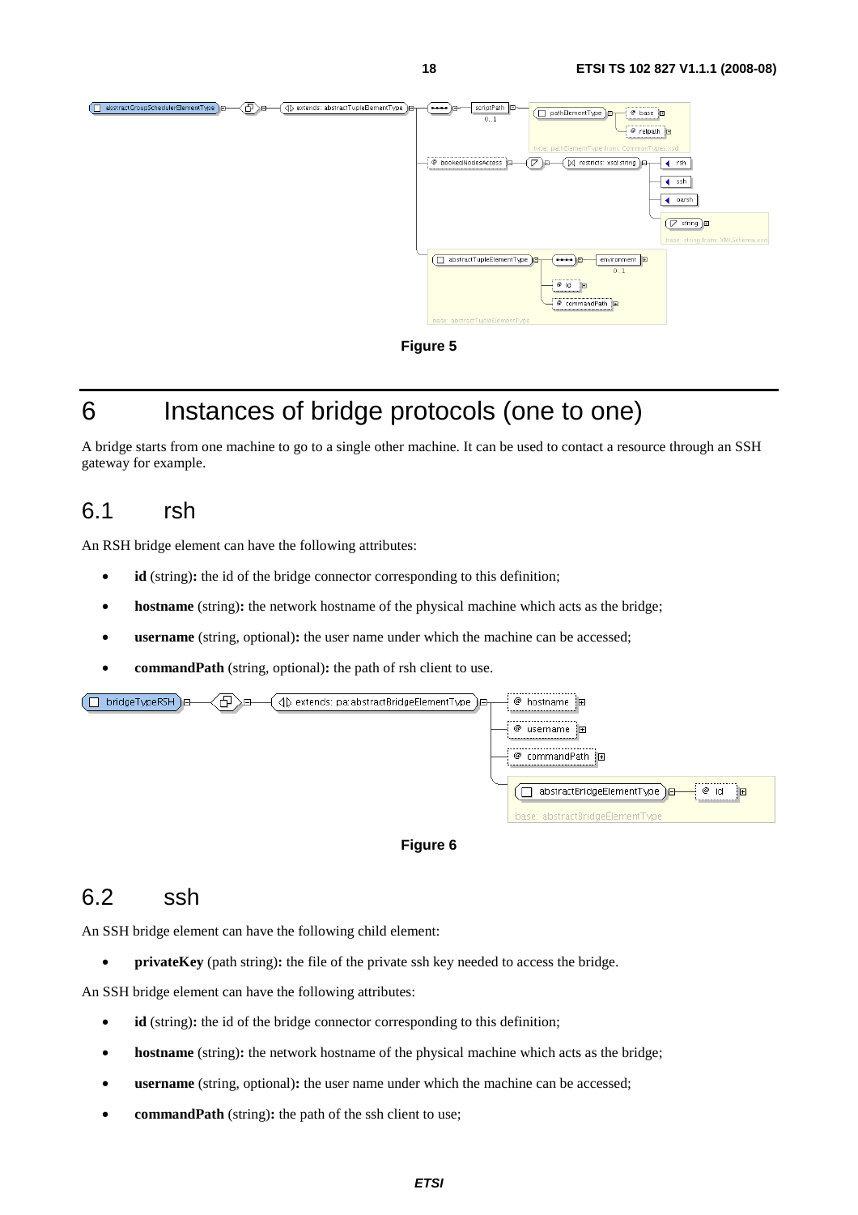Figure 5

# 6 Instances of bridge protocols (one to one)

A bridge starts from one machine to go to a single other machine. It can be used to contact a resource through an SSH gateway for example.

## 6.1 rsh

An RSH bridge element can have the following attributes:

- **id** (string)**:** the id of the bridge connector corresponding to this definition;
- **hostname** (string)**:** the network hostname of the physical machine which acts as the bridge;
- **username** (string, optional)**:** the user name under which the machine can be accessed;
- **commandPath** (string, optional)**:** the path of rsh client to use.

Figure 6

## 6.2 ssh

An SSH bridge element can have the following child element:

- **privateKey** (path string)**:** the file of the private ssh key needed to access the bridge.

An SSH bridge element can have the following attributes:

- **id** (string)**:** the id of the bridge connector corresponding to this definition;
- **hostname** (string)**:** the network hostname of the physical machine which acts as the bridge;
- **username** (string, optional)**:** the user name under which the machine can be accessed;
- **commandPath** (string)**:** the path of the ssh client to use;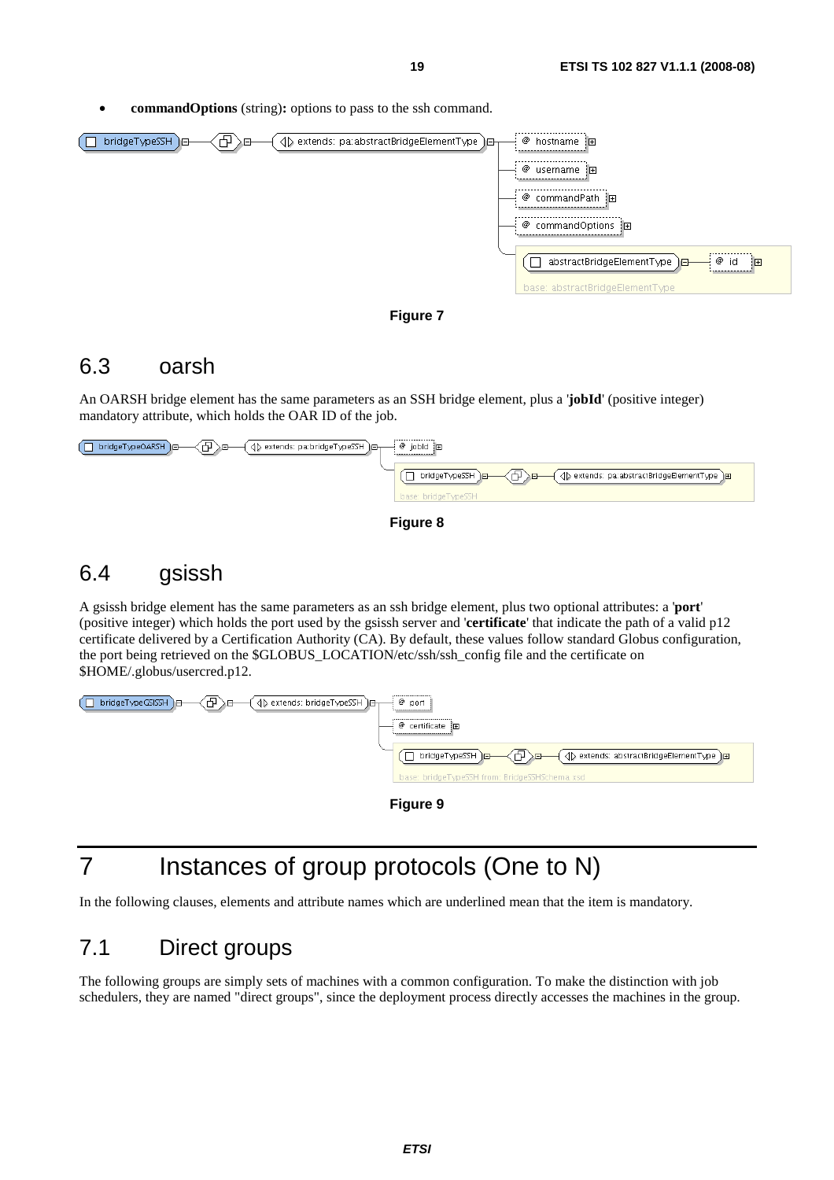- **commandOptions** (string)**:** options to pass to the ssh command.

bridgeTypeSSH
extends: pa:abstractBridgeElementType
@ hostname
@ username
@ commandPath
@ commandOptions
abstractBridgeElementType
@ id
base: abstractBridgeElementType

**Figure 7**

## 6.3 oarsh

An OARSH bridge element has the same parameters as an SSH bridge element, plus a '**jobId**' (positive integer) mandatory attribute, which holds the OAR ID of the job.

bridgeTypeOARSH
extends: pa:bridgeTypeSSH
@ jobId
bridgeTypeSSH
extends: pa:abstractBridgeElementType
base: bridgeTypeSSH

**Figure 8**

## 6.4 gsissh

A gsissh bridge element has the same parameters as an ssh bridge element, plus two optional attributes: a '**port**' (positive integer) which holds the port used by the gsissh server and '**certificate**' that indicate the path of a valid p12 certificate delivered by a Certification Authority (CA). By default, these values follow standard Globus configuration, the port being retrieved on the $GLOBUS_LOCATION/etc/ssh/ssh_config file and the certificate on $HOME/.globus/usercred.p12.

bridgeTypeGSISSH
extends: bridgeTypeSSH
@ port
@ certificate
bridgeTypeSSH
extends: abstractBridgeElementType
base: bridgeTypeSSH from: BridgeSSHSchema.xsd

**Figure 9**

# 7 Instances of group protocols (One to N)

In the following clauses, elements and attribute names which are underlined mean that the item is mandatory.

## 7.1 Direct groups

The following groups are simply sets of machines with a common configuration. To make the distinction with job schedulers, they are named "direct groups", since the deployment process directly accesses the machines in the group.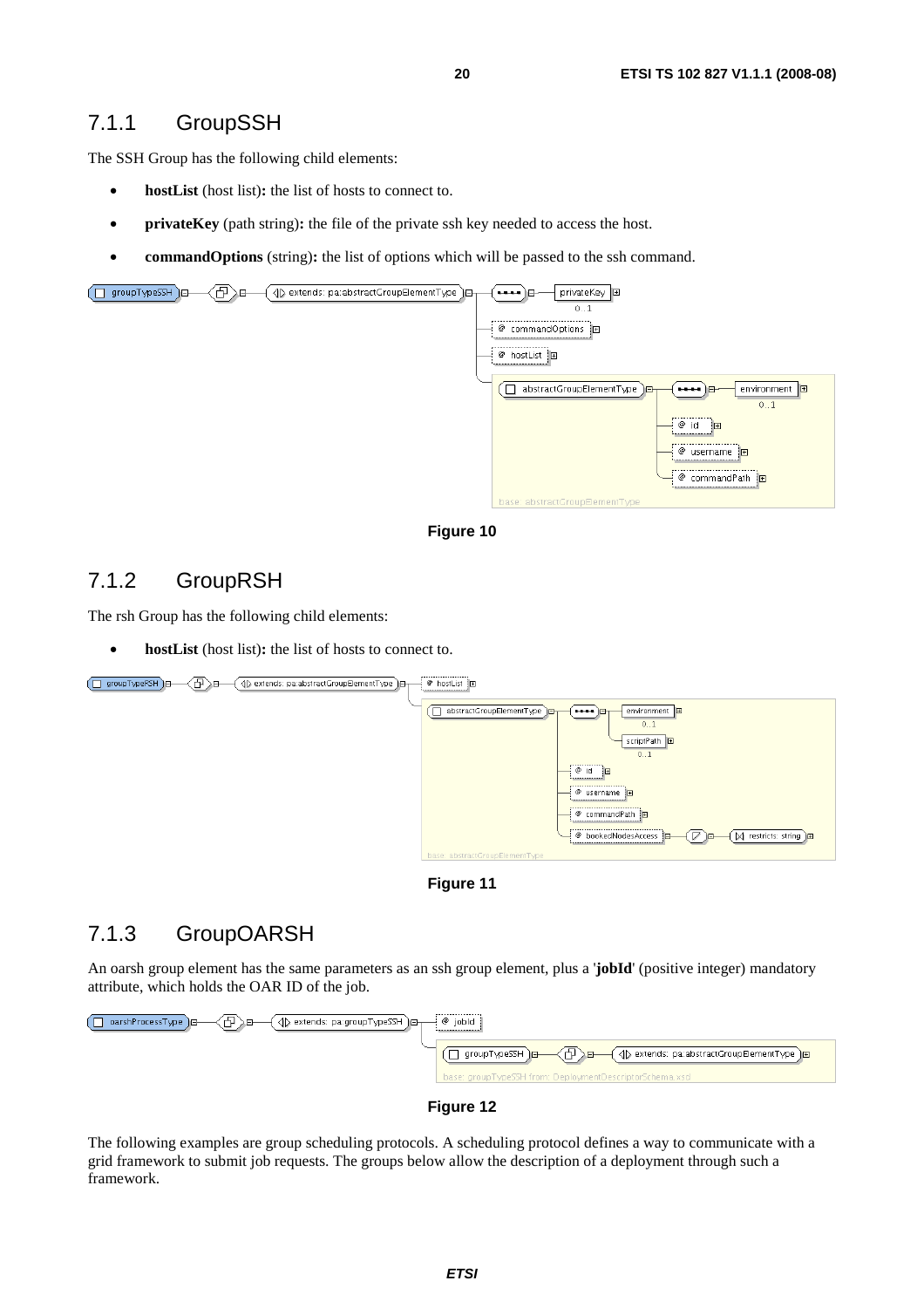### 7.1.1 GroupSSH

The SSH Group has the following child elements:

- **hostList** (host list)**:** the list of hosts to connect to.
- **privateKey** (path string)**:** the file of the private ssh key needed to access the host.
- **commandOptions** (string)**:** the list of options which will be passed to the ssh command.

groupTypeSSH
extends: pa:abstractGroupElementType
privateKey
0..1
@ commandOptions
@ hostList
abstractGroupElementType
environment
0..1
@ id
@ username
@ commandPath
base: abstractGroupElementType

**Figure 10**

### 7.1.2 GroupRSH

The rsh Group has the following child elements:

- **hostList** (host list)**:** the list of hosts to connect to.

groupTypeRSH
extends: pa:abstractGroupElementType
@ hostList
abstractGroupElementType
environment
0..1
scriptPath
0..1
@ id
@ username
@ commandPath
@ bookedNodesAccess
restricts: string
base: abstractGroupElementType

**Figure 11**

### 7.1.3 GroupOARSH

An oarsh group element has the same parameters as an ssh group element, plus a '**jobId**' (positive integer) mandatory attribute, which holds the OAR ID of the job.

oarshProcessType
extends: pa:groupTypeSSH
@ jobId
groupTypeSSH
extends: pa:abstractGroupElementType
base: groupTypeSSH from: DeploymentDescriptorSchema.xsd

**Figure 12**

The following examples are group scheduling protocols. A scheduling protocol defines a way to communicate with a grid framework to submit job requests. The groups below allow the description of a deployment through such a framework.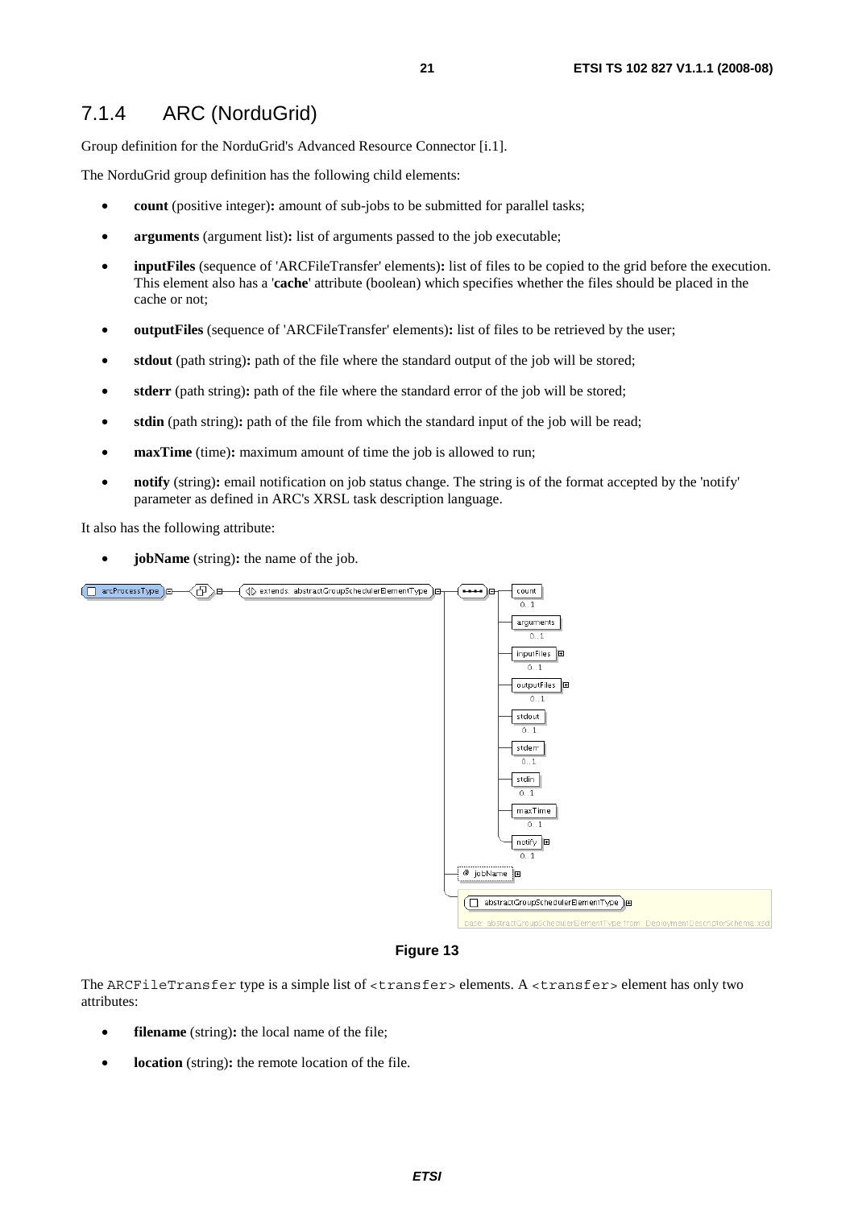### 7.1.4 ARC (NorduGrid)

Group definition for the NorduGrid's Advanced Resource Connector [i.1].

The NorduGrid group definition has the following child elements:

- **count** (positive integer)**:** amount of sub-jobs to be submitted for parallel tasks;
- **arguments** (argument list)**:** list of arguments passed to the job executable;
- **inputFiles** (sequence of 'ARCFileTransfer' elements)**:** list of files to be copied to the grid before the execution. This element also has a '**cache**' attribute (boolean) which specifies whether the files should be placed in the cache or not;
- **outputFiles** (sequence of 'ARCFileTransfer' elements)**:** list of files to be retrieved by the user;
- **stdout** (path string)**:** path of the file where the standard output of the job will be stored;
- **stderr** (path string)**:** path of the file where the standard error of the job will be stored;
- **stdin** (path string)**:** path of the file from which the standard input of the job will be read;
- **maxTime** (time)**:** maximum amount of time the job is allowed to run;
- **notify** (string)**:** email notification on job status change. The string is of the format accepted by the 'notify' parameter as defined in ARC's XRSL task description language.

It also has the following attribute:

- **jobName** (string)**:** the name of the job.

arcProcessType
extends: abstractGroupSchedulerElementType
count 0..1
arguments 0..1
inputFiles 0..1
outputFiles 0..1
stdout 0..1
stderr 0..1
stdin 0..1
maxTime 0..1
notify 0..1
jobName
abstractGroupSchedulerElementType
base: abstractGroupSchedulerElementType from: DeploymentDescriptorSchema.xsd

**Figure 13**

The `ARCFileTransfer` type is a simple list of `<transfer>` elements. A `<transfer>` element has only two attributes:

- **filename** (string)**:** the local name of the file;
- **location** (string)**:** the remote location of the file.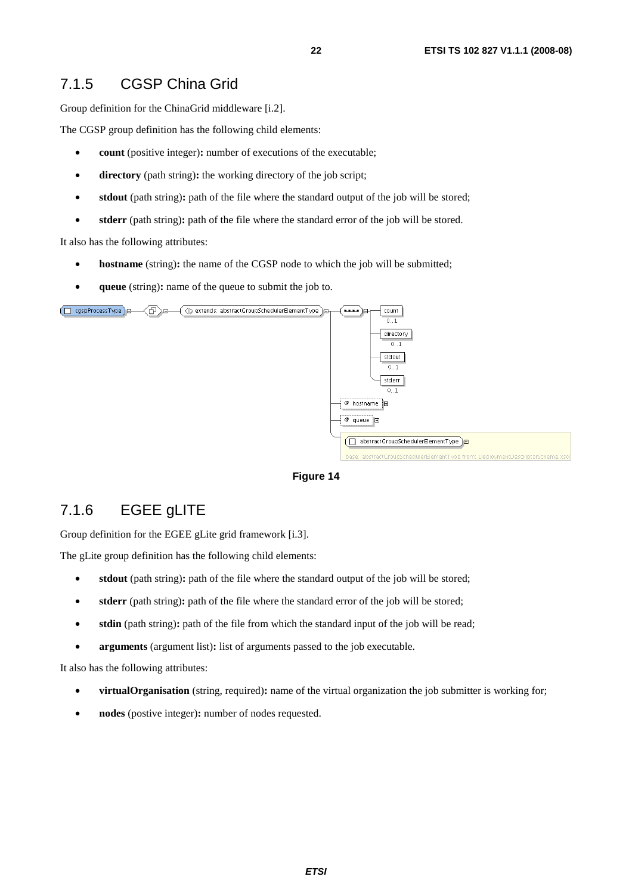### 7.1.5 CGSP China Grid

Group definition for the ChinaGrid middleware [i.2].

The CGSP group definition has the following child elements:

- **count** (positive integer)**:** number of executions of the executable;
- **directory** (path string)**:** the working directory of the job script;
- **stdout** (path string)**:** path of the file where the standard output of the job will be stored;
- **stderr** (path string)**:** path of the file where the standard error of the job will be stored.

It also has the following attributes:

- **hostname** (string)**:** the name of the CGSP node to which the job will be submitted;
- **queue** (string)**:** name of the queue to submit the job to.

cgspProcessType

extends: abstractGroupSchedulerElementType

count
0..1

directory
0..1

stdout
0..1

stderr
0..1

@ hostname

@ queue

abstractGroupSchedulerElementType

base: abstractGroupSchedulerElementType from: DeploymentDescriptorSchema.xsd

**Figure 14**

### 7.1.6 EGEE gLITE

Group definition for the EGEE gLite grid framework [i.3].

The gLite group definition has the following child elements:

- **stdout** (path string)**:** path of the file where the standard output of the job will be stored;
- **stderr** (path string)**:** path of the file where the standard error of the job will be stored;
- **stdin** (path string)**:** path of the file from which the standard input of the job will be read;
- **arguments** (argument list)**:** list of arguments passed to the job executable.

It also has the following attributes:

- **virtualOrganisation** (string, required)**:** name of the virtual organization the job submitter is working for;
- **nodes** (postive integer)**:** number of nodes requested.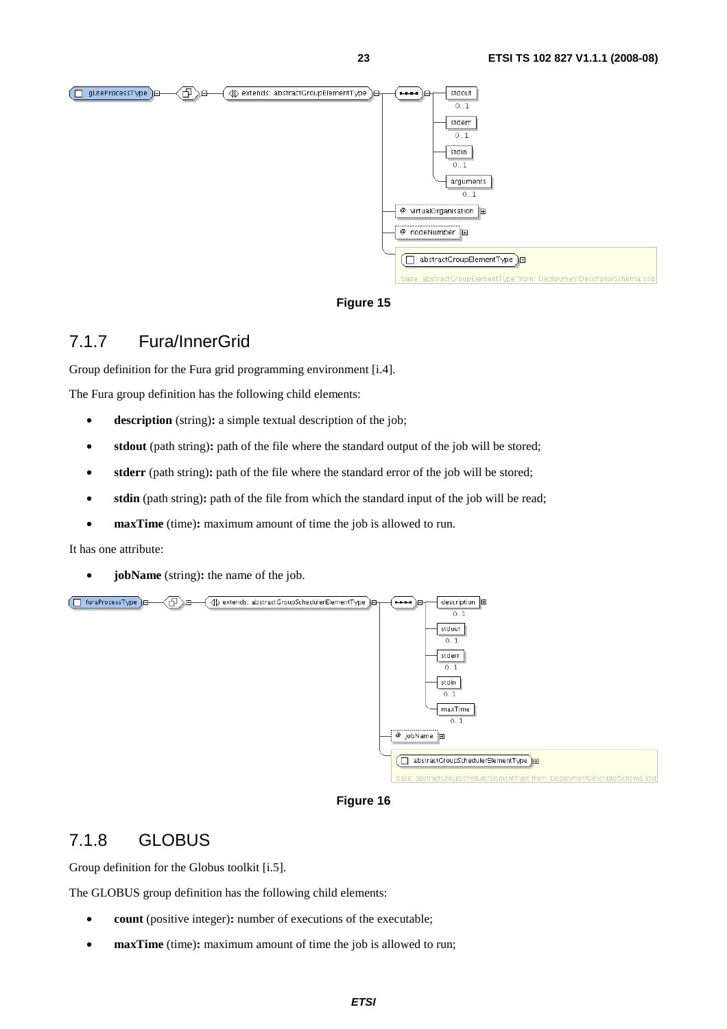Figure 15

## 7.1.7 Fura/InnerGrid

Group definition for the Fura grid programming environment [i.4].

The Fura group definition has the following child elements:

- **description** (string)**:** a simple textual description of the job;
- **stdout** (path string)**:** path of the file where the standard output of the job will be stored;
- **stderr** (path string)**:** path of the file where the standard error of the job will be stored;
- **stdin** (path string)**:** path of the file from which the standard input of the job will be read;
- **maxTime** (time)**:** maximum amount of time the job is allowed to run.

It has one attribute:

- **jobName** (string)**:** the name of the job.

Figure 16

## 7.1.8 GLOBUS

Group definition for the Globus toolkit [i.5].

The GLOBUS group definition has the following child elements:

- **count** (positive integer)**:** number of executions of the executable;
- **maxTime** (time)**:** maximum amount of time the job is allowed to run;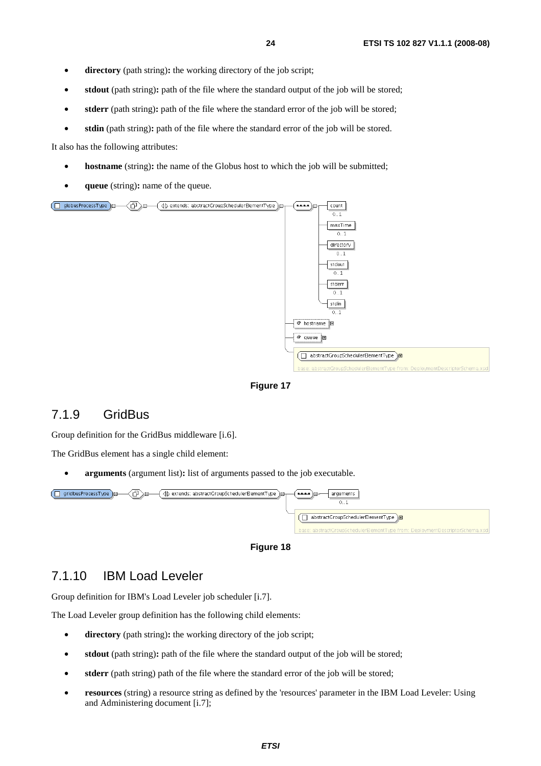- **directory** (path string)**:** the working directory of the job script;
- **stdout** (path string)**:** path of the file where the standard output of the job will be stored;
- **stderr** (path string)**:** path of the file where the standard error of the job will be stored;
- **stdin** (path string)**:** path of the file where the standard error of the job will be stored.

It also has the following attributes:

- **hostname** (string)**:** the name of the Globus host to which the job will be submitted;
- **queue** (string)**:** name of the queue.

globusProcessType
extends: abstractGroupSchedulerElementType
count
0..1
maxTime
0..1
directory
0..1
stdout
0..1
stderr
0..1
stdin
0..1
hostname
queue
abstractGroupSchedulerElementType
base: abstractGroupSchedulerElementType from: DeploymentDescriptorSchema.xsd

**Figure 17**

## 7.1.9 GridBus

Group definition for the GridBus middleware [i.6].

The GridBus element has a single child element:

- **arguments** (argument list)**:** list of arguments passed to the job executable.

gridbusProcessType
extends: abstractGroupSchedulerElementType
arguments
0..1
abstractGroupSchedulerElementType
base: abstractGroupSchedulerElementType from: DeploymentDescriptorSchema.xsd

**Figure 18**

## 7.1.10 IBM Load Leveler

Group definition for IBM's Load Leveler job scheduler [i.7].

The Load Leveler group definition has the following child elements:

- **directory** (path string)**:** the working directory of the job script;
- **stdout** (path string)**:** path of the file where the standard output of the job will be stored;
- **stderr** (path string) path of the file where the standard error of the job will be stored;
- **resources** (string) a resource string as defined by the 'resources' parameter in the IBM Load Leveler: Using and Administering document [i.7];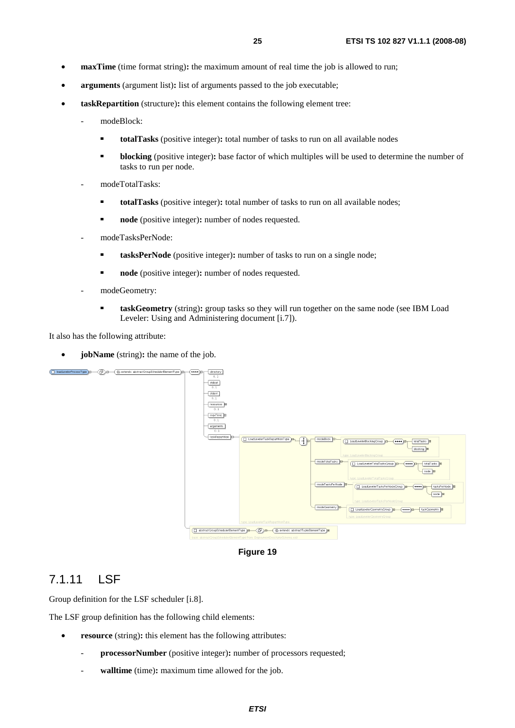- **maxTime** (time format string)**:** the maximum amount of real time the job is allowed to run;
- **arguments** (argument list)**:** list of arguments passed to the job executable;
- **taskRepartition** (structure)**:** this element contains the following element tree:
  - modeBlock:
    - **totalTasks** (positive integer)**:** total number of tasks to run on all available nodes
    - **blocking** (positive integer)**:** base factor of which multiples will be used to determine the number of tasks to run per node.
  - modeTotalTasks:
    - **totalTasks** (positive integer)**:** total number of tasks to run on all available nodes;
    - **node** (positive integer)**:** number of nodes requested.
  - modeTasksPerNode:
    - **tasksPerNode** (positive integer)**:** number of tasks to run on a single node;
    - **node** (positive integer)**:** number of nodes requested.
  - modeGeometry:
    - **taskGeometry** (string)**:** group tasks so they will run together on the same node (see IBM Load Leveler: Using and Administering document [i.7]).

It also has the following attribute:

- **jobName** (string)**:** the name of the job.

loadlevelerProcessType
extends: abstractGroupSchedulerElementType
directory 0..1
stdout 0..1
stderr 0..1
resources 0..1
maxTime 0..1
arguments 0..1
taskRepartition
LoadLevelerTaskRepartitionType
modeBlock
LoadLevelerBlockingGroup
totalTasks
blocking
type: LoadLevelerBlockingGroup
modeTotalTasks
LoadLevelerTotalTasksGroup
totalTasks
node
type: LoadLevelerTotalTasksGroup
modeTasksPerNode
LoadLevelerTasksPerNodeGroup
tasksPerNode
node
type: LoadLevelerTasksPerNodeGroup
modeGeometry
LoadLevelerGeometryGroup
taskGeometry
type: LoadLevelerGeometryGroup
type: LoadLevelerTaskRepartitionType
abstractGroupSchedulerElementType
extends: abstractTupleElementType
type: abstractGroupSchedulerElementType from: DeploymentDescriptorSchema.xsd

**Figure 19**

## 7.1.11 LSF

Group definition for the LSF scheduler [i.8].

The LSF group definition has the following child elements:

- **resource** (string)**:** this element has the following attributes:
  - **processorNumber** (positive integer)**:** number of processors requested;
  - **walltime** (time)**:** maximum time allowed for the job.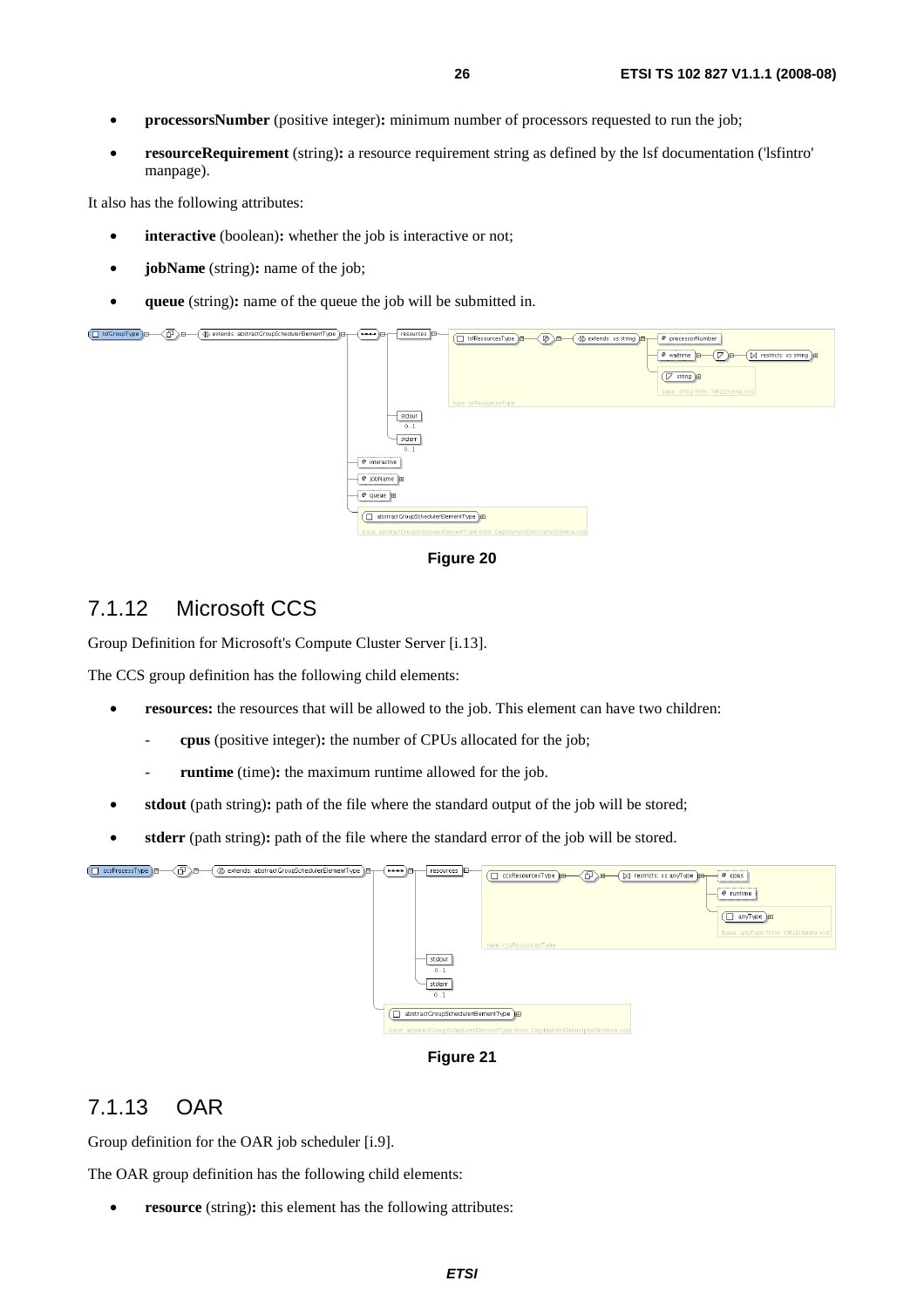- **processorsNumber** (positive integer)**:** minimum number of processors requested to run the job;
- **resourceRequirement** (string)**:** a resource requirement string as defined by the lsf documentation ('lsfintro' manpage).

It also has the following attributes:

- **interactive** (boolean)**:** whether the job is interactive or not;
- **jobName** (string)**:** name of the job;
- **queue** (string)**:** name of the queue the job will be submitted in.

**Figure 20**

## 7.1.12 Microsoft CCS

Group Definition for Microsoft's Compute Cluster Server [i.13].

The CCS group definition has the following child elements:

- **resources:** the resources that will be allowed to the job. This element can have two children:
  - **cpus** (positive integer)**:** the number of CPUs allocated for the job;
  - **runtime** (time)**:** the maximum runtime allowed for the job.
- **stdout** (path string)**:** path of the file where the standard output of the job will be stored;
- **stderr** (path string)**:** path of the file where the standard error of the job will be stored.

**Figure 21**

## 7.1.13 OAR

Group definition for the OAR job scheduler [i.9].

The OAR group definition has the following child elements:

- **resource** (string)**:** this element has the following attributes: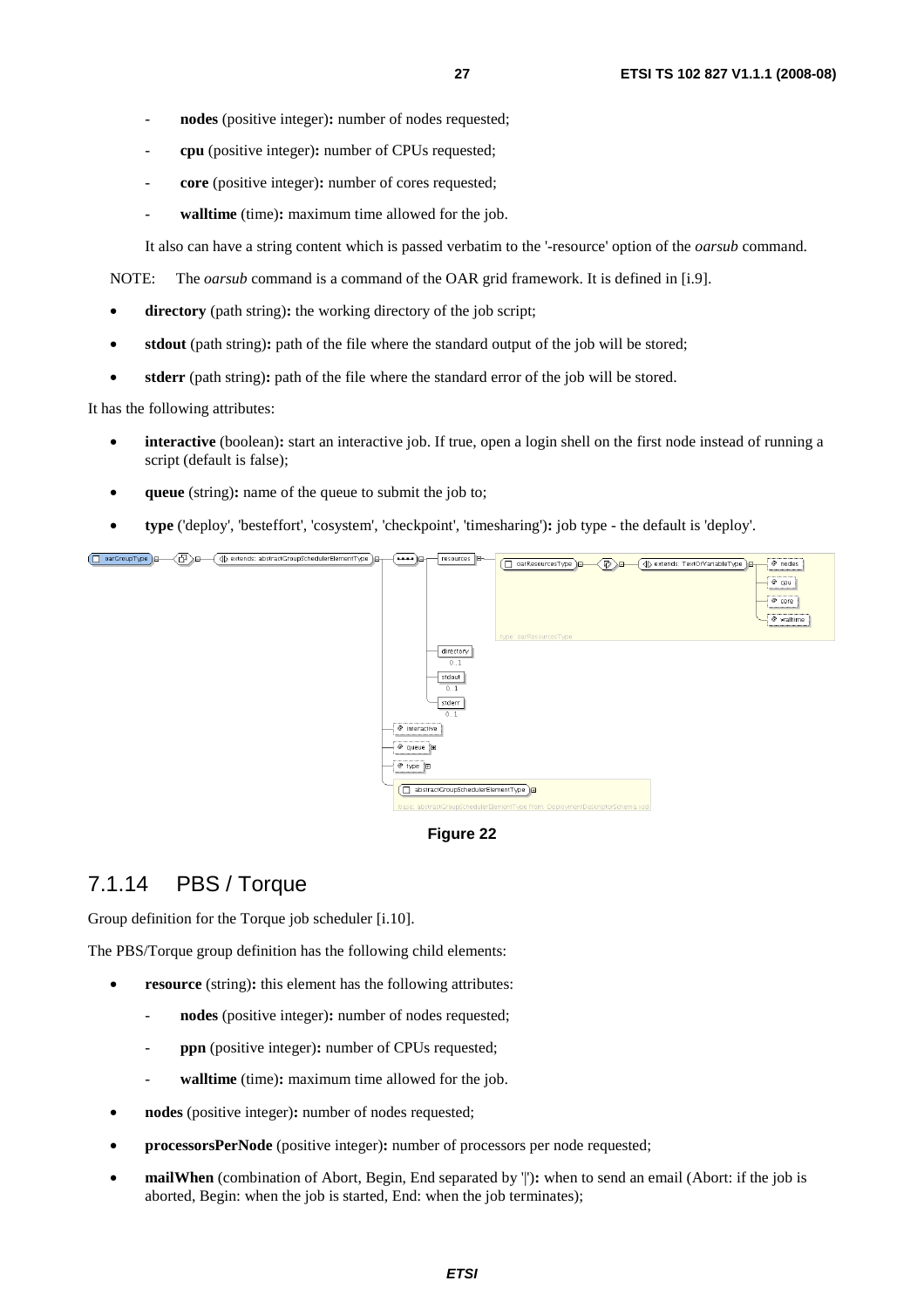- **nodes** (positive integer)**:** number of nodes requested;
- **cpu** (positive integer)**:** number of CPUs requested;
- **core** (positive integer)**:** number of cores requested;
- **walltime** (time)**:** maximum time allowed for the job.

It also can have a string content which is passed verbatim to the '-resource' option of the *oarsub* command.

NOTE: The *oarsub* command is a command of the OAR grid framework. It is defined in [i.9].

- **directory** (path string)**:** the working directory of the job script;
- **stdout** (path string)**:** path of the file where the standard output of the job will be stored;
- **stderr** (path string)**:** path of the file where the standard error of the job will be stored.

It has the following attributes:

- **interactive** (boolean)**:** start an interactive job. If true, open a login shell on the first node instead of running a script (default is false);
- **queue** (string)**:** name of the queue to submit the job to;
- **type** ('deploy', 'besteffort', 'cosystem', 'checkpoint', 'timesharing')**:** job type - the default is 'deploy'.

oarGroupType
extends: abstractGroupSchedulerElementType
resources
oarResourcesType
extends: TextOrVariableType
nodes
cpu
core
walltime
type: oarResourcesType
directory
0..1
stdout
0..1
stderr
0..1
interactive
queue
type
abstractGroupSchedulerElementType
base: abstractGroupSchedulerElementType from: DeploymentDescriptorSchema.xsd

**Figure 22**

## 7.1.14 PBS / Torque

Group definition for the Torque job scheduler [i.10].

The PBS/Torque group definition has the following child elements:

- **resource** (string)**:** this element has the following attributes:
  - **nodes** (positive integer)**:** number of nodes requested;
  - **ppn** (positive integer)**:** number of CPUs requested;
  - **walltime** (time)**:** maximum time allowed for the job.
- **nodes** (positive integer)**:** number of nodes requested;
- **processorsPerNode** (positive integer)**:** number of processors per node requested;
- **mailWhen** (combination of Abort, Begin, End separated by '|')**:** when to send an email (Abort: if the job is aborted, Begin: when the job is started, End: when the job terminates);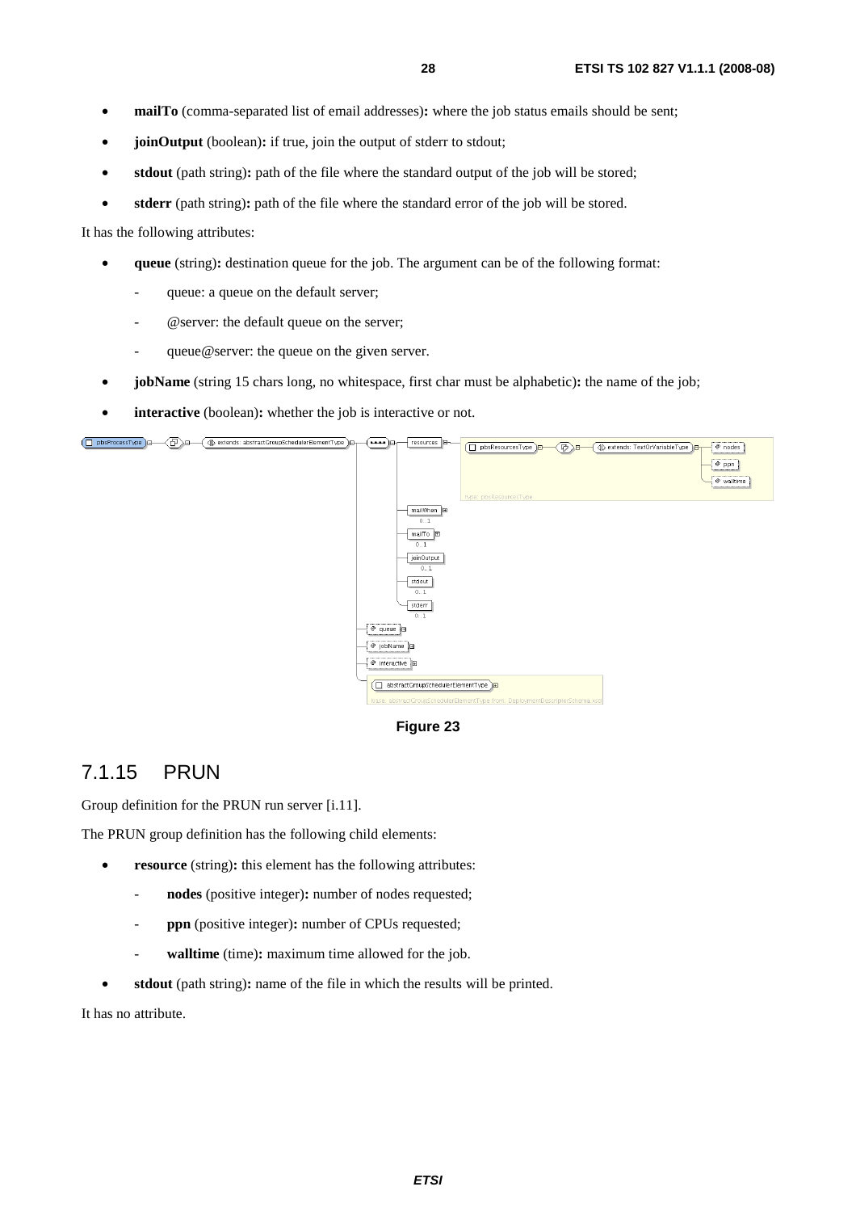- **mailTo** (comma-separated list of email addresses)**:** where the job status emails should be sent;
- **joinOutput** (boolean)**:** if true, join the output of stderr to stdout;
- **stdout** (path string)**:** path of the file where the standard output of the job will be stored;
- **stderr** (path string)**:** path of the file where the standard error of the job will be stored.

It has the following attributes:

- **queue** (string)**:** destination queue for the job. The argument can be of the following format:
  - queue: a queue on the default server;
  - @server: the default queue on the server;
  - queue@server: the queue on the given server.
- **jobName** (string 15 chars long, no whitespace, first char must be alphabetic)**:** the name of the job;
- **interactive** (boolean)**:** whether the job is interactive or not.

pbsProcessType
extends: abstractGroupSchedulerElementType
resources
pbsResourcesType
extends: TextOrVariableType
nodes
ppn
walltime
type: pbsResourcesType
mailWhen
0..1
mailTo
0..1
joinOutput
0..1
stdout
0..1
stderr
0..1
queue
jobName
interactive
abstractGroupSchedulerElementType
base: abstractGroupSchedulerElementType from: DeploymentDescriptorSchema.xsd

**Figure 23**

## 7.1.15 PRUN

Group definition for the PRUN run server [i.11].

The PRUN group definition has the following child elements:

- **resource** (string)**:** this element has the following attributes:
  - **nodes** (positive integer)**:** number of nodes requested;
  - **ppn** (positive integer)**:** number of CPUs requested;
  - **walltime** (time)**:** maximum time allowed for the job.
- **stdout** (path string)**:** name of the file in which the results will be printed.

It has no attribute.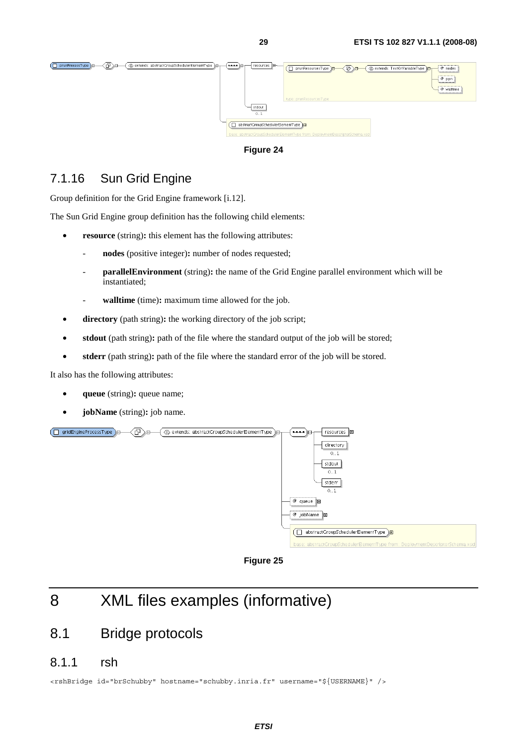prunProcessType
extends: abstractGroupSchedulerElementType
resources
prunResourcesType
extends: TextOrVariableType
nodes
ppn
walltime
type: prunResourcesType
stdout
0..1
abstractGroupSchedulerElementType
base: abstractGroupSchedulerElementType from: DeploymentDescriptorSchema.xsd

**Figure 24**

### 7.1.16 Sun Grid Engine

Group definition for the Grid Engine framework [i.12].

The Sun Grid Engine group definition has the following child elements:

- **resource** (string)**:** this element has the following attributes:
  - **nodes** (positive integer)**:** number of nodes requested;
  - **parallelEnvironment** (string)**:** the name of the Grid Engine parallel environment which will be instantiated;
  - **walltime** (time)**:** maximum time allowed for the job.
- **directory** (path string)**:** the working directory of the job script;
- **stdout** (path string)**:** path of the file where the standard output of the job will be stored;
- **stderr** (path string)**:** path of the file where the standard error of the job will be stored.

It also has the following attributes:

- **queue** (string)**:** queue name;
- **jobName** (string)**:** job name.

gridEngineProcessType
extends: abstractGroupSchedulerElementType
resources
directory
0..1
stdout
0..1
stderr
0..1
queue
jobName
abstractGroupSchedulerElementType
base: abstractGroupSchedulerElementType from: DeploymentDescriptorSchema.xsd

**Figure 25**

# 8 XML files examples (informative)

## 8.1 Bridge protocols

### 8.1.1 rsh

```
<rshBridge id="brSchubby" hostname="schubby.inria.fr" username="${USERNAME}" />
```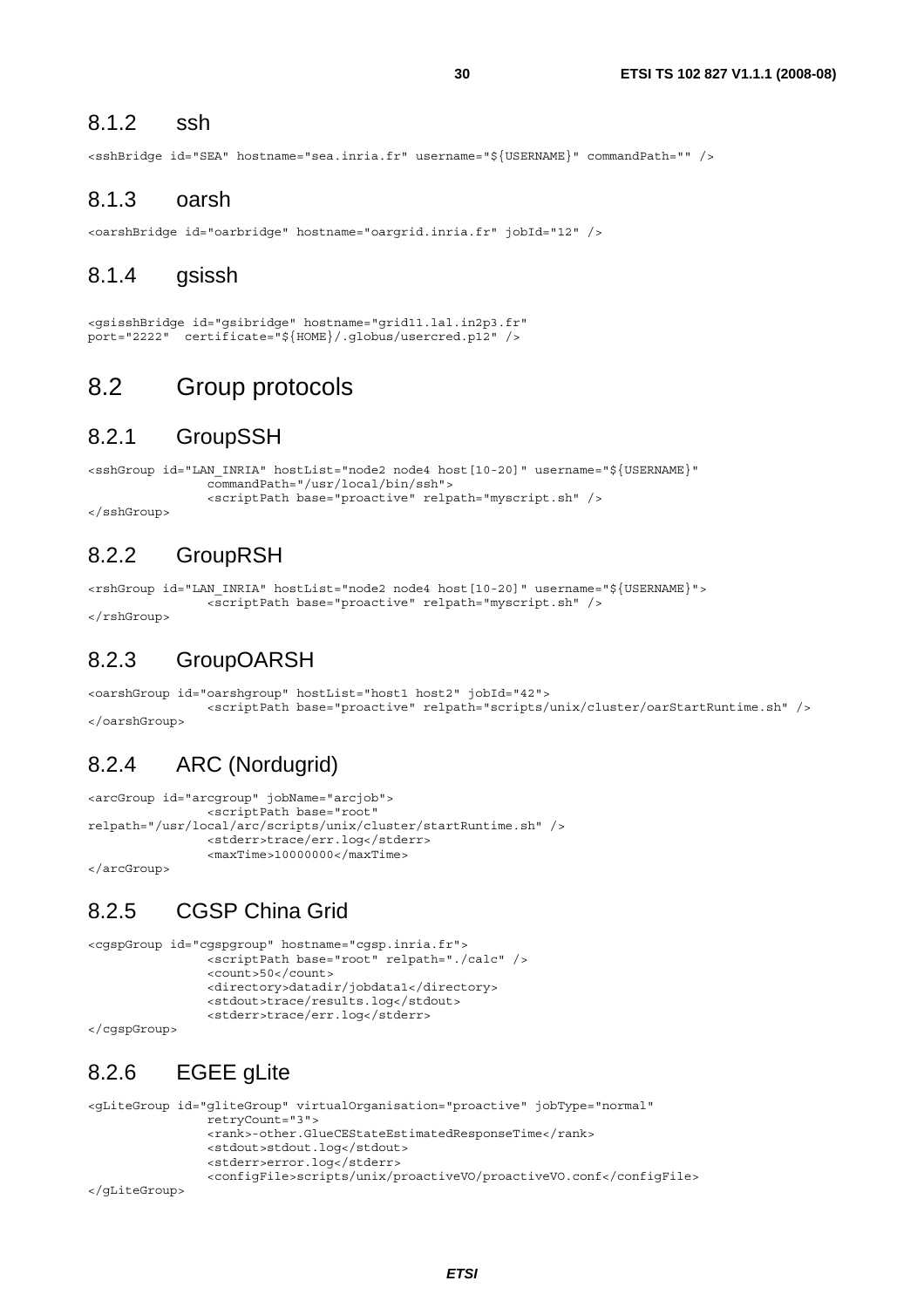### 8.1.2 ssh

```
<sshBridge id="SEA" hostname="sea.inria.fr" username="${USERNAME}" commandPath="" />
```

### 8.1.3 oarsh

```
<oarshBridge id="oarbridge" hostname="oargrid.inria.fr" jobId="12" />
```

### 8.1.4 gsissh

```
<gsisshBridge id="gsibridge" hostname="grid11.lal.in2p3.fr"
port="2222"  certificate="${HOME}/.globus/usercred.p12" />
```

## 8.2 Group protocols

### 8.2.1 GroupSSH

```
<sshGroup id="LAN_INRIA" hostList="node2 node4 host[10-20]" username="${USERNAME}"
                commandPath="/usr/local/bin/ssh">
                <scriptPath base="proactive" relpath="myscript.sh" />
</sshGroup>
```

### 8.2.2 GroupRSH

```
<rshGroup id="LAN_INRIA" hostList="node2 node4 host[10-20]" username="${USERNAME}">
                <scriptPath base="proactive" relpath="myscript.sh" />
</rshGroup>
```

### 8.2.3 GroupOARSH

```
<oarshGroup id="oarshgroup" hostList="host1 host2" jobId="42">
                <scriptPath base="proactive" relpath="scripts/unix/cluster/oarStartRuntime.sh" />
</oarshGroup>
```

### 8.2.4 ARC (Nordugrid)

```
<arcGroup id="arcgroup" jobName="arcjob">
                <scriptPath base="root"
relpath="/usr/local/arc/scripts/unix/cluster/startRuntime.sh" />
                <stderr>trace/err.log</stderr>
                <maxTime>10000000</maxTime>
</arcGroup>
```

### 8.2.5 CGSP China Grid

```
<cgspGroup id="cgspgroup" hostname="cgsp.inria.fr">
                <scriptPath base="root" relpath="./calc" />
                <count>50</count>
                <directory>datadir/jobdata1</directory>
                <stdout>trace/results.log</stdout>
                <stderr>trace/err.log</stderr>
</cgspGroup>
```

### 8.2.6 EGEE gLite

```
<gLiteGroup id="gliteGroup" virtualOrganisation="proactive" jobType="normal"
                retryCount="3">
                <rank>-other.GlueCEStateEstimatedResponseTime</rank>
                <stdout>stdout.log</stdout>
                <stderr>error.log</stderr>
                <configFile>scripts/unix/proactiveVO/proactiveVO.conf</configFile>
</gLiteGroup>
```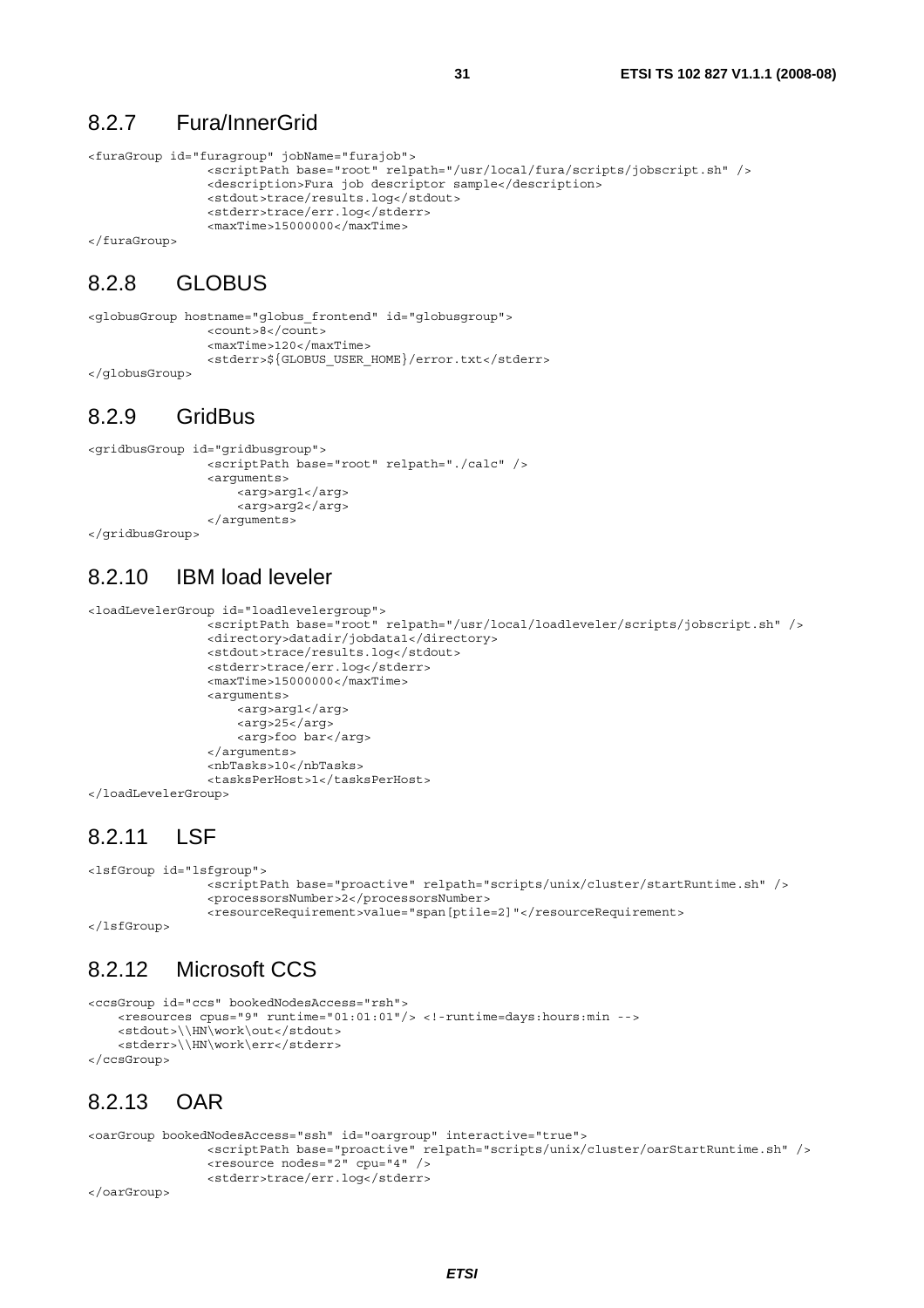### 8.2.7 Fura/InnerGrid

```
<furaGroup id="furagroup" jobName="furajob">
                <scriptPath base="root" relpath="/usr/local/fura/scripts/jobscript.sh" />
                <description>Fura job descriptor sample</description>
                <stdout>trace/results.log</stdout>
                <stderr>trace/err.log</stderr>
                <maxTime>15000000</maxTime>
</furaGroup>
```

### 8.2.8 GLOBUS

```
<globusGroup hostname="globus_frontend" id="globusgroup">
                <count>8</count>
                <maxTime>120</maxTime>
                <stderr>${GLOBUS_USER_HOME}/error.txt</stderr>
</globusGroup>
```

### 8.2.9 GridBus

```
<gridbusGroup id="gridbusgroup">
                <scriptPath base="root" relpath="./calc" />
                <arguments>
                    <arg>arg1</arg>
                    <arg>arg2</arg>
                </arguments>
</gridbusGroup>
```

### 8.2.10 IBM load leveler

```
<loadLevelerGroup id="loadlevelergroup">
                <scriptPath base="root" relpath="/usr/local/loadleveler/scripts/jobscript.sh" />
                <directory>datadir/jobdata1</directory>
                <stdout>trace/results.log</stdout>
                <stderr>trace/err.log</stderr>
                <maxTime>15000000</maxTime>
                <arguments>
                    <arg>arg1</arg>
                    <arg>25</arg>
                    <arg>foo bar</arg>
                </arguments>
                <nbTasks>10</nbTasks>
                <tasksPerHost>1</tasksPerHost>
</loadLevelerGroup>
```

### 8.2.11 LSF

```
<lsfGroup id="lsfgroup">
                <scriptPath base="proactive" relpath="scripts/unix/cluster/startRuntime.sh" />
                <processorsNumber>2</processorsNumber>
                <resourceRequirement>value="span[ptile=2]"</resourceRequirement>
</lsfGroup>
```

### 8.2.12 Microsoft CCS

```
<ccsGroup id="ccs" bookedNodesAccess="rsh">
    <resources cpus="9" runtime="01:01:01"/> <!-runtime=days:hours:min -->
    <stdout>\\HN\work\out</stdout>
    <stderr>\\HN\work\err</stderr>
</ccsGroup>
```

### 8.2.13 OAR

```
<oarGroup bookedNodesAccess="ssh" id="oargroup" interactive="true">
                <scriptPath base="proactive" relpath="scripts/unix/cluster/oarStartRuntime.sh" />
                <resource nodes="2" cpu="4" />
                <stderr>trace/err.log</stderr>
</oarGroup>
```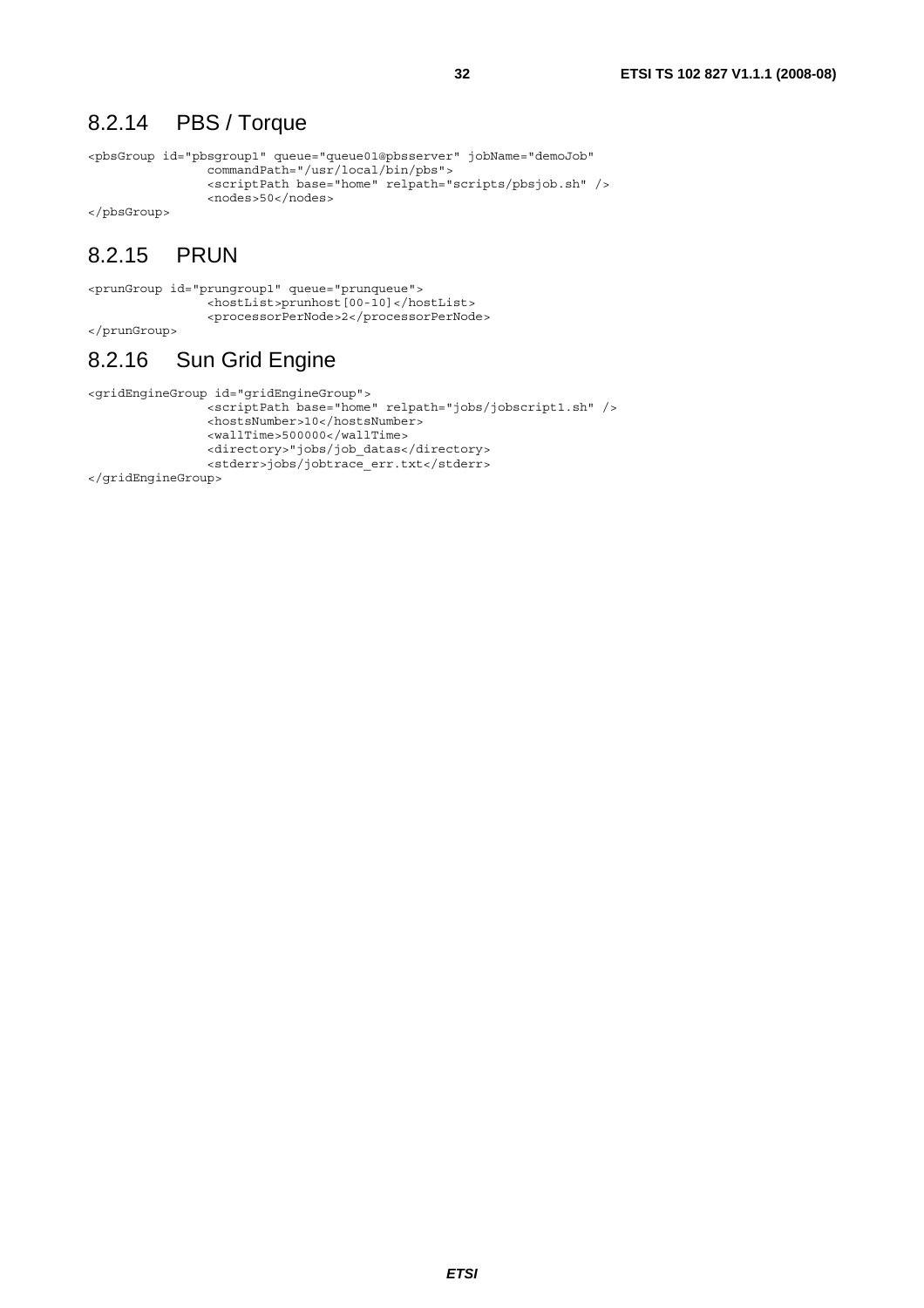### 8.2.14 PBS / Torque

```
<pbsGroup id="pbsgroup1" queue="queue01@pbsserver" jobName="demoJob"
                commandPath="/usr/local/bin/pbs">
                <scriptPath base="home" relpath="scripts/pbsjob.sh" />
                <nodes>50</nodes>
</pbsGroup>
```

### 8.2.15 PRUN

```
<prunGroup id="prungroup1" queue="prunqueue">
                <hostList>prunhost[00-10]</hostList>
                <processorPerNode>2</processorPerNode>
</prunGroup>
```

### 8.2.16 Sun Grid Engine

```
<gridEngineGroup id="gridEngineGroup">
                <scriptPath base="home" relpath="jobs/jobscript1.sh" />
                <hostsNumber>10</hostsNumber>
                <wallTime>500000</wallTime>
                <directory>"jobs/job_datas</directory>
                <stderr>jobs/jobtrace_err.txt</stderr>
</gridEngineGroup>
```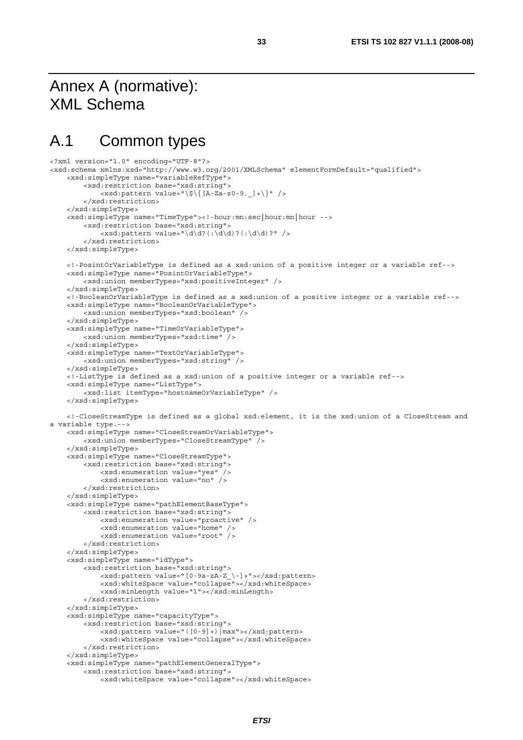# Annex A (normative): XML Schema

## A.1 Common types

```
<?xml version="1.0" encoding="UTF-8"?>
<xsd:schema xmlns:xsd="http://www.w3.org/2001/XMLSchema" elementFormDefault="qualified">
    <xsd:simpleType name="variableRefType">
        <xsd:restriction base="xsd:string">
            <xsd:pattern value="\$\{[A-Za-z0-9._]+\}" />
        </xsd:restriction>
    </xsd:simpleType>
    <xsd:simpleType name="TimeType"><!-hour:mn:sec|hour:mn|hour -->
        <xsd:restriction base="xsd:string">
            <xsd:pattern value="\d\d?(:\d\d)?(:\d\d)?" />
        </xsd:restriction>
    </xsd:simpleType>

    <!-PosintOrVariableType is defined as a xsd:union of a positive integer or a variable ref-->
    <xsd:simpleType name="PosintOrVariableType">
        <xsd:union memberTypes="xsd:positiveInteger" />
    </xsd:simpleType>
    <!-BooleanOrVariableType is defined as a xsd:union of a positive integer or a variable ref-->
    <xsd:simpleType name="BooleanOrVariableType">
        <xsd:union memberTypes="xsd:boolean" />
    </xsd:simpleType>
    <xsd:simpleType name="TimeOrVariableType">
        <xsd:union memberTypes="xsd:time" />
    </xsd:simpleType>
    <xsd:simpleType name="TextOrVariableType">
        <xsd:union memberTypes="xsd:string" />
    </xsd:simpleType>
    <!-ListType is defined as a xsd:union of a positive integer or a variable ref-->
    <xsd:simpleType name="ListType">
        <xsd:list itemType="hostnameOrVariableType" />
    </xsd:simpleType>

    <!-CloseStreamType is defined as a global xsd:element, it is the xsd:union of a CloseStream and
a variable type.--->
    <xsd:simpleType name="CloseStreamOrVariableType">
        <xsd:union memberTypes="CloseStreamType" />
    </xsd:simpleType>
    <xsd:simpleType name="CloseStreamType">
        <xsd:restriction base="xsd:string">
            <xsd:enumeration value="yes" />
            <xsd:enumeration value="no" />
        </xsd:restriction>
    </xsd:simpleType>
    <xsd:simpleType name="pathElementBaseType">
        <xsd:restriction base="xsd:string">
            <xsd:enumeration value="proactive" />
            <xsd:enumeration value="home" />
            <xsd:enumeration value="root" />
        </xsd:restriction>
    </xsd:simpleType>
    <xsd:simpleType name="idType">
        <xsd:restriction base="xsd:string">
            <xsd:pattern value="[0-9a-zA-Z_\-]+"></xsd:pattern>
            <xsd:whiteSpace value="collapse"></xsd:whiteSpace>
            <xsd:minLength value="1"></xsd:minLength>
        </xsd:restriction>
    </xsd:simpleType>
    <xsd:simpleType name="capacityType">
        <xsd:restriction base="xsd:string">
            <xsd:pattern value="([0-9]+)|max"></xsd:pattern>
            <xsd:whiteSpace value="collapse"></xsd:whiteSpace>
        </xsd:restriction>
    </xsd:simpleType>
    <xsd:simpleType name="pathElementGeneralType">
        <xsd:restriction base="xsd:string">
            <xsd:whiteSpace value="collapse"></xsd:whiteSpace>
```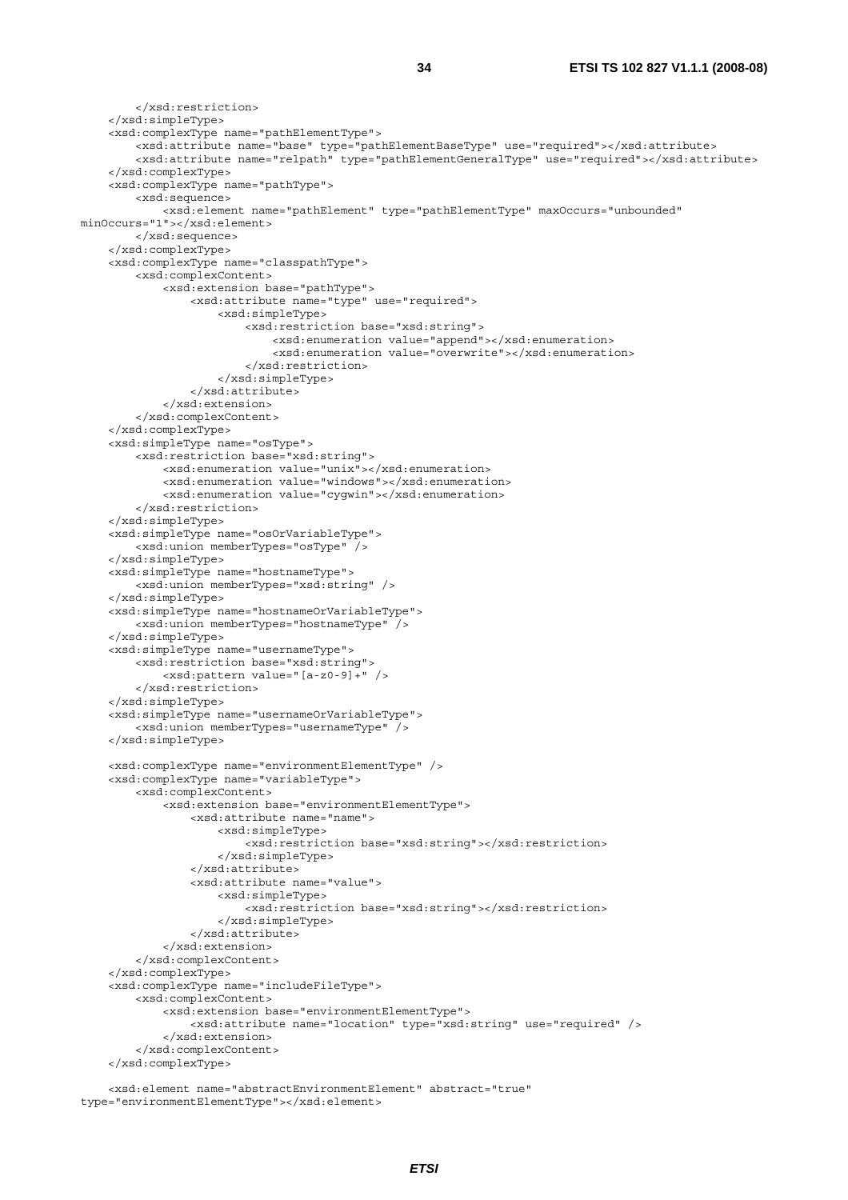```
        </xsd:restriction>
    </xsd:simpleType>
    <xsd:complexType name="pathElementType">
        <xsd:attribute name="base" type="pathElementBaseType" use="required"></xsd:attribute>
        <xsd:attribute name="relpath" type="pathElementGeneralType" use="required"></xsd:attribute>
    </xsd:complexType>
    <xsd:complexType name="pathType">
        <xsd:sequence>
            <xsd:element name="pathElement" type="pathElementType" maxOccurs="unbounded"
minOccurs="1"></xsd:element>
        </xsd:sequence>
    </xsd:complexType>
    <xsd:complexType name="classpathType">
        <xsd:complexContent>
            <xsd:extension base="pathType">
                <xsd:attribute name="type" use="required">
                    <xsd:simpleType>
                        <xsd:restriction base="xsd:string">
                            <xsd:enumeration value="append"></xsd:enumeration>
                            <xsd:enumeration value="overwrite"></xsd:enumeration>
                        </xsd:restriction>
                    </xsd:simpleType>
                </xsd:attribute>
            </xsd:extension>
        </xsd:complexContent>
    </xsd:complexType>
    <xsd:simpleType name="osType">
        <xsd:restriction base="xsd:string">
            <xsd:enumeration value="unix"></xsd:enumeration>
            <xsd:enumeration value="windows"></xsd:enumeration>
            <xsd:enumeration value="cygwin"></xsd:enumeration>
        </xsd:restriction>
    </xsd:simpleType>
    <xsd:simpleType name="osOrVariableType">
        <xsd:union memberTypes="osType" />
    </xsd:simpleType>
    <xsd:simpleType name="hostnameType">
        <xsd:union memberTypes="xsd:string" />
    </xsd:simpleType>
    <xsd:simpleType name="hostnameOrVariableType">
        <xsd:union memberTypes="hostnameType" />
    </xsd:simpleType>
    <xsd:simpleType name="usernameType">
        <xsd:restriction base="xsd:string">
            <xsd:pattern value="[a-z0-9]+" />
        </xsd:restriction>
    </xsd:simpleType>
    <xsd:simpleType name="usernameOrVariableType">
        <xsd:union memberTypes="usernameType" />
    </xsd:simpleType>

    <xsd:complexType name="environmentElementType" />
    <xsd:complexType name="variableType">
        <xsd:complexContent>
            <xsd:extension base="environmentElementType">
                <xsd:attribute name="name">
                    <xsd:simpleType>
                        <xsd:restriction base="xsd:string"></xsd:restriction>
                    </xsd:simpleType>
                </xsd:attribute>
                <xsd:attribute name="value">
                    <xsd:simpleType>
                        <xsd:restriction base="xsd:string"></xsd:restriction>
                    </xsd:simpleType>
                </xsd:attribute>
            </xsd:extension>
        </xsd:complexContent>
    </xsd:complexType>
    <xsd:complexType name="includeFileType">
        <xsd:complexContent>
            <xsd:extension base="environmentElementType">
                <xsd:attribute name="location" type="xsd:string" use="required" />
            </xsd:extension>
        </xsd:complexContent>
    </xsd:complexType>

    <xsd:element name="abstractEnvironmentElement" abstract="true"
type="environmentElementType"></xsd:element>
```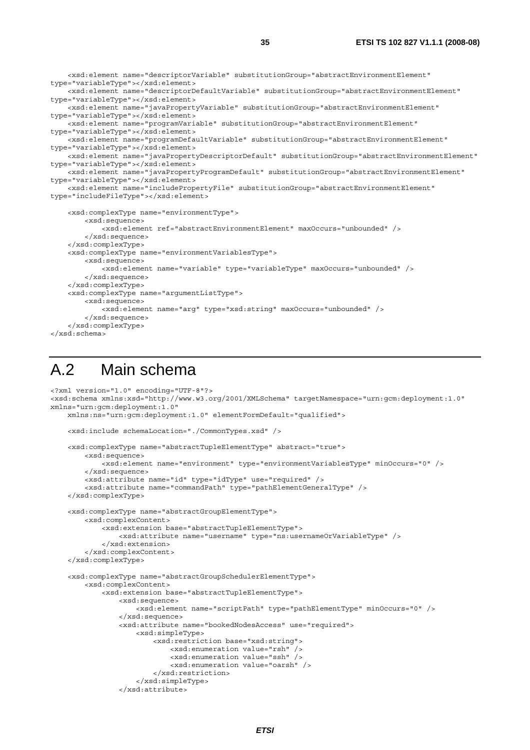```
    <xsd:element name="descriptorVariable" substitutionGroup="abstractEnvironmentElement"
type="variableType"></xsd:element>
    <xsd:element name="descriptorDefaultVariable" substitutionGroup="abstractEnvironmentElement"
type="variableType"></xsd:element>
    <xsd:element name="javaPropertyVariable" substitutionGroup="abstractEnvironmentElement"
type="variableType"></xsd:element>
    <xsd:element name="programVariable" substitutionGroup="abstractEnvironmentElement"
type="variableType"></xsd:element>
    <xsd:element name="programDefaultVariable" substitutionGroup="abstractEnvironmentElement"
type="variableType"></xsd:element>
    <xsd:element name="javaPropertyDescriptorDefault" substitutionGroup="abstractEnvironmentElement"
type="variableType"></xsd:element>
    <xsd:element name="javaPropertyProgramDefault" substitutionGroup="abstractEnvironmentElement"
type="variableType"></xsd:element>
    <xsd:element name="includePropertyFile" substitutionGroup="abstractEnvironmentElement"
type="includeFileType"></xsd:element>

    <xsd:complexType name="environmentType">
        <xsd:sequence>
            <xsd:element ref="abstractEnvironmentElement" maxOccurs="unbounded" />
        </xsd:sequence>
    </xsd:complexType>
    <xsd:complexType name="environmentVariablesType">
        <xsd:sequence>
            <xsd:element name="variable" type="variableType" maxOccurs="unbounded" />
        </xsd:sequence>
    </xsd:complexType>
    <xsd:complexType name="argumentListType">
        <xsd:sequence>
            <xsd:element name="arg" type="xsd:string" maxOccurs="unbounded" />
        </xsd:sequence>
    </xsd:complexType>
</xsd:schema>
```

# A.2 Main schema

```
<?xml version="1.0" encoding="UTF-8"?>
<xsd:schema xmlns:xsd="http://www.w3.org/2001/XMLSchema" targetNamespace="urn:gcm:deployment:1.0"
xmlns="urn:gcm:deployment:1.0"
    xmlns:ns="urn:gcm:deployment:1.0" elementFormDefault="qualified">

    <xsd:include schemaLocation="./CommonTypes.xsd" />

    <xsd:complexType name="abstractTupleElementType" abstract="true">
        <xsd:sequence>
            <xsd:element name="environment" type="environmentVariablesType" minOccurs="0" />
        </xsd:sequence>
        <xsd:attribute name="id" type="idType" use="required" />
        <xsd:attribute name="commandPath" type="pathElementGeneralType" />
    </xsd:complexType>

    <xsd:complexType name="abstractGroupElementType">
        <xsd:complexContent>
            <xsd:extension base="abstractTupleElementType">
                <xsd:attribute name="username" type="ns:usernameOrVariableType" />
            </xsd:extension>
        </xsd:complexContent>
    </xsd:complexType>

    <xsd:complexType name="abstractGroupSchedulerElementType">
        <xsd:complexContent>
            <xsd:extension base="abstractTupleElementType">
                <xsd:sequence>
                    <xsd:element name="scriptPath" type="pathElementType" minOccurs="0" />
                </xsd:sequence>
                <xsd:attribute name="bookedNodesAccess" use="required">
                    <xsd:simpleType>
                        <xsd:restriction base="xsd:string">
                            <xsd:enumeration value="rsh" />
                            <xsd:enumeration value="ssh" />
                            <xsd:enumeration value="oarsh" />
                        </xsd:restriction>
                    </xsd:simpleType>
                </xsd:attribute>
```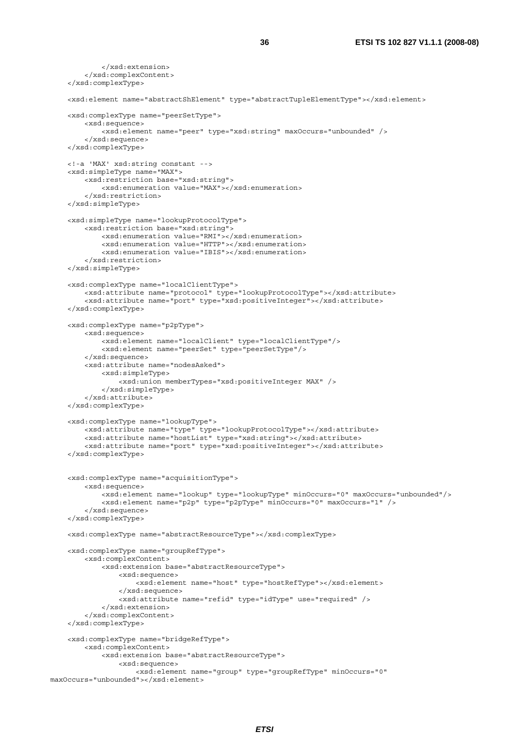```
            </xsd:extension>
        </xsd:complexContent>
    </xsd:complexType>

    <xsd:element name="abstractShElement" type="abstractTupleElementType"></xsd:element>

    <xsd:complexType name="peerSetType">
        <xsd:sequence>
            <xsd:element name="peer" type="xsd:string" maxOccurs="unbounded" />
        </xsd:sequence>
    </xsd:complexType>

    <!-a 'MAX' xsd:string constant -->
    <xsd:simpleType name="MAX">
        <xsd:restriction base="xsd:string">
            <xsd:enumeration value="MAX"></xsd:enumeration>
        </xsd:restriction>
    </xsd:simpleType>

    <xsd:simpleType name="lookupProtocolType">
        <xsd:restriction base="xsd:string">
            <xsd:enumeration value="RMI"></xsd:enumeration>
            <xsd:enumeration value="HTTP"></xsd:enumeration>
            <xsd:enumeration value="IBIS"></xsd:enumeration>
        </xsd:restriction>
    </xsd:simpleType>

    <xsd:complexType name="localClientType">
        <xsd:attribute name="protocol" type="lookupProtocolType"></xsd:attribute>
        <xsd:attribute name="port" type="xsd:positiveInteger"></xsd:attribute>
    </xsd:complexType>

    <xsd:complexType name="p2pType">
        <xsd:sequence>
            <xsd:element name="localClient" type="localClientType"/>
            <xsd:element name="peerSet" type="peerSetType"/>
        </xsd:sequence>
        <xsd:attribute name="nodesAsked">
            <xsd:simpleType>
                <xsd:union memberTypes="xsd:positiveInteger MAX" />
            </xsd:simpleType>
        </xsd:attribute>
    </xsd:complexType>

    <xsd:complexType name="lookupType">
        <xsd:attribute name="type" type="lookupProtocolType"></xsd:attribute>
        <xsd:attribute name="hostList" type="xsd:string"></xsd:attribute>
        <xsd:attribute name="port" type="xsd:positiveInteger"></xsd:attribute>
    </xsd:complexType>


    <xsd:complexType name="acquisitionType">
        <xsd:sequence>
            <xsd:element name="lookup" type="lookupType" minOccurs="0" maxOccurs="unbounded"/>
            <xsd:element name="p2p" type="p2pType" minOccurs="0" maxOccurs="1" />
        </xsd:sequence>
    </xsd:complexType>

    <xsd:complexType name="abstractResourceType"></xsd:complexType>

    <xsd:complexType name="groupRefType">
        <xsd:complexContent>
            <xsd:extension base="abstractResourceType">
                <xsd:sequence>
                    <xsd:element name="host" type="hostRefType"></xsd:element>
                </xsd:sequence>
                <xsd:attribute name="refid" type="idType" use="required" />
            </xsd:extension>
        </xsd:complexContent>
    </xsd:complexType>

    <xsd:complexType name="bridgeRefType">
        <xsd:complexContent>
            <xsd:extension base="abstractResourceType">
                <xsd:sequence>
                    <xsd:element name="group" type="groupRefType" minOccurs="0"
maxOccurs="unbounded"></xsd:element>
```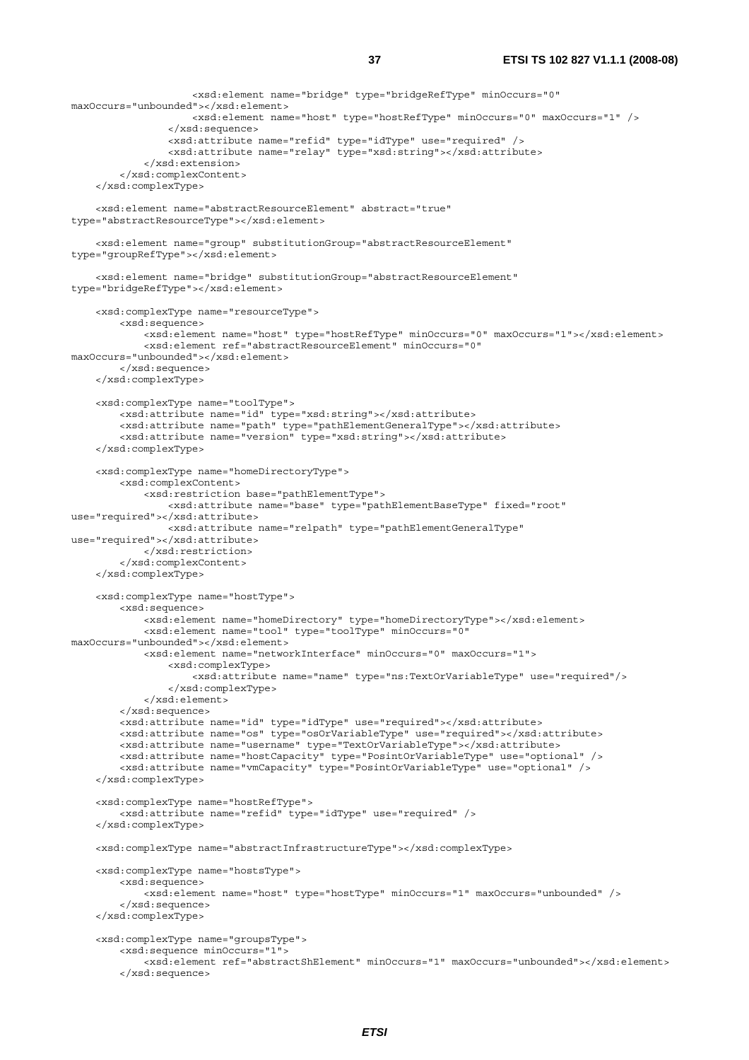```
                    <xsd:element name="bridge" type="bridgeRefType" minOccurs="0"
maxOccurs="unbounded"></xsd:element>
                    <xsd:element name="host" type="hostRefType" minOccurs="0" maxOccurs="1" />
                </xsd:sequence>
                <xsd:attribute name="refid" type="idType" use="required" />
                <xsd:attribute name="relay" type="xsd:string"></xsd:attribute>
            </xsd:extension>
        </xsd:complexContent>
    </xsd:complexType>

    <xsd:element name="abstractResourceElement" abstract="true"
type="abstractResourceType"></xsd:element>

    <xsd:element name="group" substitutionGroup="abstractResourceElement"
type="groupRefType"></xsd:element>

    <xsd:element name="bridge" substitutionGroup="abstractResourceElement"
type="bridgeRefType"></xsd:element>

    <xsd:complexType name="resourceType">
        <xsd:sequence>
            <xsd:element name="host" type="hostRefType" minOccurs="0" maxOccurs="1"></xsd:element>
            <xsd:element ref="abstractResourceElement" minOccurs="0"
maxOccurs="unbounded"></xsd:element>
        </xsd:sequence>
    </xsd:complexType>

    <xsd:complexType name="toolType">
        <xsd:attribute name="id" type="xsd:string"></xsd:attribute>
        <xsd:attribute name="path" type="pathElementGeneralType"></xsd:attribute>
        <xsd:attribute name="version" type="xsd:string"></xsd:attribute>
    </xsd:complexType>

    <xsd:complexType name="homeDirectoryType">
        <xsd:complexContent>
            <xsd:restriction base="pathElementType">
                <xsd:attribute name="base" type="pathElementBaseType" fixed="root"
use="required"></xsd:attribute>
                <xsd:attribute name="relpath" type="pathElementGeneralType"
use="required"></xsd:attribute>
            </xsd:restriction>
        </xsd:complexContent>
    </xsd:complexType>

    <xsd:complexType name="hostType">
        <xsd:sequence>
            <xsd:element name="homeDirectory" type="homeDirectoryType"></xsd:element>
            <xsd:element name="tool" type="toolType" minOccurs="0"
maxOccurs="unbounded"></xsd:element>
            <xsd:element name="networkInterface" minOccurs="0" maxOccurs="1">
                <xsd:complexType>
                    <xsd:attribute name="name" type="ns:TextOrVariableType" use="required"/>
                </xsd:complexType>
            </xsd:element>
        </xsd:sequence>
        <xsd:attribute name="id" type="idType" use="required"></xsd:attribute>
        <xsd:attribute name="os" type="osOrVariableType" use="required"></xsd:attribute>
        <xsd:attribute name="username" type="TextOrVariableType"></xsd:attribute>
        <xsd:attribute name="hostCapacity" type="PosintOrVariableType" use="optional" />
        <xsd:attribute name="vmCapacity" type="PosintOrVariableType" use="optional" />
    </xsd:complexType>

    <xsd:complexType name="hostRefType">
        <xsd:attribute name="refid" type="idType" use="required" />
    </xsd:complexType>

    <xsd:complexType name="abstractInfrastructureType"></xsd:complexType>

    <xsd:complexType name="hostsType">
        <xsd:sequence>
            <xsd:element name="host" type="hostType" minOccurs="1" maxOccurs="unbounded" />
        </xsd:sequence>
    </xsd:complexType>

    <xsd:complexType name="groupsType">
        <xsd:sequence minOccurs="1">
            <xsd:element ref="abstractShElement" minOccurs="1" maxOccurs="unbounded"></xsd:element>
        </xsd:sequence>
```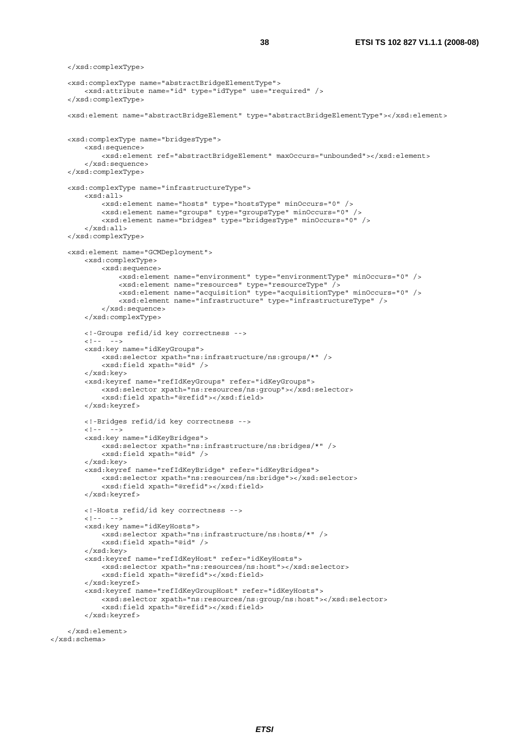```
    </xsd:complexType>

    <xsd:complexType name="abstractBridgeElementType">
        <xsd:attribute name="id" type="idType" use="required" />
    </xsd:complexType>

    <xsd:element name="abstractBridgeElement" type="abstractBridgeElementType"></xsd:element>


    <xsd:complexType name="bridgesType">
        <xsd:sequence>
            <xsd:element ref="abstractBridgeElement" maxOccurs="unbounded"></xsd:element>
        </xsd:sequence>
    </xsd:complexType>

    <xsd:complexType name="infrastructureType">
        <xsd:all>
            <xsd:element name="hosts" type="hostsType" minOccurs="0" />
            <xsd:element name="groups" type="groupsType" minOccurs="0" />
            <xsd:element name="bridges" type="bridgesType" minOccurs="0" />
        </xsd:all>
    </xsd:complexType>

    <xsd:element name="GCMDeployment">
        <xsd:complexType>
            <xsd:sequence>
                <xsd:element name="environment" type="environmentType" minOccurs="0" />
                <xsd:element name="resources" type="resourceType" />
                <xsd:element name="acquisition" type="acquisitionType" minOccurs="0" />
                <xsd:element name="infrastructure" type="infrastructureType" />
            </xsd:sequence>
        </xsd:complexType>

        <!-Groups refid/id key correctness -->
        <!--  -->
        <xsd:key name="idKeyGroups">
            <xsd:selector xpath="ns:infrastructure/ns:groups/*" />
            <xsd:field xpath="@id" />
        </xsd:key>
        <xsd:keyref name="refIdKeyGroups" refer="idKeyGroups">
            <xsd:selector xpath="ns:resources/ns:group"></xsd:selector>
            <xsd:field xpath="@refid"></xsd:field>
        </xsd:keyref>

        <!-Bridges refid/id key correctness -->
        <!--  -->
        <xsd:key name="idKeyBridges">
            <xsd:selector xpath="ns:infrastructure/ns:bridges/*" />
            <xsd:field xpath="@id" />
        </xsd:key>
        <xsd:keyref name="refIdKeyBridge" refer="idKeyBridges">
            <xsd:selector xpath="ns:resources/ns:bridge"></xsd:selector>
            <xsd:field xpath="@refid"></xsd:field>
        </xsd:keyref>

        <!-Hosts refid/id key correctness -->
        <!--  -->
        <xsd:key name="idKeyHosts">
            <xsd:selector xpath="ns:infrastructure/ns:hosts/*" />
            <xsd:field xpath="@id" />
        </xsd:key>
        <xsd:keyref name="refIdKeyHost" refer="idKeyHosts">
            <xsd:selector xpath="ns:resources/ns:host"></xsd:selector>
            <xsd:field xpath="@refid"></xsd:field>
        </xsd:keyref>
        <xsd:keyref name="refIdKeyGroupHost" refer="idKeyHosts">
            <xsd:selector xpath="ns:resources/ns:group/ns:host"></xsd:selector>
            <xsd:field xpath="@refid"></xsd:field>
        </xsd:keyref>

    </xsd:element>
</xsd:schema>
```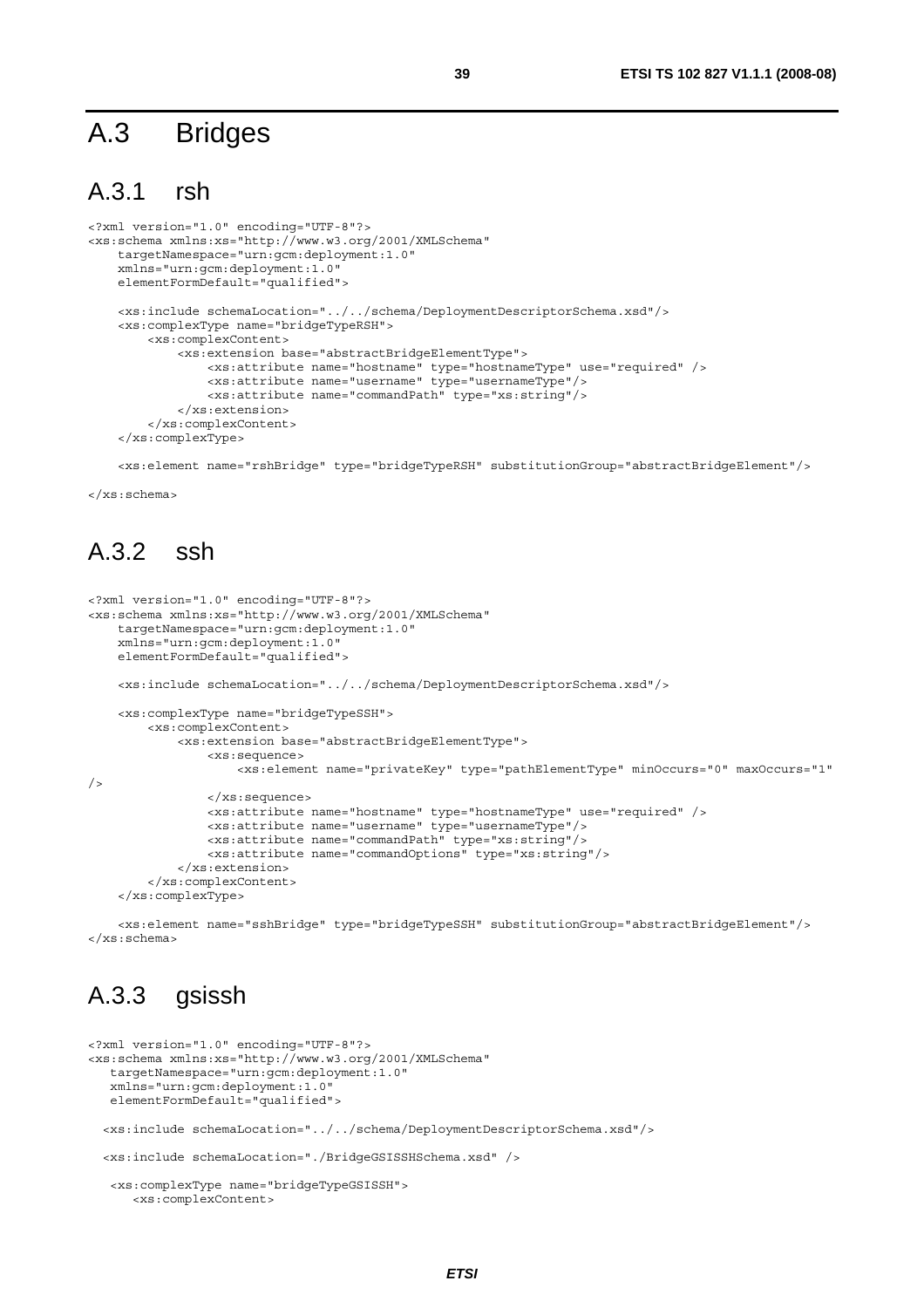## A.3 Bridges

### A.3.1 rsh

```
<?xml version="1.0" encoding="UTF-8"?>
<xs:schema xmlns:xs="http://www.w3.org/2001/XMLSchema"
    targetNamespace="urn:gcm:deployment:1.0"
    xmlns="urn:gcm:deployment:1.0"
    elementFormDefault="qualified">

    <xs:include schemaLocation="../../schema/DeploymentDescriptorSchema.xsd"/>
    <xs:complexType name="bridgeTypeRSH">
        <xs:complexContent>
            <xs:extension base="abstractBridgeElementType">
                <xs:attribute name="hostname" type="hostnameType" use="required" />
                <xs:attribute name="username" type="usernameType"/>
                <xs:attribute name="commandPath" type="xs:string"/>
            </xs:extension>
        </xs:complexContent>
    </xs:complexType>

    <xs:element name="rshBridge" type="bridgeTypeRSH" substitutionGroup="abstractBridgeElement"/>

</xs:schema>
```

### A.3.2 ssh

```
<?xml version="1.0" encoding="UTF-8"?>
<xs:schema xmlns:xs="http://www.w3.org/2001/XMLSchema"
    targetNamespace="urn:gcm:deployment:1.0"
    xmlns="urn:gcm:deployment:1.0"
    elementFormDefault="qualified">

    <xs:include schemaLocation="../../schema/DeploymentDescriptorSchema.xsd"/>

    <xs:complexType name="bridgeTypeSSH">
        <xs:complexContent>
            <xs:extension base="abstractBridgeElementType">
                <xs:sequence>
                    <xs:element name="privateKey" type="pathElementType" minOccurs="0" maxOccurs="1"
/>
                </xs:sequence>
                <xs:attribute name="hostname" type="hostnameType" use="required" />
                <xs:attribute name="username" type="usernameType"/>
                <xs:attribute name="commandPath" type="xs:string"/>
                <xs:attribute name="commandOptions" type="xs:string"/>
            </xs:extension>
        </xs:complexContent>
    </xs:complexType>

    <xs:element name="sshBridge" type="bridgeTypeSSH" substitutionGroup="abstractBridgeElement"/>
</xs:schema>
```

### A.3.3 gsissh

```
<?xml version="1.0" encoding="UTF-8"?>
<xs:schema xmlns:xs="http://www.w3.org/2001/XMLSchema"
   targetNamespace="urn:gcm:deployment:1.0"
   xmlns="urn:gcm:deployment:1.0"
   elementFormDefault="qualified">

  <xs:include schemaLocation="../../schema/DeploymentDescriptorSchema.xsd"/>

  <xs:include schemaLocation="./BridgeGSISSHSchema.xsd" />

   <xs:complexType name="bridgeTypeGSISSH">
      <xs:complexContent>
```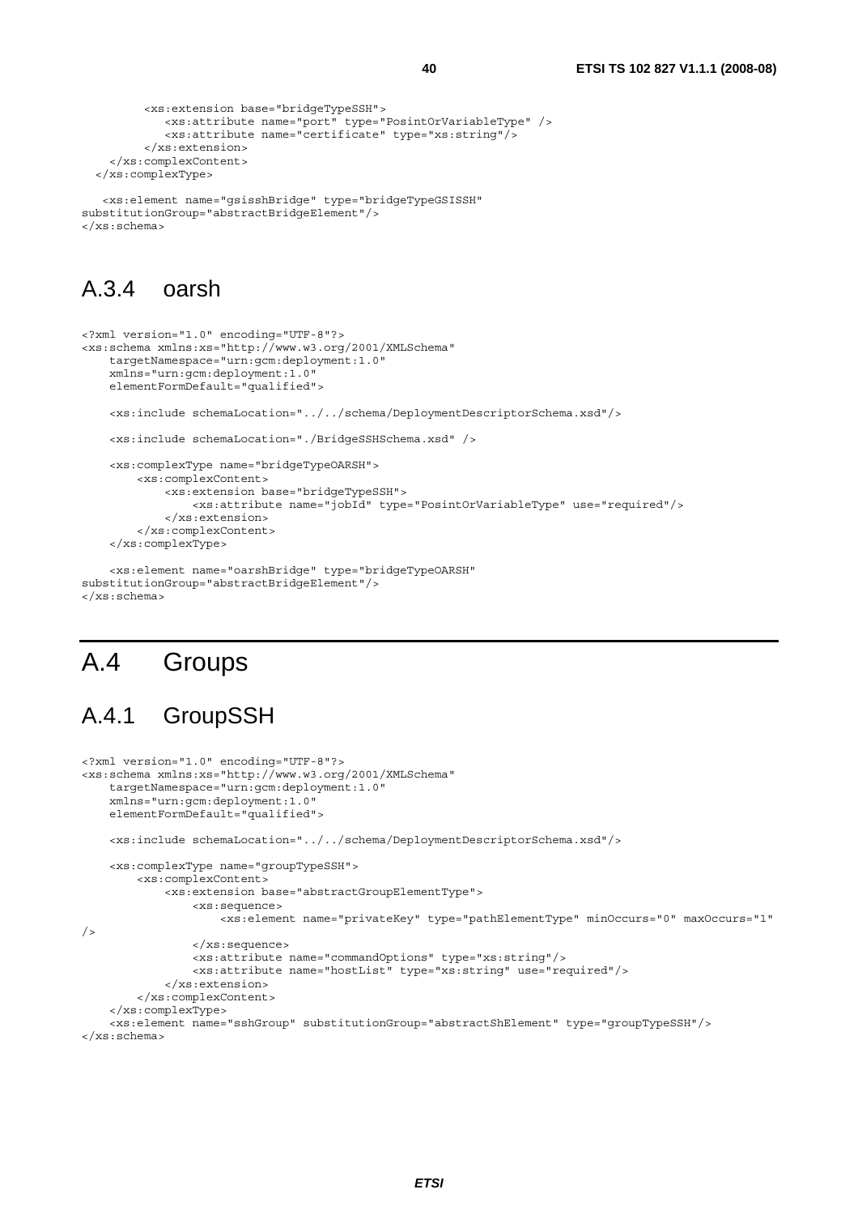```
        <xs:extension base="bridgeTypeSSH">
            <xs:attribute name="port" type="PosintOrVariableType" />
            <xs:attribute name="certificate" type="xs:string"/>
        </xs:extension>
    </xs:complexContent>
  </xs:complexType>

   <xs:element name="gsisshBridge" type="bridgeTypeGSISSH"
substitutionGroup="abstractBridgeElement"/>
</xs:schema>
```

## A.3.4 oarsh

```
<?xml version="1.0" encoding="UTF-8"?>
<xs:schema xmlns:xs="http://www.w3.org/2001/XMLSchema"
    targetNamespace="urn:gcm:deployment:1.0"
    xmlns="urn:gcm:deployment:1.0"
    elementFormDefault="qualified">

    <xs:include schemaLocation="../../schema/DeploymentDescriptorSchema.xsd"/>

    <xs:include schemaLocation="./BridgeSSHSchema.xsd" />

    <xs:complexType name="bridgeTypeOARSH">
        <xs:complexContent>
            <xs:extension base="bridgeTypeSSH">
                <xs:attribute name="jobId" type="PosintOrVariableType" use="required"/>
            </xs:extension>
        </xs:complexContent>
    </xs:complexType>

    <xs:element name="oarshBridge" type="bridgeTypeOARSH"
substitutionGroup="abstractBridgeElement"/>
</xs:schema>
```

# A.4 Groups

## A.4.1 GroupSSH

```
<?xml version="1.0" encoding="UTF-8"?>
<xs:schema xmlns:xs="http://www.w3.org/2001/XMLSchema"
    targetNamespace="urn:gcm:deployment:1.0"
    xmlns="urn:gcm:deployment:1.0"
    elementFormDefault="qualified">

    <xs:include schemaLocation="../../schema/DeploymentDescriptorSchema.xsd"/>

    <xs:complexType name="groupTypeSSH">
        <xs:complexContent>
            <xs:extension base="abstractGroupElementType">
                <xs:sequence>
                    <xs:element name="privateKey" type="pathElementType" minOccurs="0" maxOccurs="1"
/>
                </xs:sequence>
                <xs:attribute name="commandOptions" type="xs:string"/>
                <xs:attribute name="hostList" type="xs:string" use="required"/>
            </xs:extension>
        </xs:complexContent>
    </xs:complexType>
    <xs:element name="sshGroup" substitutionGroup="abstractShElement" type="groupTypeSSH"/>
</xs:schema>
```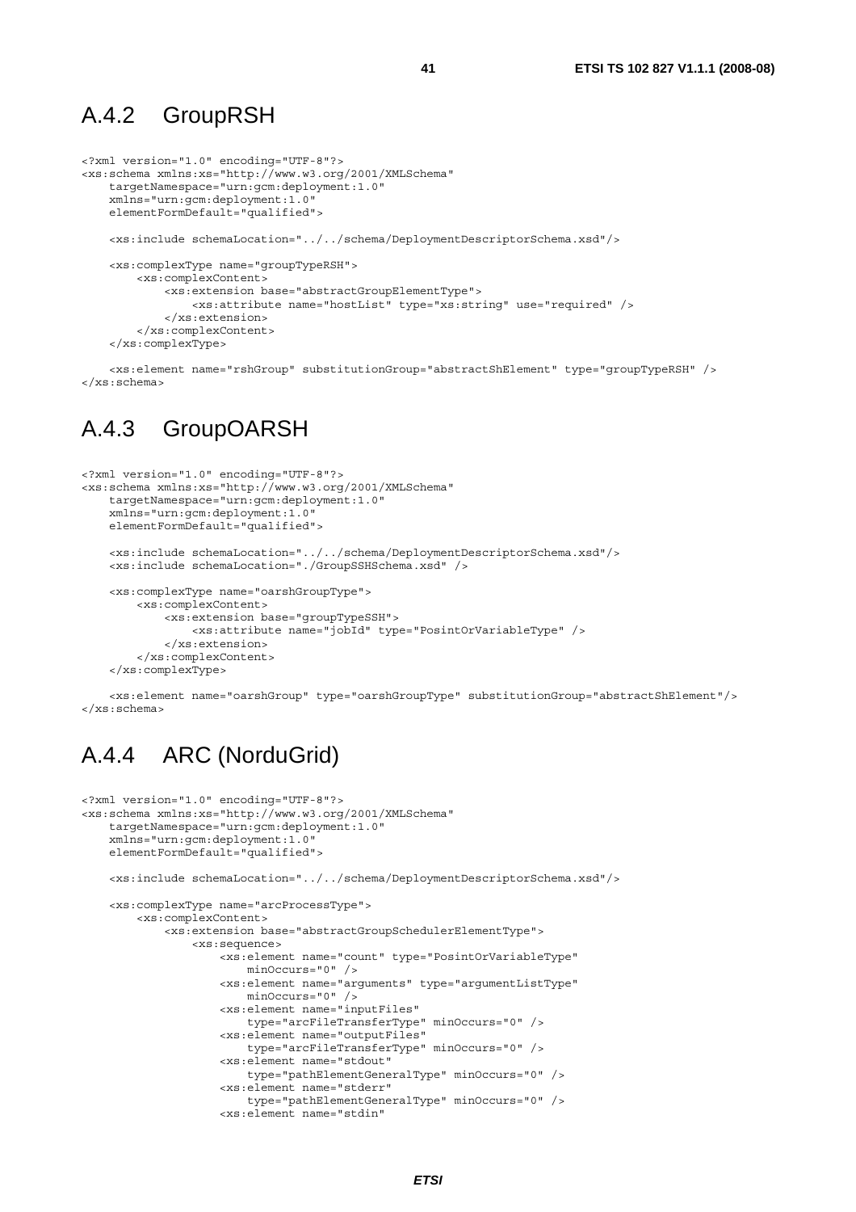## A.4.2 GroupRSH

```
<?xml version="1.0" encoding="UTF-8"?>
<xs:schema xmlns:xs="http://www.w3.org/2001/XMLSchema"
    targetNamespace="urn:gcm:deployment:1.0"
    xmlns="urn:gcm:deployment:1.0"
    elementFormDefault="qualified">

    <xs:include schemaLocation="../../schema/DeploymentDescriptorSchema.xsd"/>

    <xs:complexType name="groupTypeRSH">
        <xs:complexContent>
            <xs:extension base="abstractGroupElementType">
                <xs:attribute name="hostList" type="xs:string" use="required" />
            </xs:extension>
        </xs:complexContent>
    </xs:complexType>

    <xs:element name="rshGroup" substitutionGroup="abstractShElement" type="groupTypeRSH" />
</xs:schema>
```

## A.4.3 GroupOARSH

```
<?xml version="1.0" encoding="UTF-8"?>
<xs:schema xmlns:xs="http://www.w3.org/2001/XMLSchema"
    targetNamespace="urn:gcm:deployment:1.0"
    xmlns="urn:gcm:deployment:1.0"
    elementFormDefault="qualified">

    <xs:include schemaLocation="../../schema/DeploymentDescriptorSchema.xsd"/>
    <xs:include schemaLocation="./GroupSSHSchema.xsd" />

    <xs:complexType name="oarshGroupType">
        <xs:complexContent>
            <xs:extension base="groupTypeSSH">
                <xs:attribute name="jobId" type="PosintOrVariableType" />
            </xs:extension>
        </xs:complexContent>
    </xs:complexType>

    <xs:element name="oarshGroup" type="oarshGroupType" substitutionGroup="abstractShElement"/>
</xs:schema>
```

## A.4.4 ARC (NorduGrid)

```
<?xml version="1.0" encoding="UTF-8"?>
<xs:schema xmlns:xs="http://www.w3.org/2001/XMLSchema"
    targetNamespace="urn:gcm:deployment:1.0"
    xmlns="urn:gcm:deployment:1.0"
    elementFormDefault="qualified">

    <xs:include schemaLocation="../../schema/DeploymentDescriptorSchema.xsd"/>

    <xs:complexType name="arcProcessType">
        <xs:complexContent>
            <xs:extension base="abstractGroupSchedulerElementType">
                <xs:sequence>
                    <xs:element name="count" type="PosintOrVariableType"
                        minOccurs="0" />
                    <xs:element name="arguments" type="argumentListType"
                        minOccurs="0" />
                    <xs:element name="inputFiles"
                        type="arcFileTransferType" minOccurs="0" />
                    <xs:element name="outputFiles"
                        type="arcFileTransferType" minOccurs="0" />
                    <xs:element name="stdout"
                        type="pathElementGeneralType" minOccurs="0" />
                    <xs:element name="stderr"
                        type="pathElementGeneralType" minOccurs="0" />
                    <xs:element name="stdin"
```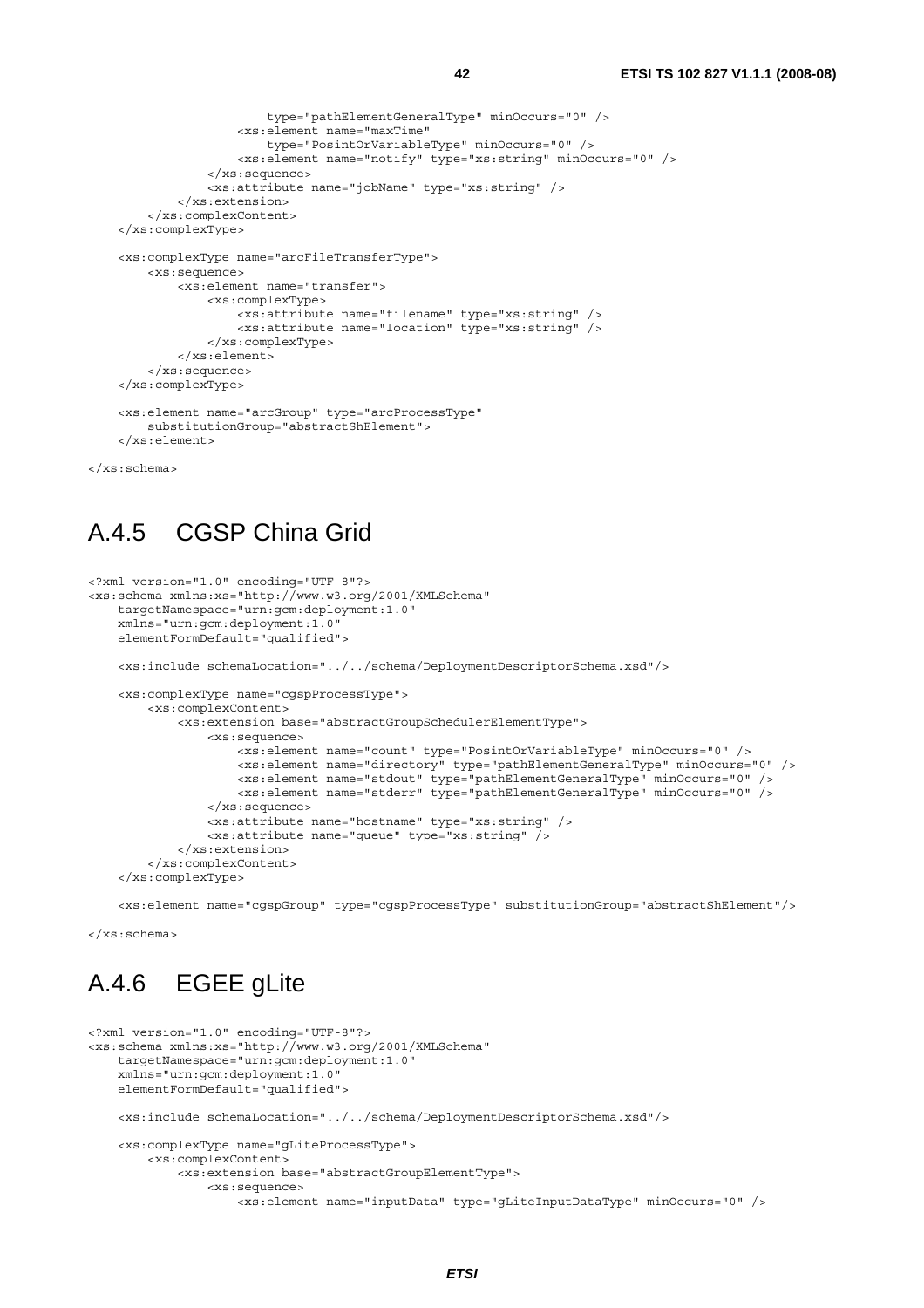```
                        type="pathElementGeneralType" minOccurs="0" />
                    <xs:element name="maxTime"
                        type="PosintOrVariableType" minOccurs="0" />
                    <xs:element name="notify" type="xs:string" minOccurs="0" />
                </xs:sequence>
                <xs:attribute name="jobName" type="xs:string" />
            </xs:extension>
        </xs:complexContent>
    </xs:complexType>

    <xs:complexType name="arcFileTransferType">
        <xs:sequence>
            <xs:element name="transfer">
                <xs:complexType>
                    <xs:attribute name="filename" type="xs:string" />
                    <xs:attribute name="location" type="xs:string" />
                </xs:complexType>
            </xs:element>
        </xs:sequence>
    </xs:complexType>

    <xs:element name="arcGroup" type="arcProcessType"
        substitutionGroup="abstractShElement">
    </xs:element>

</xs:schema>
```

## A.4.5 CGSP China Grid

```
<?xml version="1.0" encoding="UTF-8"?>
<xs:schema xmlns:xs="http://www.w3.org/2001/XMLSchema"
    targetNamespace="urn:gcm:deployment:1.0"
    xmlns="urn:gcm:deployment:1.0"
    elementFormDefault="qualified">

    <xs:include schemaLocation="../../schema/DeploymentDescriptorSchema.xsd"/>

    <xs:complexType name="cgspProcessType">
        <xs:complexContent>
            <xs:extension base="abstractGroupSchedulerElementType">
                <xs:sequence>
                    <xs:element name="count" type="PosintOrVariableType" minOccurs="0" />
                    <xs:element name="directory" type="pathElementGeneralType" minOccurs="0" />
                    <xs:element name="stdout" type="pathElementGeneralType" minOccurs="0" />
                    <xs:element name="stderr" type="pathElementGeneralType" minOccurs="0" />
                </xs:sequence>
                <xs:attribute name="hostname" type="xs:string" />
                <xs:attribute name="queue" type="xs:string" />
            </xs:extension>
        </xs:complexContent>
    </xs:complexType>

    <xs:element name="cgspGroup" type="cgspProcessType" substitutionGroup="abstractShElement"/>

</xs:schema>
```

## A.4.6 EGEE gLite

```
<?xml version="1.0" encoding="UTF-8"?>
<xs:schema xmlns:xs="http://www.w3.org/2001/XMLSchema"
    targetNamespace="urn:gcm:deployment:1.0"
    xmlns="urn:gcm:deployment:1.0"
    elementFormDefault="qualified">

    <xs:include schemaLocation="../../schema/DeploymentDescriptorSchema.xsd"/>

    <xs:complexType name="gLiteProcessType">
        <xs:complexContent>
            <xs:extension base="abstractGroupElementType">
                <xs:sequence>
                    <xs:element name="inputData" type="gLiteInputDataType" minOccurs="0" />
```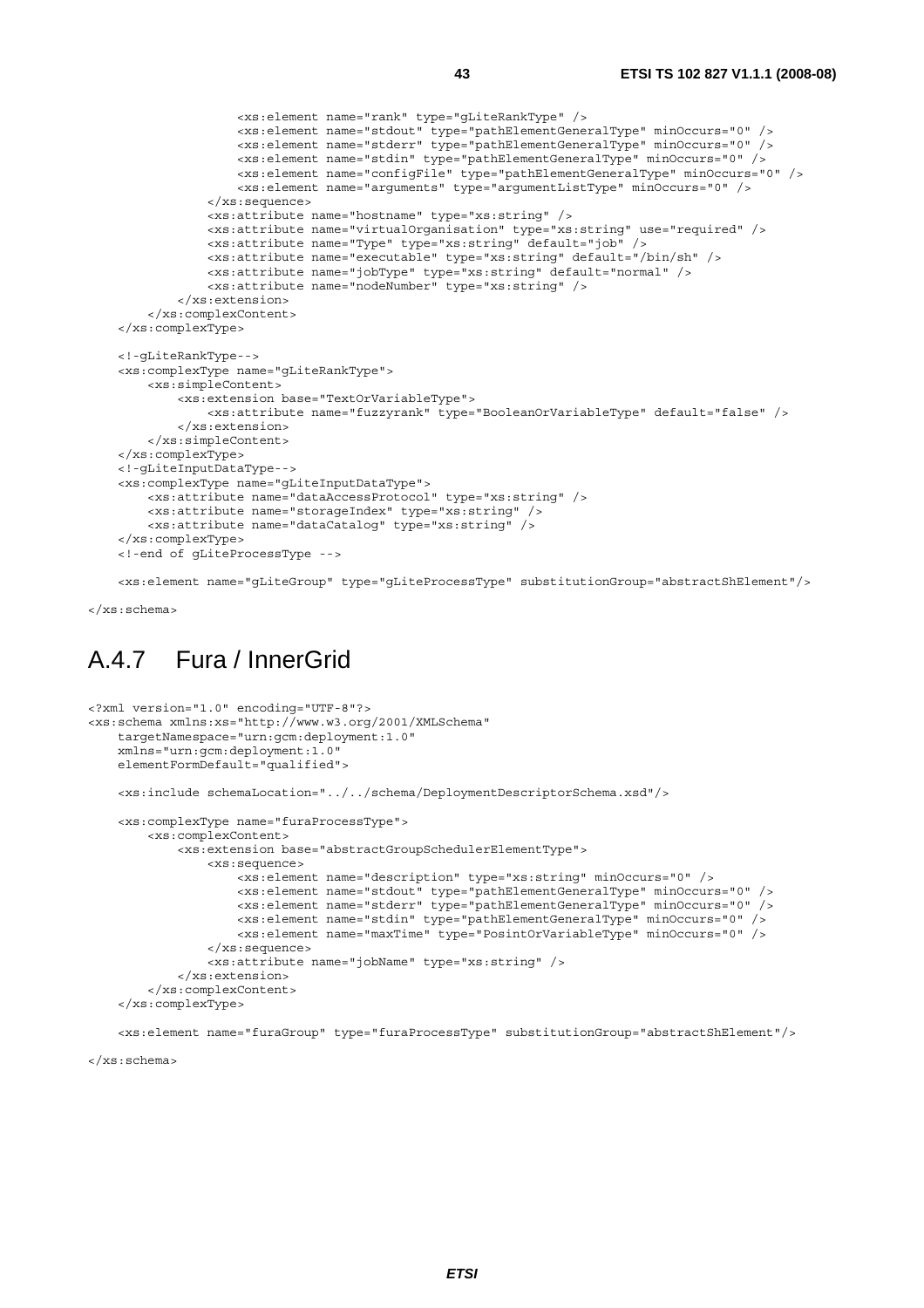```
                <xs:element name="rank" type="gLiteRankType" />
                <xs:element name="stdout" type="pathElementGeneralType" minOccurs="0" />
                <xs:element name="stderr" type="pathElementGeneralType" minOccurs="0" />
                <xs:element name="stdin" type="pathElementGeneralType" minOccurs="0" />
                <xs:element name="configFile" type="pathElementGeneralType" minOccurs="0" />
                <xs:element name="arguments" type="argumentListType" minOccurs="0" />
            </xs:sequence>
            <xs:attribute name="hostname" type="xs:string" />
            <xs:attribute name="virtualOrganisation" type="xs:string" use="required" />
            <xs:attribute name="Type" type="xs:string" default="job" />
            <xs:attribute name="executable" type="xs:string" default="/bin/sh" />
            <xs:attribute name="jobType" type="xs:string" default="normal" />
            <xs:attribute name="nodeNumber" type="xs:string" />
        </xs:extension>
    </xs:complexContent>
</xs:complexType>

<!-gLiteRankType-->
<xs:complexType name="gLiteRankType">
    <xs:simpleContent>
        <xs:extension base="TextOrVariableType">
            <xs:attribute name="fuzzyrank" type="BooleanOrVariableType" default="false" />
        </xs:extension>
    </xs:simpleContent>
</xs:complexType>
<!-gLiteInputDataType-->
<xs:complexType name="gLiteInputDataType">
    <xs:attribute name="dataAccessProtocol" type="xs:string" />
    <xs:attribute name="storageIndex" type="xs:string" />
    <xs:attribute name="dataCatalog" type="xs:string" />
</xs:complexType>
<!-end of gLiteProcessType -->

<xs:element name="gLiteGroup" type="gLiteProcessType" substitutionGroup="abstractShElement"/>

</xs:schema>
```

## A.4.7 Fura / InnerGrid

```
<?xml version="1.0" encoding="UTF-8"?>
<xs:schema xmlns:xs="http://www.w3.org/2001/XMLSchema"
    targetNamespace="urn:gcm:deployment:1.0"
    xmlns="urn:gcm:deployment:1.0"
    elementFormDefault="qualified">

    <xs:include schemaLocation="../../schema/DeploymentDescriptorSchema.xsd"/>

    <xs:complexType name="furaProcessType">
        <xs:complexContent>
            <xs:extension base="abstractGroupSchedulerElementType">
                <xs:sequence>
                    <xs:element name="description" type="xs:string" minOccurs="0" />
                    <xs:element name="stdout" type="pathElementGeneralType" minOccurs="0" />
                    <xs:element name="stderr" type="pathElementGeneralType" minOccurs="0" />
                    <xs:element name="stdin" type="pathElementGeneralType" minOccurs="0" />
                    <xs:element name="maxTime" type="PosintOrVariableType" minOccurs="0" />
                </xs:sequence>
                <xs:attribute name="jobName" type="xs:string" />
            </xs:extension>
        </xs:complexContent>
    </xs:complexType>

    <xs:element name="furaGroup" type="furaProcessType" substitutionGroup="abstractShElement"/>

</xs:schema>
```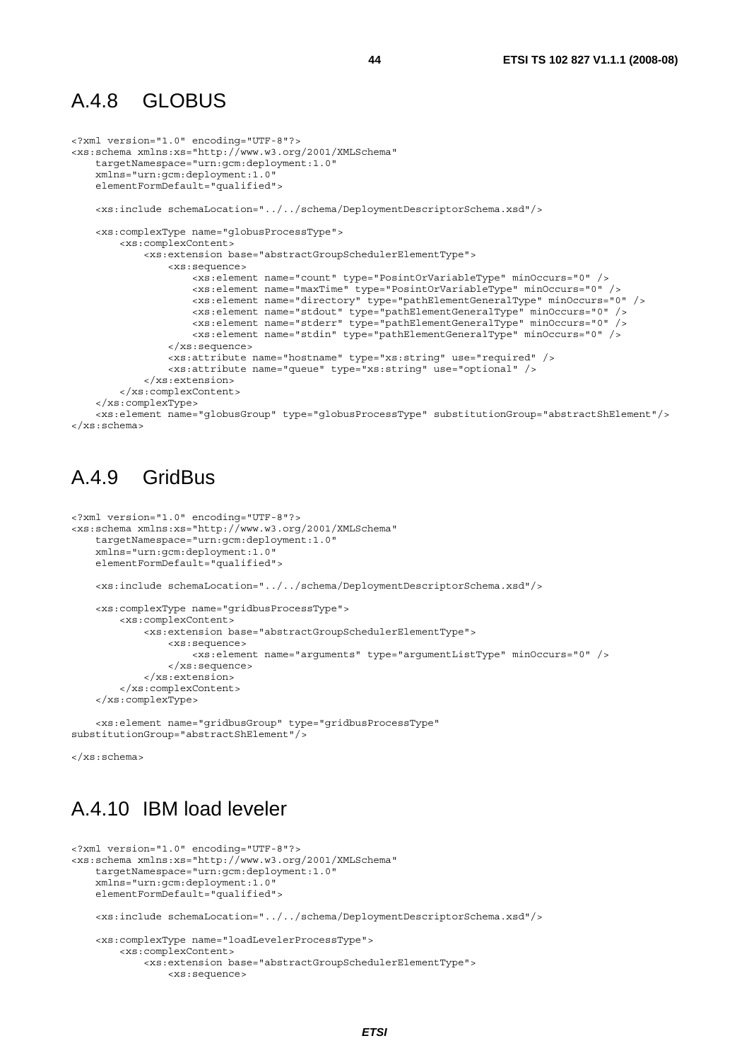## A.4.8 GLOBUS

```
<?xml version="1.0" encoding="UTF-8"?>
<xs:schema xmlns:xs="http://www.w3.org/2001/XMLSchema"
    targetNamespace="urn:gcm:deployment:1.0"
    xmlns="urn:gcm:deployment:1.0"
    elementFormDefault="qualified">

    <xs:include schemaLocation="../../schema/DeploymentDescriptorSchema.xsd"/>

    <xs:complexType name="globusProcessType">
        <xs:complexContent>
            <xs:extension base="abstractGroupSchedulerElementType">
                <xs:sequence>
                    <xs:element name="count" type="PosintOrVariableType" minOccurs="0" />
                    <xs:element name="maxTime" type="PosintOrVariableType" minOccurs="0" />
                    <xs:element name="directory" type="pathElementGeneralType" minOccurs="0" />
                    <xs:element name="stdout" type="pathElementGeneralType" minOccurs="0" />
                    <xs:element name="stderr" type="pathElementGeneralType" minOccurs="0" />
                    <xs:element name="stdin" type="pathElementGeneralType" minOccurs="0" />
                </xs:sequence>
                <xs:attribute name="hostname" type="xs:string" use="required" />
                <xs:attribute name="queue" type="xs:string" use="optional" />
            </xs:extension>
        </xs:complexContent>
    </xs:complexType>
    <xs:element name="globusGroup" type="globusProcessType" substitutionGroup="abstractShElement"/>
</xs:schema>
```

## A.4.9 GridBus

```
<?xml version="1.0" encoding="UTF-8"?>
<xs:schema xmlns:xs="http://www.w3.org/2001/XMLSchema"
    targetNamespace="urn:gcm:deployment:1.0"
    xmlns="urn:gcm:deployment:1.0"
    elementFormDefault="qualified">

    <xs:include schemaLocation="../../schema/DeploymentDescriptorSchema.xsd"/>

    <xs:complexType name="gridbusProcessType">
        <xs:complexContent>
            <xs:extension base="abstractGroupSchedulerElementType">
                <xs:sequence>
                    <xs:element name="arguments" type="argumentListType" minOccurs="0" />
                </xs:sequence>
            </xs:extension>
        </xs:complexContent>
    </xs:complexType>

    <xs:element name="gridbusGroup" type="gridbusProcessType"
substitutionGroup="abstractShElement"/>

</xs:schema>
```

## A.4.10 IBM load leveler

```
<?xml version="1.0" encoding="UTF-8"?>
<xs:schema xmlns:xs="http://www.w3.org/2001/XMLSchema"
    targetNamespace="urn:gcm:deployment:1.0"
    xmlns="urn:gcm:deployment:1.0"
    elementFormDefault="qualified">

    <xs:include schemaLocation="../../schema/DeploymentDescriptorSchema.xsd"/>

    <xs:complexType name="loadLevelerProcessType">
        <xs:complexContent>
            <xs:extension base="abstractGroupSchedulerElementType">
                <xs:sequence>
```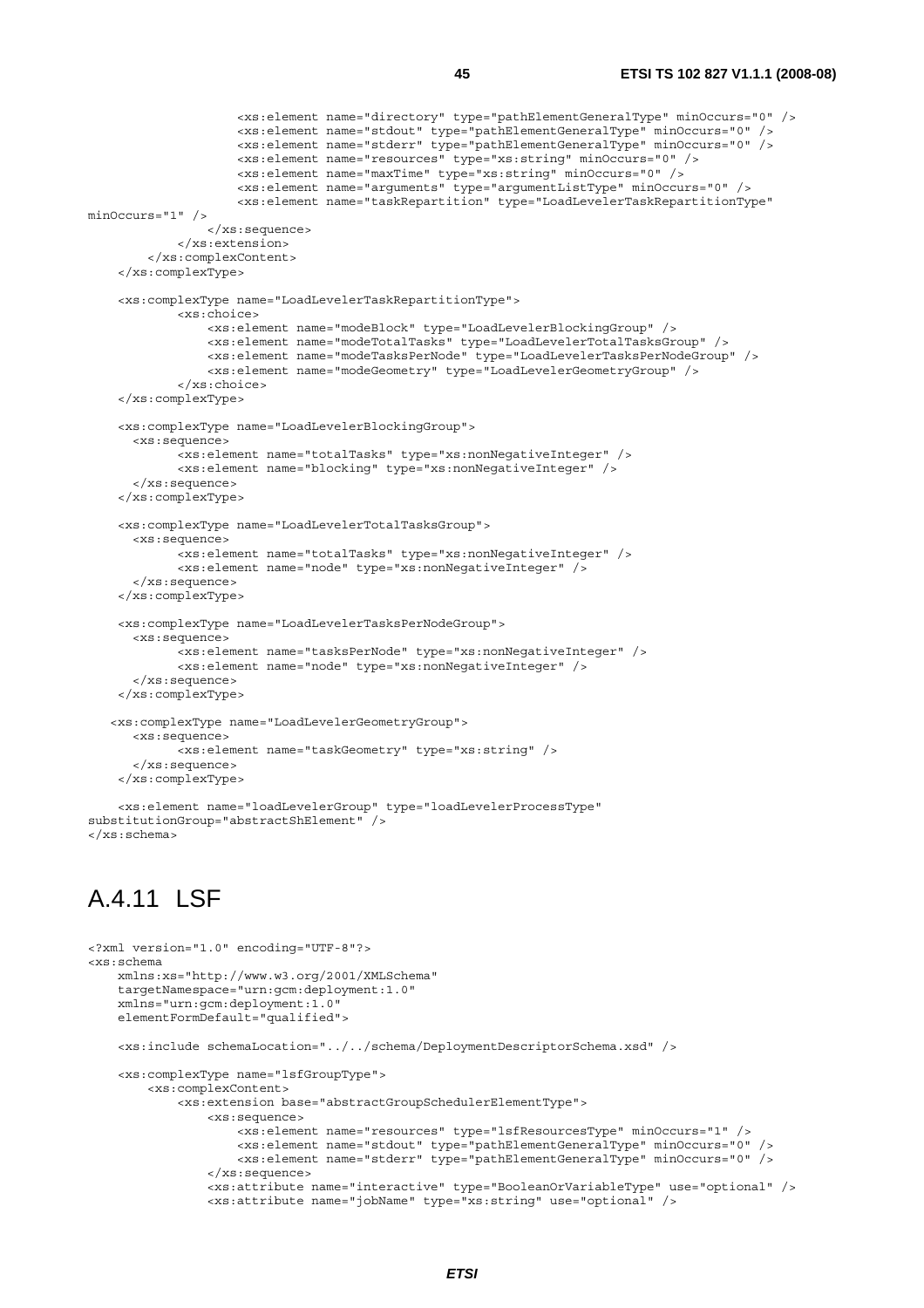```
                    <xs:element name="directory" type="pathElementGeneralType" minOccurs="0" />
                    <xs:element name="stdout" type="pathElementGeneralType" minOccurs="0" />
                    <xs:element name="stderr" type="pathElementGeneralType" minOccurs="0" />
                    <xs:element name="resources" type="xs:string" minOccurs="0" />
                    <xs:element name="maxTime" type="xs:string" minOccurs="0" />
                    <xs:element name="arguments" type="argumentListType" minOccurs="0" />
                    <xs:element name="taskRepartition" type="LoadLevelerTaskRepartitionType"
minOccurs="1" />
                </xs:sequence>
            </xs:extension>
        </xs:complexContent>
    </xs:complexType>

    <xs:complexType name="LoadLevelerTaskRepartitionType">
            <xs:choice>
                <xs:element name="modeBlock" type="LoadLevelerBlockingGroup" />
                <xs:element name="modeTotalTasks" type="LoadLevelerTotalTasksGroup" />
                <xs:element name="modeTasksPerNode" type="LoadLevelerTasksPerNodeGroup" />
                <xs:element name="modeGeometry" type="LoadLevelerGeometryGroup" />
            </xs:choice>
    </xs:complexType>

    <xs:complexType name="LoadLevelerBlockingGroup">
      <xs:sequence>
            <xs:element name="totalTasks" type="xs:nonNegativeInteger" />
            <xs:element name="blocking" type="xs:nonNegativeInteger" />
      </xs:sequence>
    </xs:complexType>

    <xs:complexType name="LoadLevelerTotalTasksGroup">
      <xs:sequence>
            <xs:element name="totalTasks" type="xs:nonNegativeInteger" />
            <xs:element name="node" type="xs:nonNegativeInteger" />
      </xs:sequence>
    </xs:complexType>

    <xs:complexType name="LoadLevelerTasksPerNodeGroup">
      <xs:sequence>
            <xs:element name="tasksPerNode" type="xs:nonNegativeInteger" />
            <xs:element name="node" type="xs:nonNegativeInteger" />
      </xs:sequence>
    </xs:complexType>

   <xs:complexType name="LoadLevelerGeometryGroup">
      <xs:sequence>
            <xs:element name="taskGeometry" type="xs:string" />
      </xs:sequence>
    </xs:complexType>

    <xs:element name="loadLevelerGroup" type="loadLevelerProcessType"
substitutionGroup="abstractShElement" />
</xs:schema>
```

## A.4.11 LSF

```
<?xml version="1.0" encoding="UTF-8"?>
<xs:schema
    xmlns:xs="http://www.w3.org/2001/XMLSchema"
    targetNamespace="urn:gcm:deployment:1.0"
    xmlns="urn:gcm:deployment:1.0"
    elementFormDefault="qualified">

    <xs:include schemaLocation="../../schema/DeploymentDescriptorSchema.xsd" />

    <xs:complexType name="lsfGroupType">
        <xs:complexContent>
            <xs:extension base="abstractGroupSchedulerElementType">
                <xs:sequence>
                    <xs:element name="resources" type="lsfResourcesType" minOccurs="1" />
                    <xs:element name="stdout" type="pathElementGeneralType" minOccurs="0" />
                    <xs:element name="stderr" type="pathElementGeneralType" minOccurs="0" />
                </xs:sequence>
                <xs:attribute name="interactive" type="BooleanOrVariableType" use="optional" />
                <xs:attribute name="jobName" type="xs:string" use="optional" />
```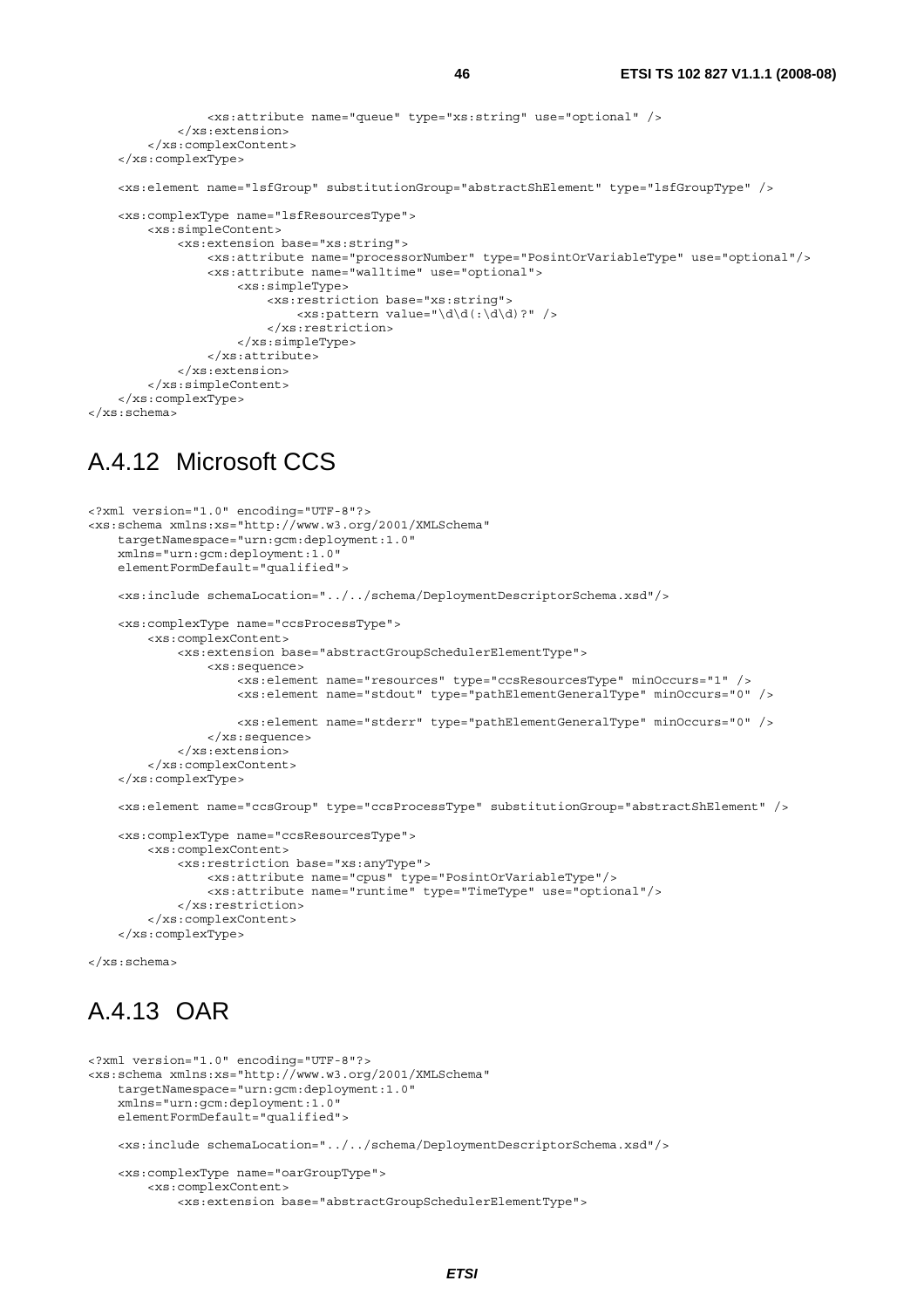```
                <xs:attribute name="queue" type="xs:string" use="optional" />
            </xs:extension>
        </xs:complexContent>
    </xs:complexType>

    <xs:element name="lsfGroup" substitutionGroup="abstractShElement" type="lsfGroupType" />

    <xs:complexType name="lsfResourcesType">
        <xs:simpleContent>
            <xs:extension base="xs:string">
                <xs:attribute name="processorNumber" type="PosintOrVariableType" use="optional"/>
                <xs:attribute name="walltime" use="optional">
                    <xs:simpleType>
                        <xs:restriction base="xs:string">
                            <xs:pattern value="\d\d(:\d\d)?" />
                        </xs:restriction>
                    </xs:simpleType>
                </xs:attribute>
            </xs:extension>
        </xs:simpleContent>
    </xs:complexType>
</xs:schema>
```

## A.4.12 Microsoft CCS

```
<?xml version="1.0" encoding="UTF-8"?>
<xs:schema xmlns:xs="http://www.w3.org/2001/XMLSchema"
    targetNamespace="urn:gcm:deployment:1.0"
    xmlns="urn:gcm:deployment:1.0"
    elementFormDefault="qualified">

    <xs:include schemaLocation="../../schema/DeploymentDescriptorSchema.xsd"/>

    <xs:complexType name="ccsProcessType">
        <xs:complexContent>
            <xs:extension base="abstractGroupSchedulerElementType">
                <xs:sequence>
                    <xs:element name="resources" type="ccsResourcesType" minOccurs="1" />
                    <xs:element name="stdout" type="pathElementGeneralType" minOccurs="0" />

                    <xs:element name="stderr" type="pathElementGeneralType" minOccurs="0" />
                </xs:sequence>
            </xs:extension>
        </xs:complexContent>
    </xs:complexType>

    <xs:element name="ccsGroup" type="ccsProcessType" substitutionGroup="abstractShElement" />

    <xs:complexType name="ccsResourcesType">
        <xs:complexContent>
            <xs:restriction base="xs:anyType">
                <xs:attribute name="cpus" type="PosintOrVariableType"/>
                <xs:attribute name="runtime" type="TimeType" use="optional"/>
            </xs:restriction>
        </xs:complexContent>
    </xs:complexType>

</xs:schema>
```

## A.4.13 OAR

```
<?xml version="1.0" encoding="UTF-8"?>
<xs:schema xmlns:xs="http://www.w3.org/2001/XMLSchema"
    targetNamespace="urn:gcm:deployment:1.0"
    xmlns="urn:gcm:deployment:1.0"
    elementFormDefault="qualified">

    <xs:include schemaLocation="../../schema/DeploymentDescriptorSchema.xsd"/>

    <xs:complexType name="oarGroupType">
        <xs:complexContent>
            <xs:extension base="abstractGroupSchedulerElementType">
```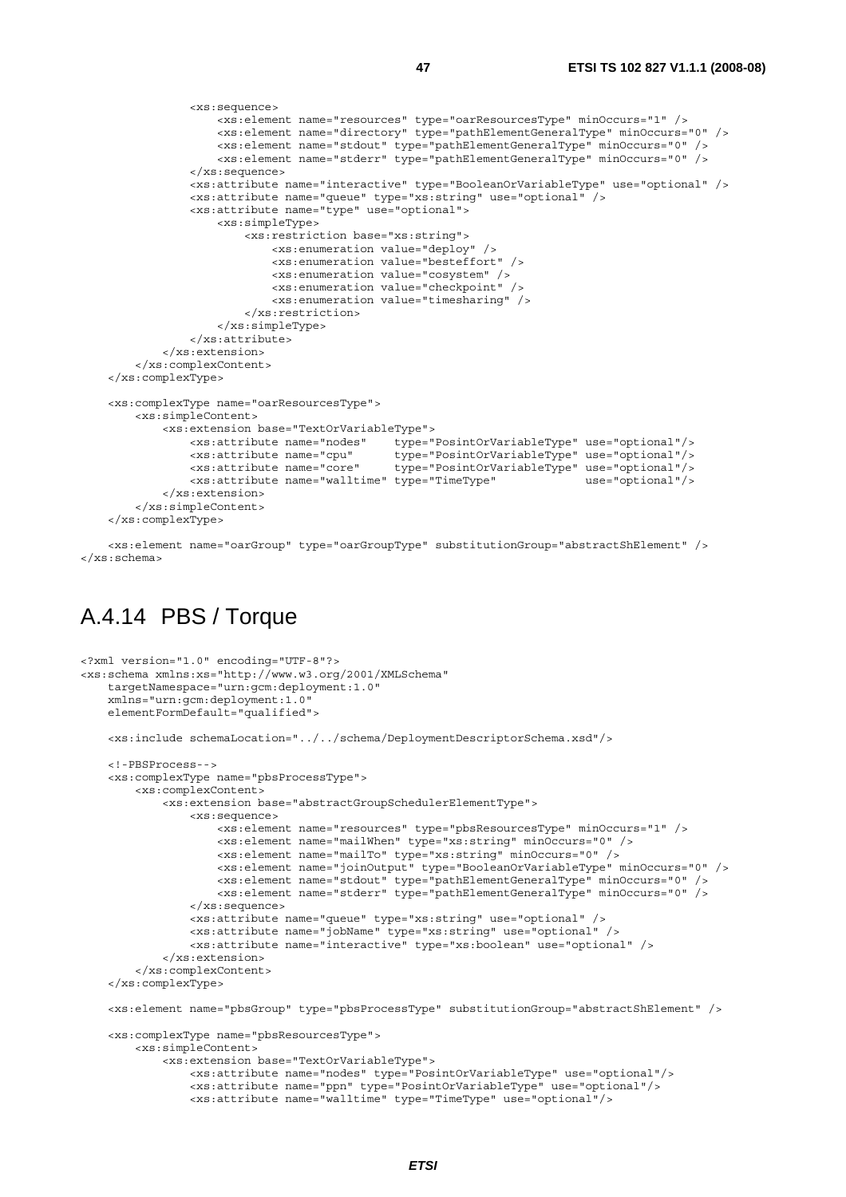```
                <xs:sequence>
                    <xs:element name="resources" type="oarResourcesType" minOccurs="1" />
                    <xs:element name="directory" type="pathElementGeneralType" minOccurs="0" />
                    <xs:element name="stdout" type="pathElementGeneralType" minOccurs="0" />
                    <xs:element name="stderr" type="pathElementGeneralType" minOccurs="0" />
                </xs:sequence>
                <xs:attribute name="interactive" type="BooleanOrVariableType" use="optional" />
                <xs:attribute name="queue" type="xs:string" use="optional" />
                <xs:attribute name="type" use="optional">
                    <xs:simpleType>
                        <xs:restriction base="xs:string">
                            <xs:enumeration value="deploy" />
                            <xs:enumeration value="besteffort" />
                            <xs:enumeration value="cosystem" />
                            <xs:enumeration value="checkpoint" />
                            <xs:enumeration value="timesharing" />
                        </xs:restriction>
                    </xs:simpleType>
                </xs:attribute>
            </xs:extension>
        </xs:complexContent>
    </xs:complexType>

    <xs:complexType name="oarResourcesType">
        <xs:simpleContent>
            <xs:extension base="TextOrVariableType">
                <xs:attribute name="nodes"    type="PosintOrVariableType" use="optional"/>
                <xs:attribute name="cpu"      type="PosintOrVariableType" use="optional"/>
                <xs:attribute name="core"     type="PosintOrVariableType" use="optional"/>
                <xs:attribute name="walltime" type="TimeType"             use="optional"/>
            </xs:extension>
        </xs:simpleContent>
    </xs:complexType>

    <xs:element name="oarGroup" type="oarGroupType" substitutionGroup="abstractShElement" />
</xs:schema>
```

## A.4.14 PBS / Torque

```
<?xml version="1.0" encoding="UTF-8"?>
<xs:schema xmlns:xs="http://www.w3.org/2001/XMLSchema"
    targetNamespace="urn:gcm:deployment:1.0"
    xmlns="urn:gcm:deployment:1.0"
    elementFormDefault="qualified">

    <xs:include schemaLocation="../../schema/DeploymentDescriptorSchema.xsd"/>

    <!-PBSProcess-->
    <xs:complexType name="pbsProcessType">
        <xs:complexContent>
            <xs:extension base="abstractGroupSchedulerElementType">
                <xs:sequence>
                    <xs:element name="resources" type="pbsResourcesType" minOccurs="1" />
                    <xs:element name="mailWhen" type="xs:string" minOccurs="0" />
                    <xs:element name="mailTo" type="xs:string" minOccurs="0" />
                    <xs:element name="joinOutput" type="BooleanOrVariableType" minOccurs="0" />
                    <xs:element name="stdout" type="pathElementGeneralType" minOccurs="0" />
                    <xs:element name="stderr" type="pathElementGeneralType" minOccurs="0" />
                </xs:sequence>
                <xs:attribute name="queue" type="xs:string" use="optional" />
                <xs:attribute name="jobName" type="xs:string" use="optional" />
                <xs:attribute name="interactive" type="xs:boolean" use="optional" />
            </xs:extension>
        </xs:complexContent>
    </xs:complexType>

    <xs:element name="pbsGroup" type="pbsProcessType" substitutionGroup="abstractShElement" />

    <xs:complexType name="pbsResourcesType">
        <xs:simpleContent>
            <xs:extension base="TextOrVariableType">
                <xs:attribute name="nodes" type="PosintOrVariableType" use="optional"/>
                <xs:attribute name="ppn" type="PosintOrVariableType" use="optional"/>
                <xs:attribute name="walltime" type="TimeType" use="optional"/>
```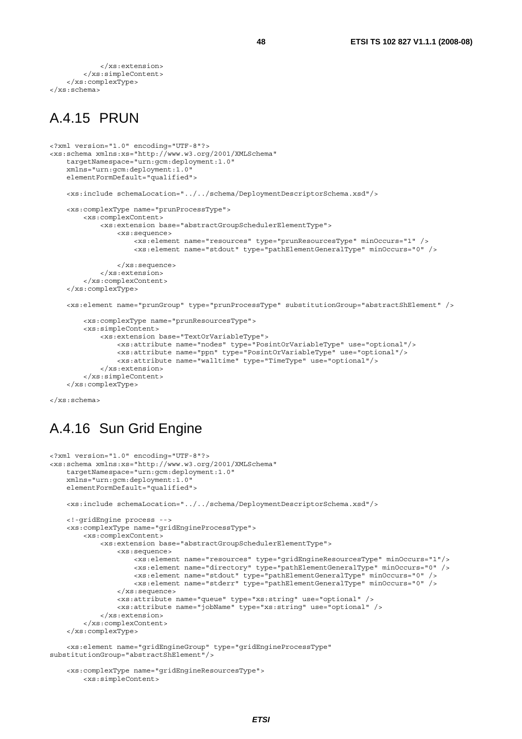```
            </xs:extension>
        </xs:simpleContent>
    </xs:complexType>
</xs:schema>
```

## A.4.15 PRUN

```
<?xml version="1.0" encoding="UTF-8"?>
<xs:schema xmlns:xs="http://www.w3.org/2001/XMLSchema"
    targetNamespace="urn:gcm:deployment:1.0"
    xmlns="urn:gcm:deployment:1.0"
    elementFormDefault="qualified">

    <xs:include schemaLocation="../../schema/DeploymentDescriptorSchema.xsd"/>

    <xs:complexType name="prunProcessType">
        <xs:complexContent>
            <xs:extension base="abstractGroupSchedulerElementType">
                <xs:sequence>
                    <xs:element name="resources" type="prunResourcesType" minOccurs="1" />
                    <xs:element name="stdout" type="pathElementGeneralType" minOccurs="0" />

                </xs:sequence>
            </xs:extension>
        </xs:complexContent>
    </xs:complexType>

    <xs:element name="prunGroup" type="prunProcessType" substitutionGroup="abstractShElement" />

        <xs:complexType name="prunResourcesType">
        <xs:simpleContent>
            <xs:extension base="TextOrVariableType">
                <xs:attribute name="nodes" type="PosintOrVariableType" use="optional"/>
                <xs:attribute name="ppn" type="PosintOrVariableType" use="optional"/>
                <xs:attribute name="walltime" type="TimeType" use="optional"/>
            </xs:extension>
        </xs:simpleContent>
    </xs:complexType>

</xs:schema>
```

## A.4.16 Sun Grid Engine

```
<?xml version="1.0" encoding="UTF-8"?>
<xs:schema xmlns:xs="http://www.w3.org/2001/XMLSchema"
    targetNamespace="urn:gcm:deployment:1.0"
    xmlns="urn:gcm:deployment:1.0"
    elementFormDefault="qualified">

    <xs:include schemaLocation="../../schema/DeploymentDescriptorSchema.xsd"/>

    <!-gridEngine process -->
    <xs:complexType name="gridEngineProcessType">
        <xs:complexContent>
            <xs:extension base="abstractGroupSchedulerElementType">
                <xs:sequence>
                    <xs:element name="resources" type="gridEngineResourcesType" minOccurs="1"/>
                    <xs:element name="directory" type="pathElementGeneralType" minOccurs="0" />
                    <xs:element name="stdout" type="pathElementGeneralType" minOccurs="0" />
                    <xs:element name="stderr" type="pathElementGeneralType" minOccurs="0" />
                </xs:sequence>
                <xs:attribute name="queue" type="xs:string" use="optional" />
                <xs:attribute name="jobName" type="xs:string" use="optional" />
            </xs:extension>
        </xs:complexContent>
    </xs:complexType>

    <xs:element name="gridEngineGroup" type="gridEngineProcessType"
substitutionGroup="abstractShElement"/>

    <xs:complexType name="gridEngineResourcesType">
        <xs:simpleContent>
```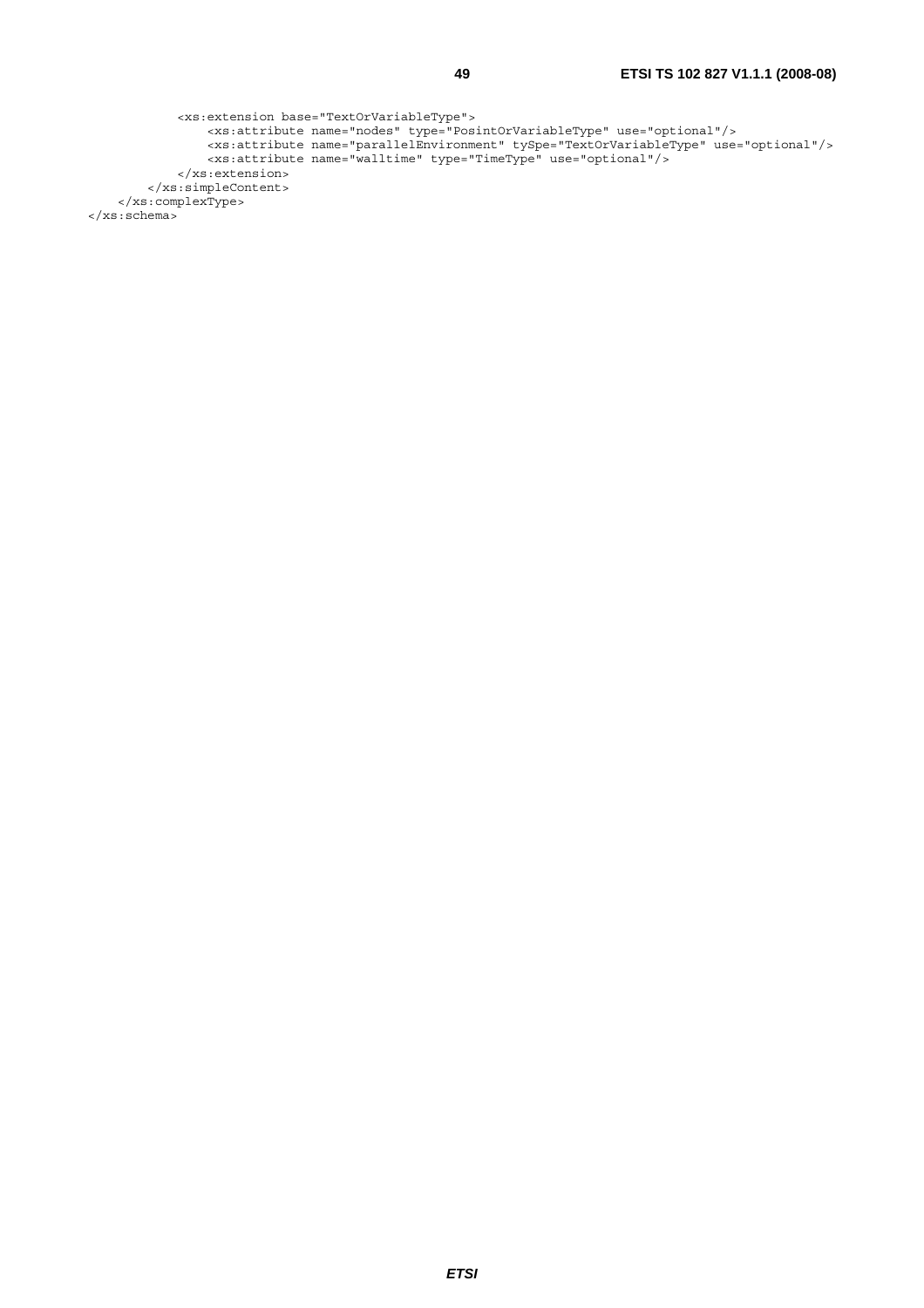```
            <xs:extension base="TextOrVariableType">
                <xs:attribute name="nodes" type="PosintOrVariableType" use="optional"/>
                <xs:attribute name="parallelEnvironment" tySpe="TextOrVariableType" use="optional"/>
                <xs:attribute name="walltime" type="TimeType" use="optional"/>
            </xs:extension>
        </xs:simpleContent>
    </xs:complexType>
</xs:schema>
```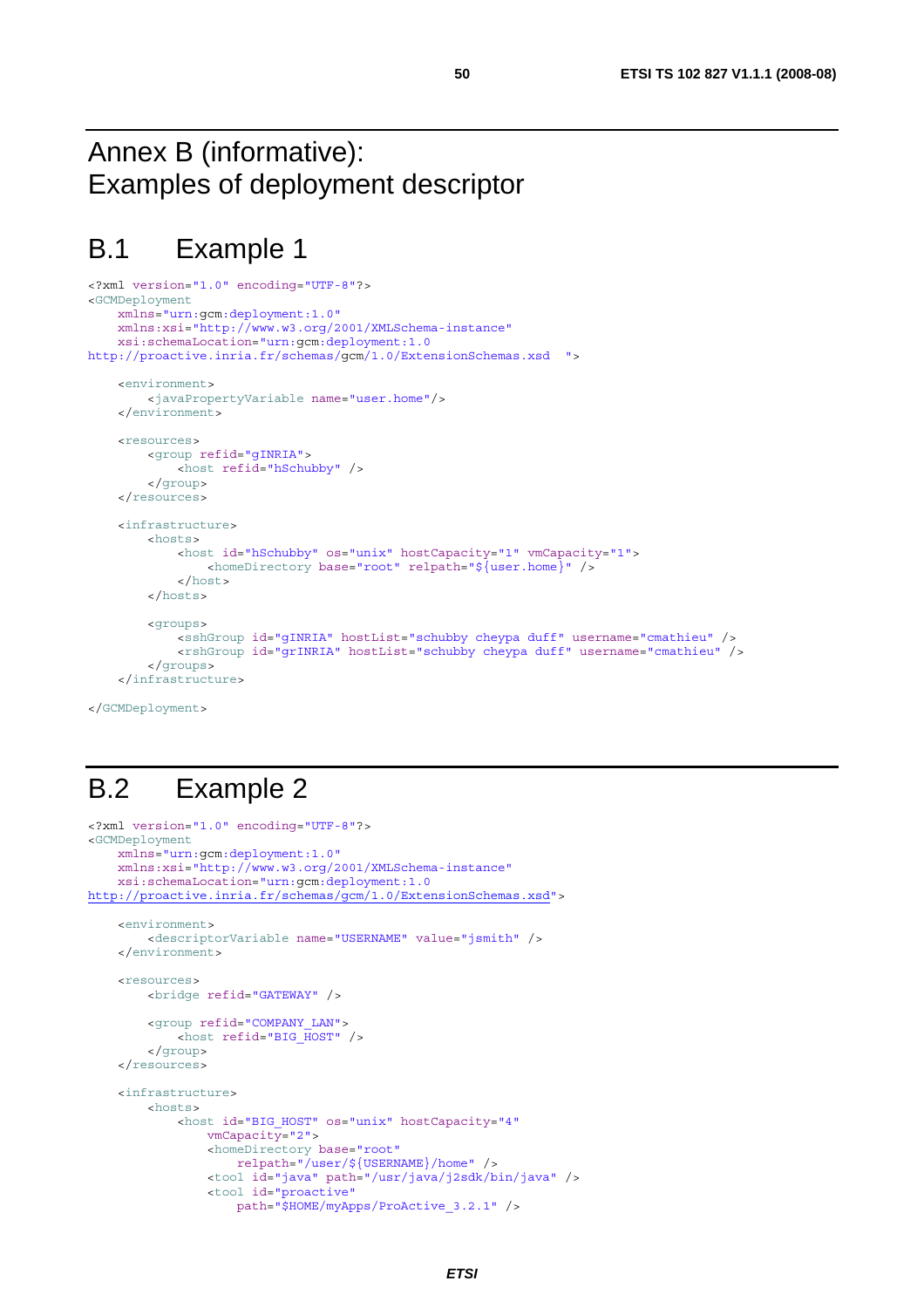# Annex B (informative): Examples of deployment descriptor

## B.1 Example 1

```xml
<?xml version="1.0" encoding="UTF-8"?>
<GCMDeployment
    xmlns="urn:gcm:deployment:1.0"
    xmlns:xsi="http://www.w3.org/2001/XMLSchema-instance"
    xsi:schemaLocation="urn:gcm:deployment:1.0
http://proactive.inria.fr/schemas/gcm/1.0/ExtensionSchemas.xsd  ">

    <environment>
        <javaPropertyVariable name="user.home"/>
    </environment>

    <resources>
        <group refid="gINRIA">
            <host refid="hSchubby" />
        </group>
    </resources>

    <infrastructure>
        <hosts>
            <host id="hSchubby" os="unix" hostCapacity="1" vmCapacity="1">
                <homeDirectory base="root" relpath="${user.home}" />
            </host>
        </hosts>

        <groups>
            <sshGroup id="gINRIA" hostList="schubby cheypa duff" username="cmathieu" />
            <rshGroup id="grINRIA" hostList="schubby cheypa duff" username="cmathieu" />
        </groups>
    </infrastructure>

</GCMDeployment>
```

## B.2 Example 2

```xml
<?xml version="1.0" encoding="UTF-8"?>
<GCMDeployment
    xmlns="urn:gcm:deployment:1.0"
    xmlns:xsi="http://www.w3.org/2001/XMLSchema-instance"
    xsi:schemaLocation="urn:gcm:deployment:1.0
http://proactive.inria.fr/schemas/gcm/1.0/ExtensionSchemas.xsd">

    <environment>
        <descriptorVariable name="USERNAME" value="jsmith" />
    </environment>

    <resources>
        <bridge refid="GATEWAY" />

        <group refid="COMPANY_LAN">
            <host refid="BIG_HOST" />
        </group>
    </resources>

    <infrastructure>
        <hosts>
            <host id="BIG_HOST" os="unix" hostCapacity="4"
                vmCapacity="2">
                <homeDirectory base="root"
                    relpath="/user/${USERNAME}/home" />
                <tool id="java" path="/usr/java/j2sdk/bin/java" />
                <tool id="proactive"
                    path="$HOME/myApps/ProActive_3.2.1" />
```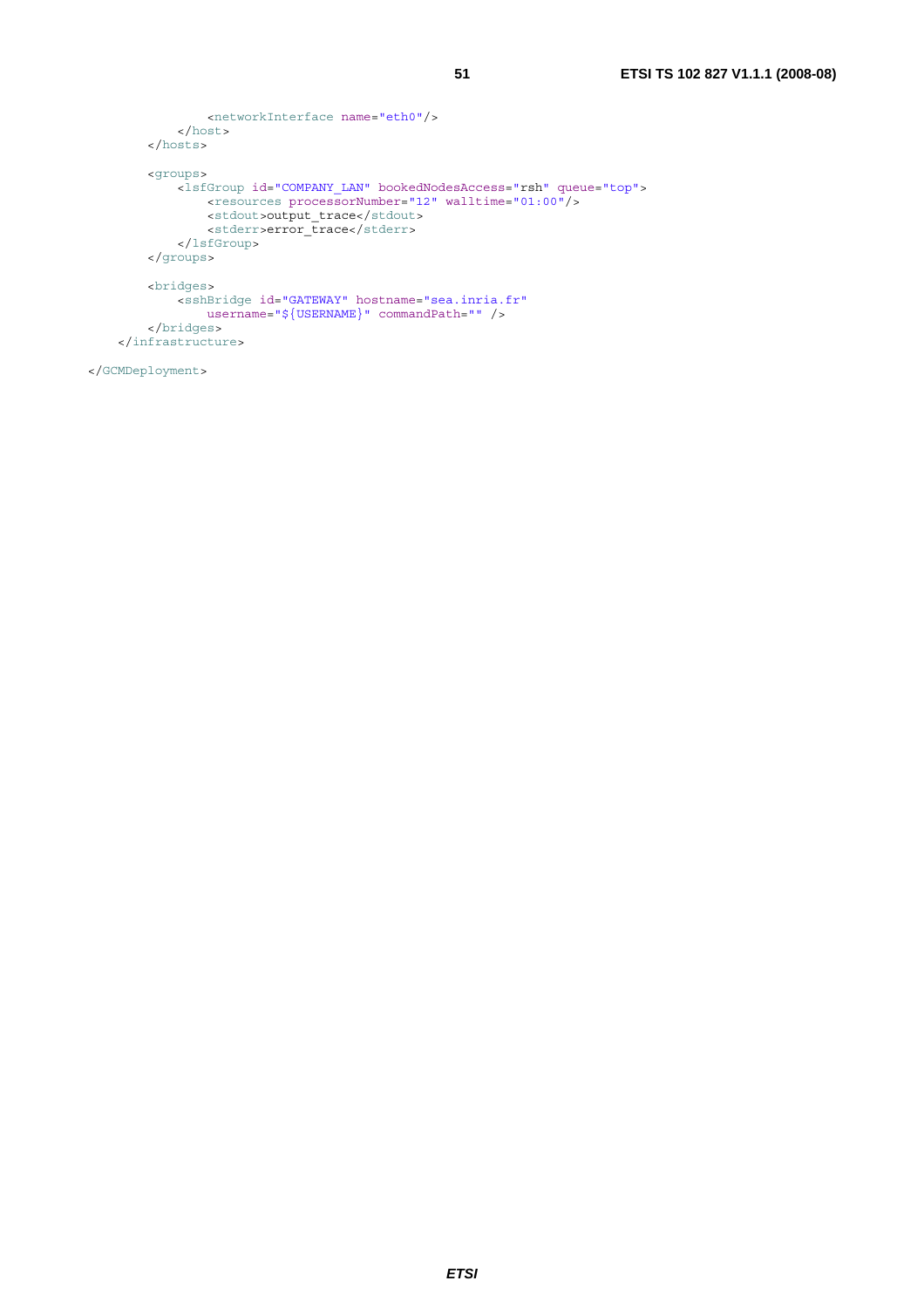```
                <networkInterface name="eth0"/>
            </host>
        </hosts>

        <groups>
            <lsfGroup id="COMPANY_LAN" bookedNodesAccess="rsh" queue="top">
                <resources processorNumber="12" walltime="01:00"/>
                <stdout>output_trace</stdout>
                <stderr>error_trace</stderr>
            </lsfGroup>
        </groups>

        <bridges>
            <sshBridge id="GATEWAY" hostname="sea.inria.fr"
                username="${USERNAME}" commandPath="" />
        </bridges>
    </infrastructure>

</GCMDeployment>
```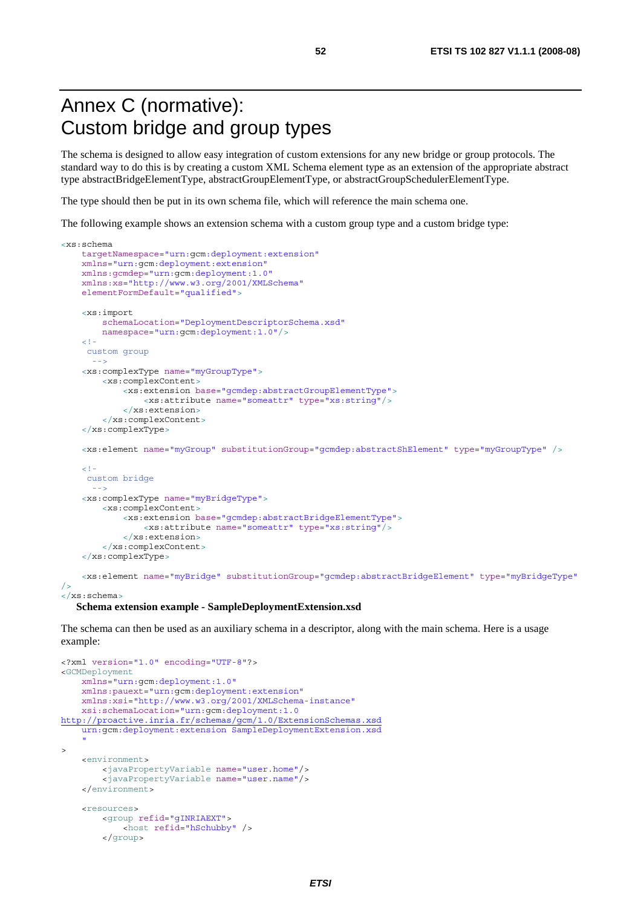# Annex C (normative): Custom bridge and group types

The schema is designed to allow easy integration of custom extensions for any new bridge or group protocols. The standard way to do this is by creating a custom XML Schema element type as an extension of the appropriate abstract type abstractBridgeElementType, abstractGroupElementType, or abstractGroupSchedulerElementType.

The type should then be put in its own schema file, which will reference the main schema one.

The following example shows an extension schema with a custom group type and a custom bridge type:

```
<xs:schema
    targetNamespace="urn:gcm:deployment:extension"
    xmlns="urn:gcm:deployment:extension"
    xmlns:gcmdep="urn:gcm:deployment:1.0"
    xmlns:xs="http://www.w3.org/2001/XMLSchema"
    elementFormDefault="qualified">

    <xs:import
        schemaLocation="DeploymentDescriptorSchema.xsd"
        namespace="urn:gcm:deployment:1.0"/>
    <!-
     custom group
      -->
    <xs:complexType name="myGroupType">
        <xs:complexContent>
            <xs:extension base="gcmdep:abstractGroupElementType">
                <xs:attribute name="someattr" type="xs:string"/>
            </xs:extension>
        </xs:complexContent>
    </xs:complexType>

    <xs:element name="myGroup" substitutionGroup="gcmdep:abstractShElement" type="myGroupType" />

    <!-
     custom bridge
      -->
    <xs:complexType name="myBridgeType">
        <xs:complexContent>
            <xs:extension base="gcmdep:abstractBridgeElementType">
                <xs:attribute name="someattr" type="xs:string"/>
            </xs:extension>
        </xs:complexContent>
    </xs:complexType>

    <xs:element name="myBridge" substitutionGroup="gcmdep:abstractBridgeElement" type="myBridgeType"
/>
</xs:schema>
```

**Schema extension example - SampleDeploymentExtension.xsd**

The schema can then be used as an auxiliary schema in a descriptor, along with the main schema. Here is a usage example:

```
<?xml version="1.0" encoding="UTF-8"?>
<GCMDeployment
    xmlns="urn:gcm:deployment:1.0"
    xmlns:pauext="urn:gcm:deployment:extension"
    xmlns:xsi="http://www.w3.org/2001/XMLSchema-instance"
    xsi:schemaLocation="urn:gcm:deployment:1.0
http://proactive.inria.fr/schemas/gcm/1.0/ExtensionSchemas.xsd
    urn:gcm:deployment:extension SampleDeploymentExtension.xsd
    "
>
    <environment>
        <javaPropertyVariable name="user.home"/>
        <javaPropertyVariable name="user.name"/>
    </environment>

    <resources>
        <group refid="gINRIAEXT">
            <host refid="hSchubby" />
        </group>
```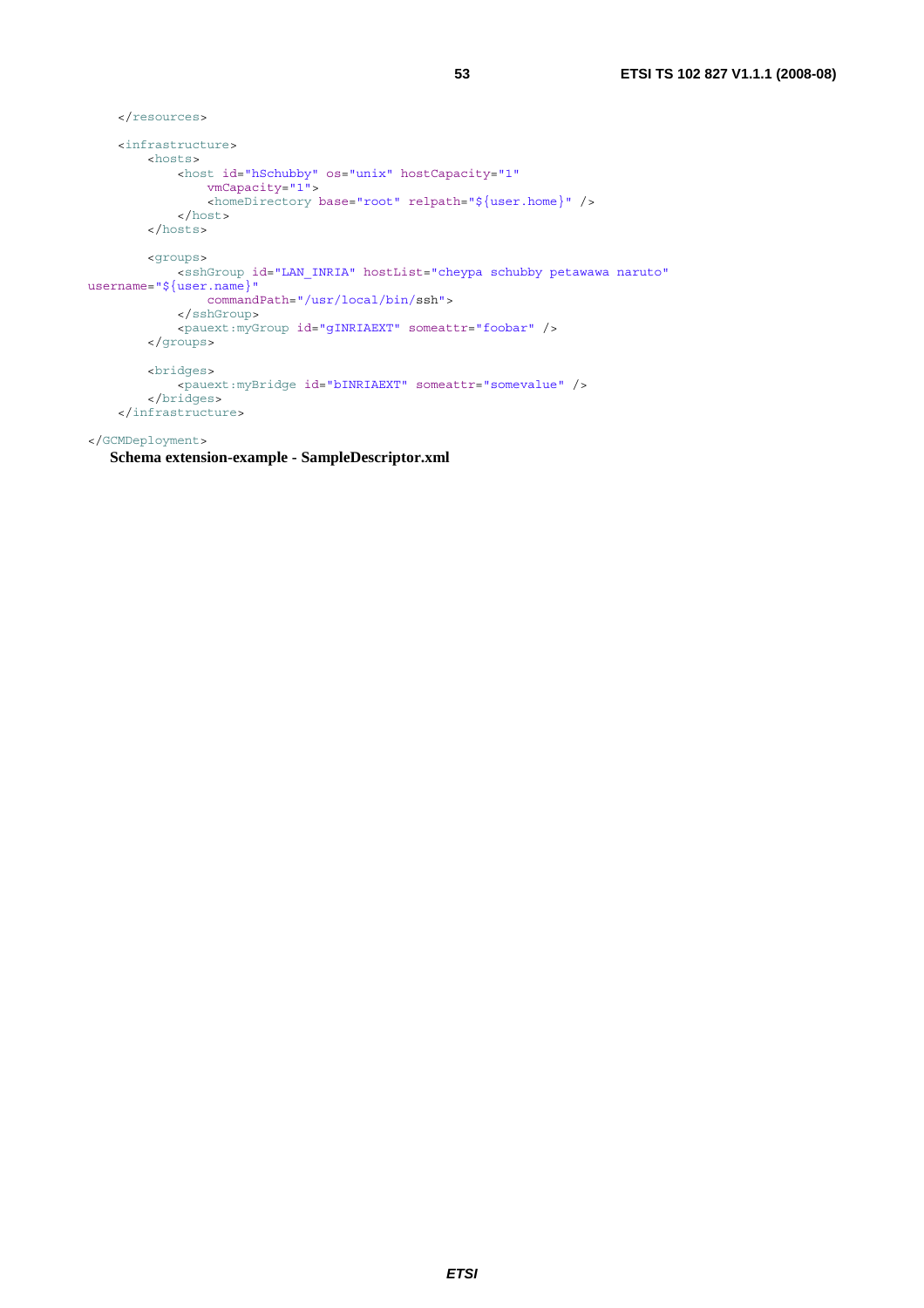```xml
    </resources>

    <infrastructure>
        <hosts>
            <host id="hSchubby" os="unix" hostCapacity="1"
                vmCapacity="1">
                <homeDirectory base="root" relpath="${user.home}" />
            </host>
        </hosts>

        <groups>
            <sshGroup id="LAN_INRIA" hostList="cheypa schubby petawawa naruto"
username="${user.name}"
                commandPath="/usr/local/bin/ssh">
            </sshGroup>
            <pauext:myGroup id="gINRIAEXT" someattr="foobar" />
        </groups>

        <bridges>
            <pauext:myBridge id="bINRIAEXT" someattr="somevalue" />
        </bridges>
    </infrastructure>

</GCMDeployment>
```

**Schema extension-example - SampleDescriptor.xml**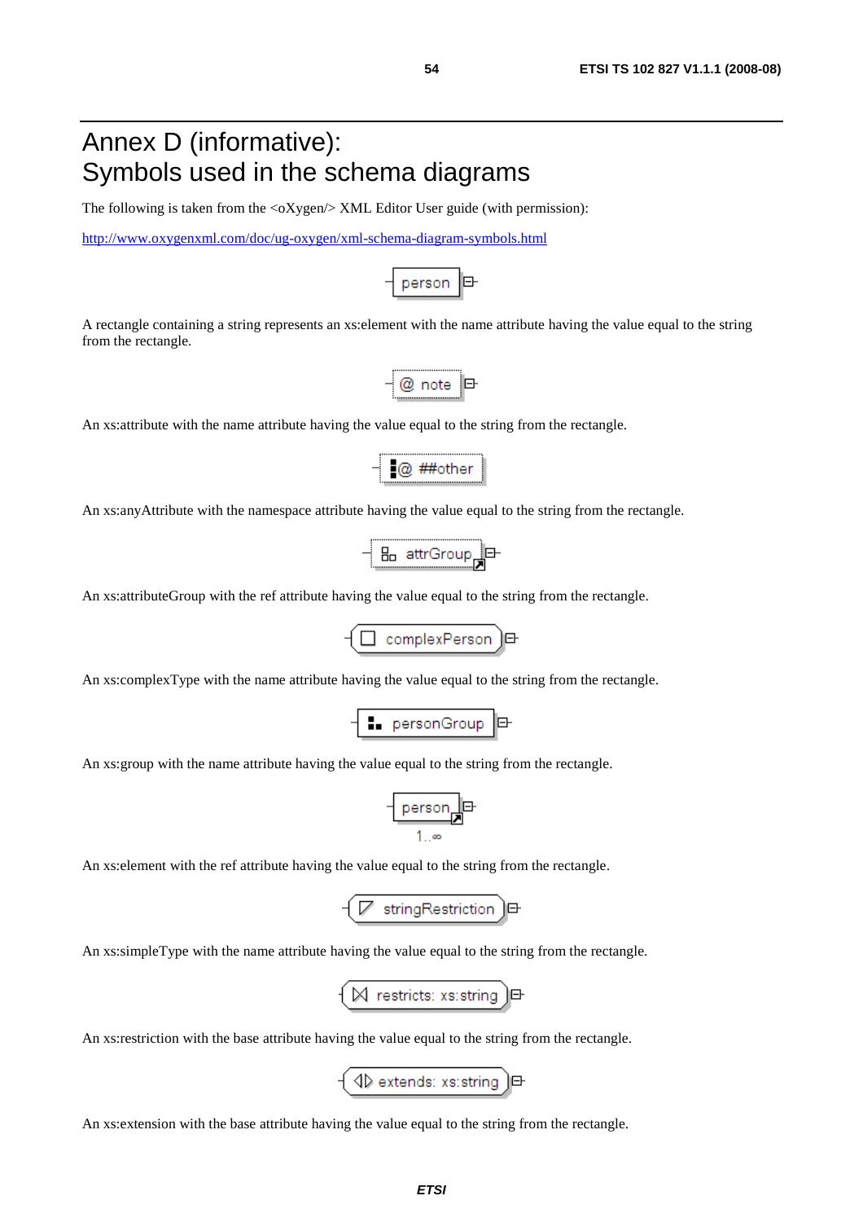# Annex D (informative): Symbols used in the schema diagrams

The following is taken from the <oXygen/> XML Editor User guide (with permission):

http://www.oxygenxml.com/doc/ug-oxygen/xml-schema-diagram-symbols.html

person

A rectangle containing a string represents an xs:element with the name attribute having the value equal to the string from the rectangle.

@ note

An xs:attribute with the name attribute having the value equal to the string from the rectangle.

@ ##other

An xs:anyAttribute with the namespace attribute having the value equal to the string from the rectangle.

attrGroup

An xs:attributeGroup with the ref attribute having the value equal to the string from the rectangle.

complexPerson

An xs:complexType with the name attribute having the value equal to the string from the rectangle.

personGroup

An xs:group with the name attribute having the value equal to the string from the rectangle.

person

1..∞

An xs:element with the ref attribute having the value equal to the string from the rectangle.

stringRestriction

An xs:simpleType with the name attribute having the value equal to the string from the rectangle.

restricts: xs:string

An xs:restriction with the base attribute having the value equal to the string from the rectangle.

extends: xs:string

An xs:extension with the base attribute having the value equal to the string from the rectangle.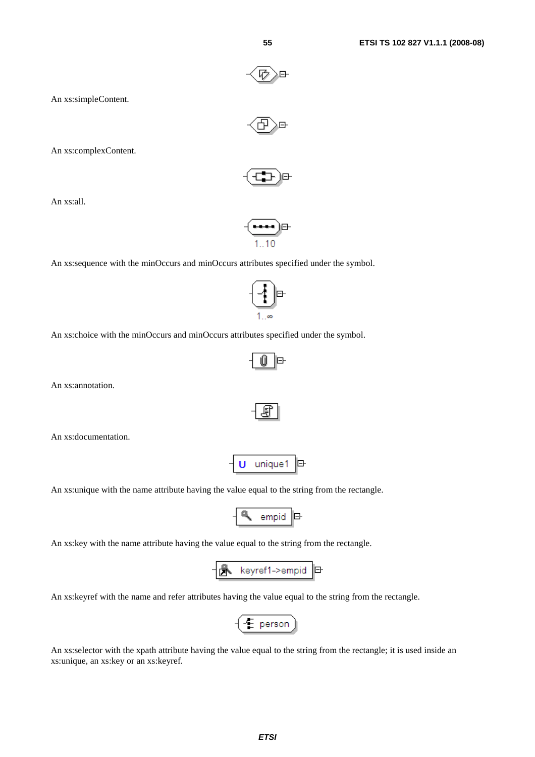An xs:simpleContent.

An xs:complexContent.

An xs:all.

1..10

An xs:sequence with the minOccurs and minOccurs attributes specified under the symbol.

1..∞

An xs:choice with the minOccurs and minOccurs attributes specified under the symbol.

An xs:annotation.

An xs:documentation.

U unique1

An xs:unique with the name attribute having the value equal to the string from the rectangle.

empid

An xs:key with the name attribute having the value equal to the string from the rectangle.

keyref1->empid

An xs:keyref with the name and refer attributes having the value equal to the string from the rectangle.

person

An xs:selector with the xpath attribute having the value equal to the string from the rectangle; it is used inside an xs:unique, an xs:key or an xs:keyref.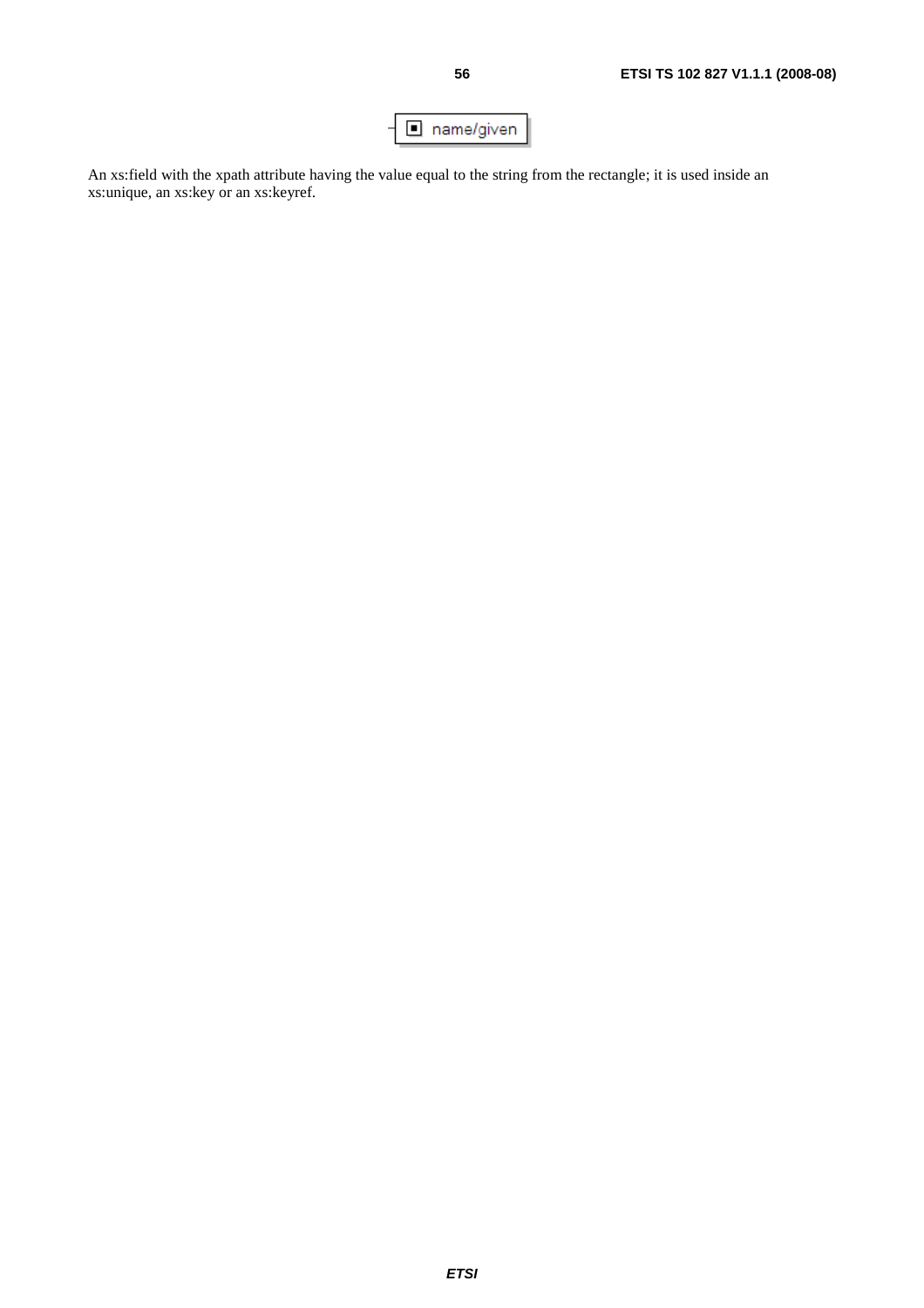name/given

An xs:field with the xpath attribute having the value equal to the string from the rectangle; it is used inside an xs:unique, an xs:key or an xs:keyref.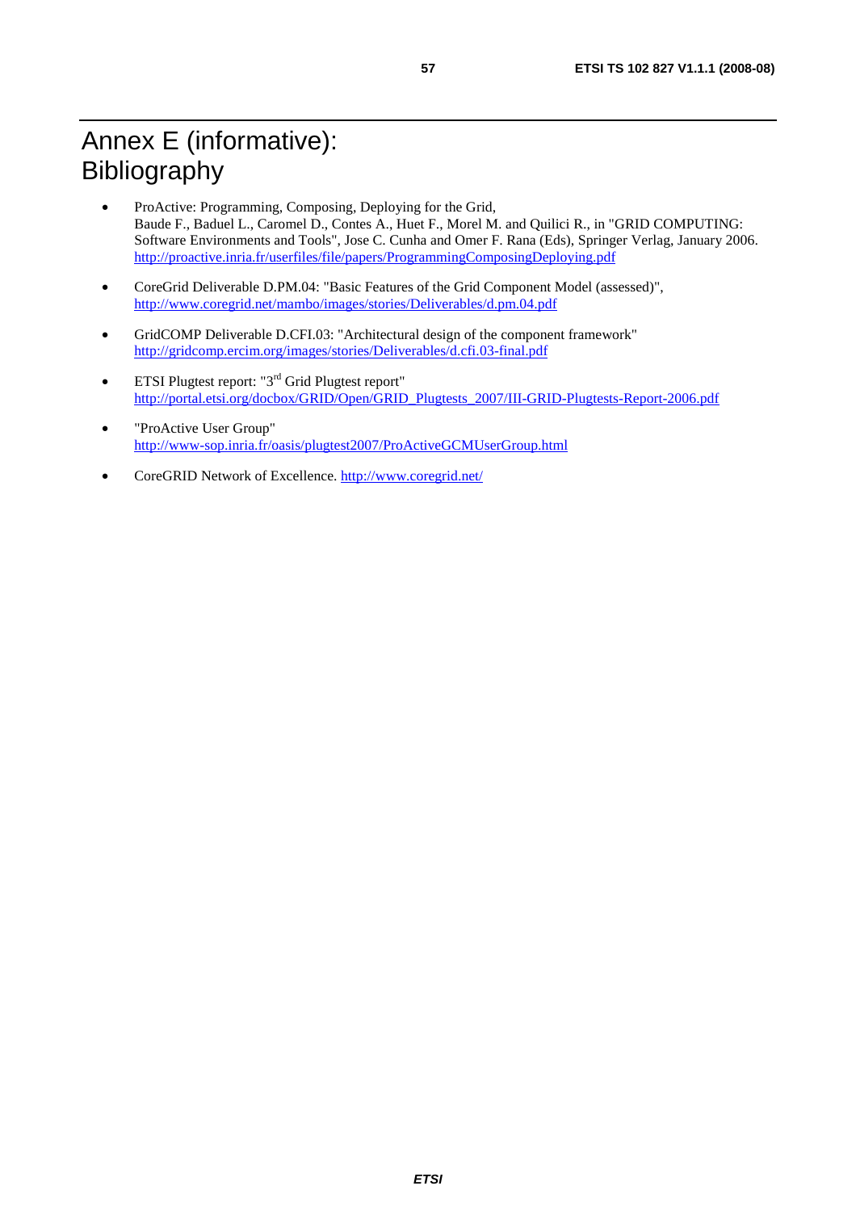# Annex E (informative): Bibliography

- ProActive: Programming, Composing, Deploying for the Grid,
  Baude F., Baduel L., Caromel D., Contes A., Huet F., Morel M. and Quilici R., in "GRID COMPUTING: Software Environments and Tools", Jose C. Cunha and Omer F. Rana (Eds), Springer Verlag, January 2006.
  http://proactive.inria.fr/userfiles/file/papers/ProgrammingComposingDeploying.pdf

- CoreGrid Deliverable D.PM.04: "Basic Features of the Grid Component Model (assessed)",
  http://www.coregrid.net/mambo/images/stories/Deliverables/d.pm.04.pdf

- GridCOMP Deliverable D.CFI.03: "Architectural design of the component framework"
  http://gridcomp.ercim.org/images/stories/Deliverables/d.cfi.03-final.pdf

- ETSI Plugtest report: "3rd Grid Plugtest report"
  http://portal.etsi.org/docbox/GRID/Open/GRID_Plugtests_2007/III-GRID-Plugtests-Report-2006.pdf

- "ProActive User Group"
  http://www-sop.inria.fr/oasis/plugtest2007/ProActiveGCMUserGroup.html

- CoreGRID Network of Excellence. http://www.coregrid.net/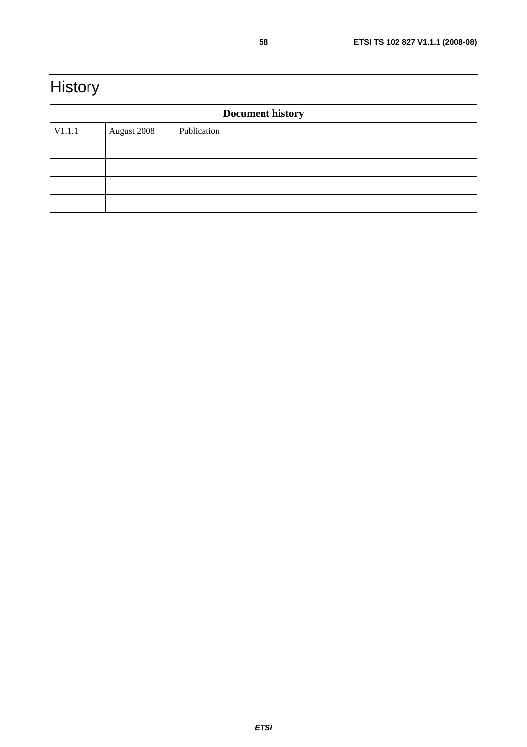# History

| Document history | | |
|---|---|---|
| V1.1.1 | August 2008 | Publication |
| | | |
| | | |
| | | |
| | | |